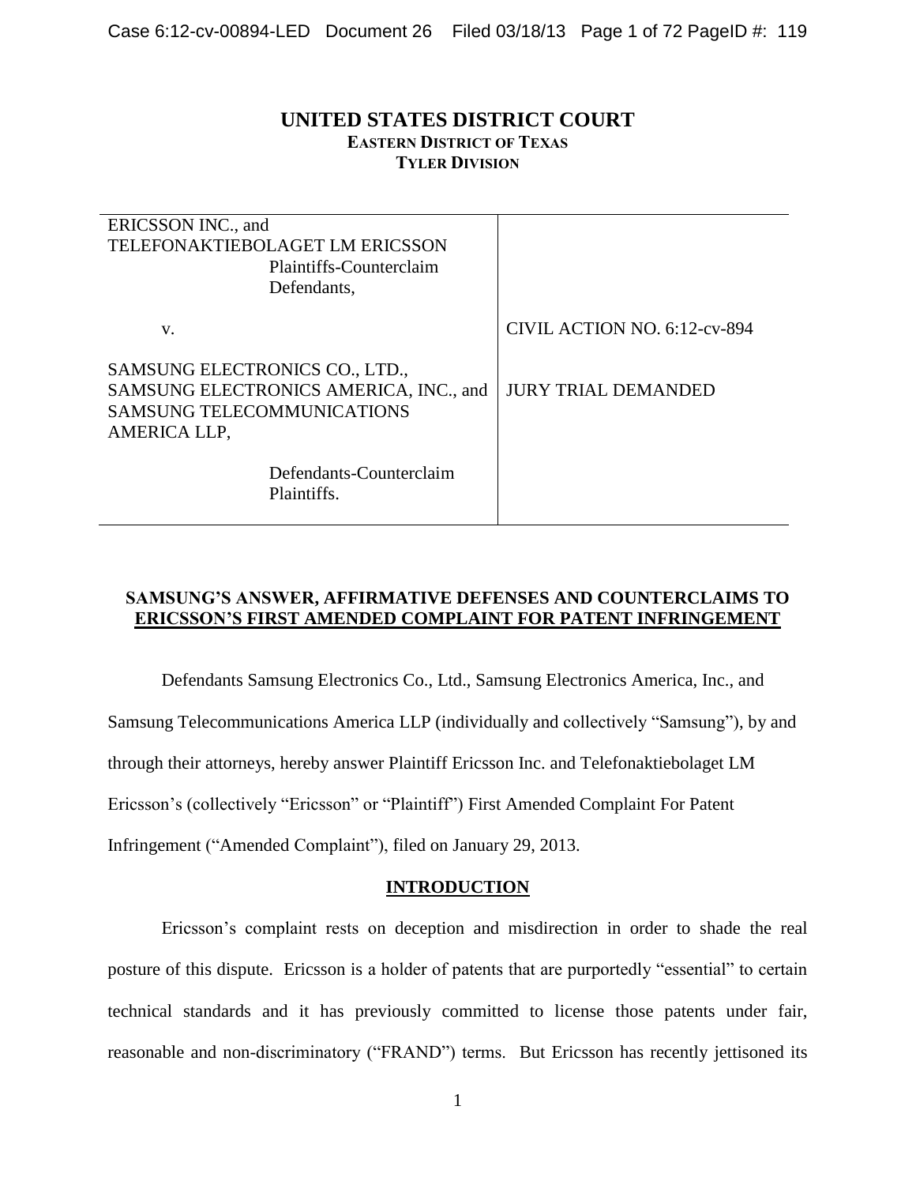# UNITED STATES DISTRICT COURT
## EASTERN DISTRICT OF TEXAS
## TYLER DIVISION

| | |
|---|---|
| ERICSSON INC., and<br>TELEFONAKTIEBOLAGET LM ERICSSON<br>Plaintiffs-Counterclaim Defendants, | |
| v. | CIVIL ACTION NO. 6:12-cv-894 |
| SAMSUNG ELECTRONICS CO., LTD.,<br>SAMSUNG ELECTRONICS AMERICA, INC., and<br>SAMSUNG TELECOMMUNICATIONS AMERICA LLP, | JURY TRIAL DEMANDED |
| Defendants-Counterclaim Plaintiffs. | |

**SAMSUNG'S ANSWER, AFFIRMATIVE DEFENSES AND COUNTERCLAIMS TO ERICSSON'S FIRST AMENDED COMPLAINT FOR PATENT INFRINGEMENT**

Defendants Samsung Electronics Co., Ltd., Samsung Electronics America, Inc., and Samsung Telecommunications America LLP (individually and collectively "Samsung"), by and through their attorneys, hereby answer Plaintiff Ericsson Inc. and Telefonaktiebolaget LM Ericsson's (collectively "Ericsson" or "Plaintiff") First Amended Complaint For Patent Infringement ("Amended Complaint"), filed on January 29, 2013.

## INTRODUCTION

Ericsson's complaint rests on deception and misdirection in order to shade the real posture of this dispute. Ericsson is a holder of patents that are purportedly "essential" to certain technical standards and it has previously committed to license those patents under fair, reasonable and non-discriminatory ("FRAND") terms. But Ericsson has recently jettisoned its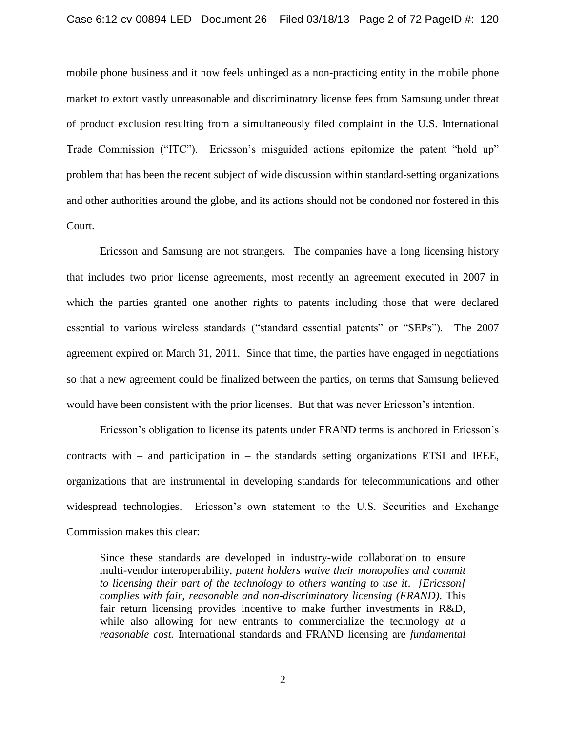mobile phone business and it now feels unhinged as a non-practicing entity in the mobile phone market to extort vastly unreasonable and discriminatory license fees from Samsung under threat of product exclusion resulting from a simultaneously filed complaint in the U.S. International Trade Commission ("ITC"). Ericsson's misguided actions epitomize the patent "hold up" problem that has been the recent subject of wide discussion within standard-setting organizations and other authorities around the globe, and its actions should not be condoned nor fostered in this Court.

Ericsson and Samsung are not strangers. The companies have a long licensing history that includes two prior license agreements, most recently an agreement executed in 2007 in which the parties granted one another rights to patents including those that were declared essential to various wireless standards ("standard essential patents" or "SEPs"). The 2007 agreement expired on March 31, 2011. Since that time, the parties have engaged in negotiations so that a new agreement could be finalized between the parties, on terms that Samsung believed would have been consistent with the prior licenses. But that was never Ericsson's intention.

Ericsson's obligation to license its patents under FRAND terms is anchored in Ericsson's contracts with – and participation in – the standards setting organizations ETSI and IEEE, organizations that are instrumental in developing standards for telecommunications and other widespread technologies. Ericsson's own statement to the U.S. Securities and Exchange Commission makes this clear:

> Since these standards are developed in industry-wide collaboration to ensure multi-vendor interoperability, *patent holders waive their monopolies and commit to licensing their part of the technology to others wanting to use it*. *[Ericsson] complies with fair, reasonable and non-discriminatory licensing (FRAND)*. This fair return licensing provides incentive to make further investments in R&D, while also allowing for new entrants to commercialize the technology *at a reasonable cost.* International standards and FRAND licensing are *fundamental*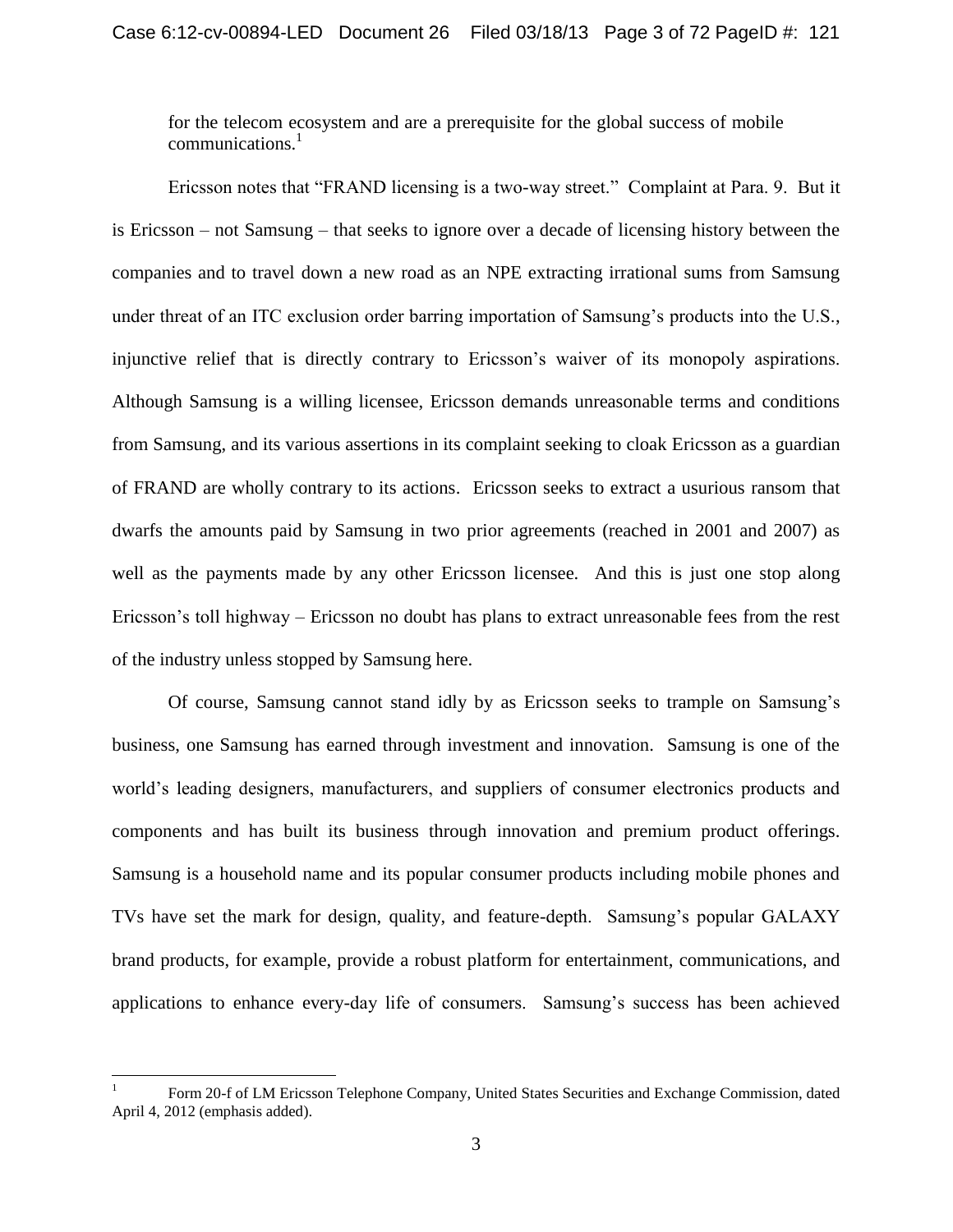for the telecom ecosystem and are a prerequisite for the global success of mobile communications.[1]

Ericsson notes that "FRAND licensing is a two-way street." Complaint at Para. 9. But it is Ericsson – not Samsung – that seeks to ignore over a decade of licensing history between the companies and to travel down a new road as an NPE extracting irrational sums from Samsung under threat of an ITC exclusion order barring importation of Samsung's products into the U.S., injunctive relief that is directly contrary to Ericsson's waiver of its monopoly aspirations. Although Samsung is a willing licensee, Ericsson demands unreasonable terms and conditions from Samsung, and its various assertions in its complaint seeking to cloak Ericsson as a guardian of FRAND are wholly contrary to its actions. Ericsson seeks to extract a usurious ransom that dwarfs the amounts paid by Samsung in two prior agreements (reached in 2001 and 2007) as well as the payments made by any other Ericsson licensee. And this is just one stop along Ericsson's toll highway – Ericsson no doubt has plans to extract unreasonable fees from the rest of the industry unless stopped by Samsung here.

Of course, Samsung cannot stand idly by as Ericsson seeks to trample on Samsung's business, one Samsung has earned through investment and innovation. Samsung is one of the world's leading designers, manufacturers, and suppliers of consumer electronics products and components and has built its business through innovation and premium product offerings. Samsung is a household name and its popular consumer products including mobile phones and TVs have set the mark for design, quality, and feature-depth. Samsung's popular GALAXY brand products, for example, provide a robust platform for entertainment, communications, and applications to enhance every-day life of consumers. Samsung's success has been achieved

---

[1] Form 20-f of LM Ericsson Telephone Company, United States Securities and Exchange Commission, dated April 4, 2012 (emphasis added).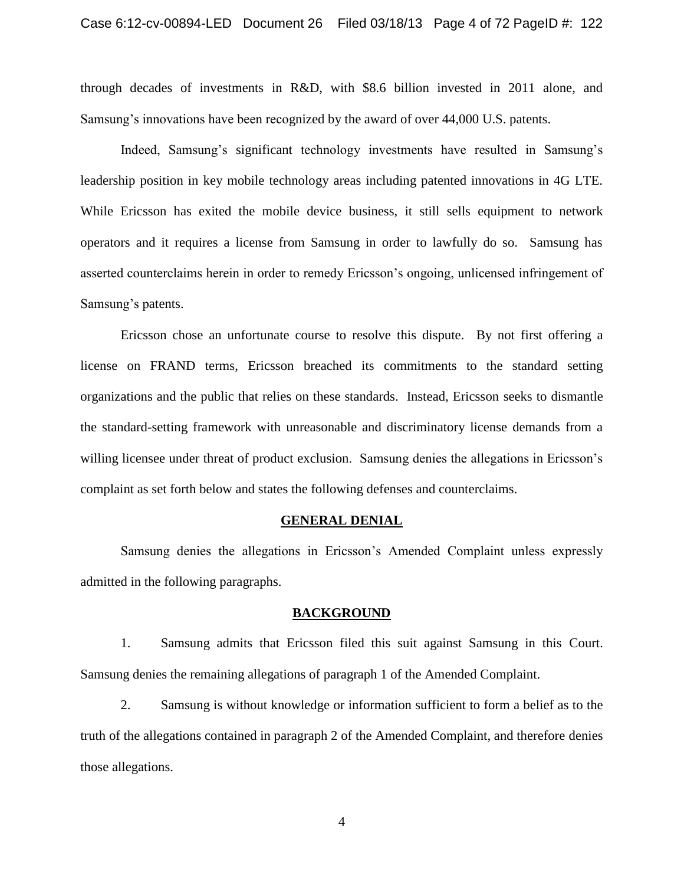through decades of investments in R&D, with $8.6 billion invested in 2011 alone, and Samsung's innovations have been recognized by the award of over 44,000 U.S. patents.

Indeed, Samsung's significant technology investments have resulted in Samsung's leadership position in key mobile technology areas including patented innovations in 4G LTE. While Ericsson has exited the mobile device business, it still sells equipment to network operators and it requires a license from Samsung in order to lawfully do so. Samsung has asserted counterclaims herein in order to remedy Ericsson's ongoing, unlicensed infringement of Samsung's patents.

Ericsson chose an unfortunate course to resolve this dispute. By not first offering a license on FRAND terms, Ericsson breached its commitments to the standard setting organizations and the public that relies on these standards. Instead, Ericsson seeks to dismantle the standard-setting framework with unreasonable and discriminatory license demands from a willing licensee under threat of product exclusion. Samsung denies the allegations in Ericsson's complaint as set forth below and states the following defenses and counterclaims.

## GENERAL DENIAL

Samsung denies the allegations in Ericsson's Amended Complaint unless expressly admitted in the following paragraphs.

## BACKGROUND

1. Samsung admits that Ericsson filed this suit against Samsung in this Court. Samsung denies the remaining allegations of paragraph 1 of the Amended Complaint.

2. Samsung is without knowledge or information sufficient to form a belief as to the truth of the allegations contained in paragraph 2 of the Amended Complaint, and therefore denies those allegations.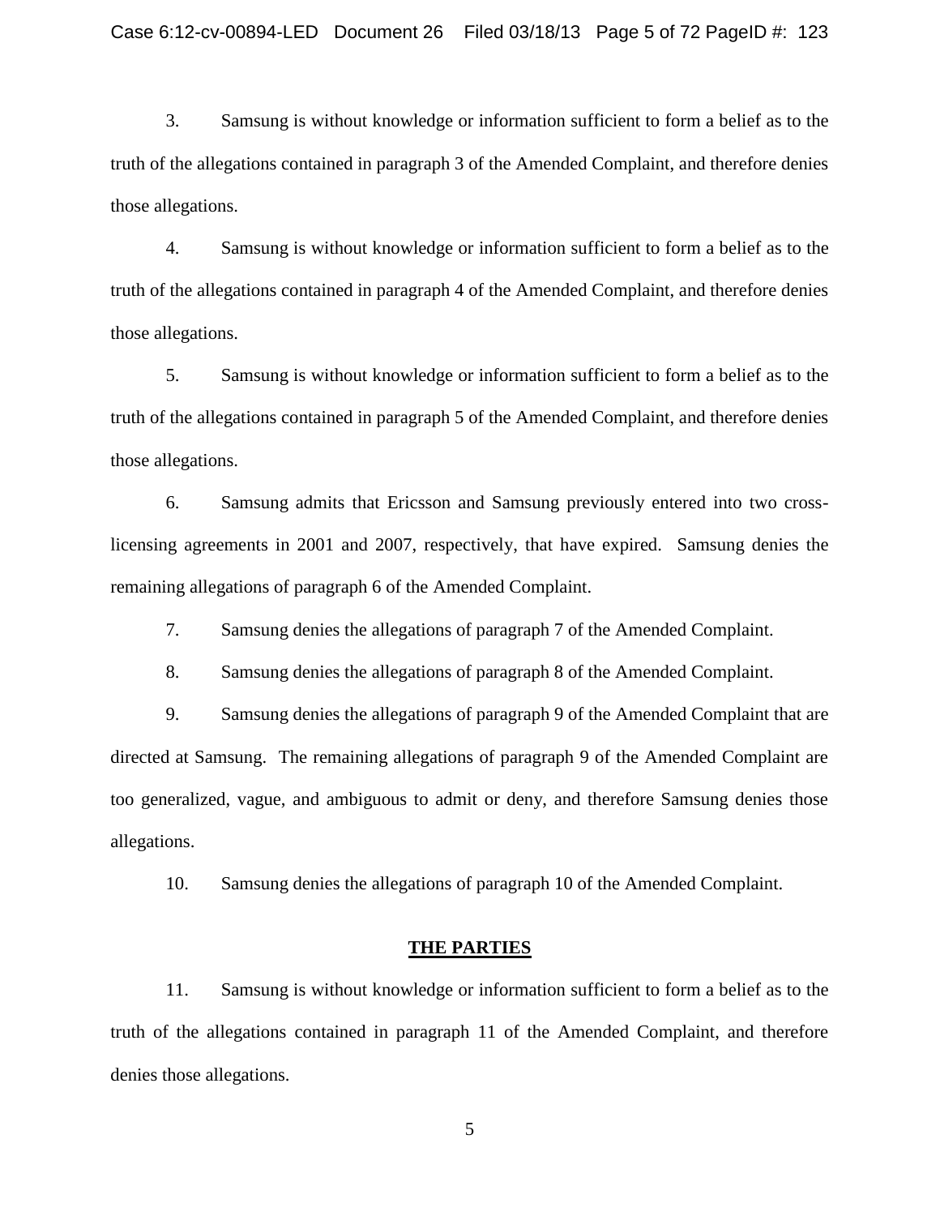3. Samsung is without knowledge or information sufficient to form a belief as to the truth of the allegations contained in paragraph 3 of the Amended Complaint, and therefore denies those allegations.

4. Samsung is without knowledge or information sufficient to form a belief as to the truth of the allegations contained in paragraph 4 of the Amended Complaint, and therefore denies those allegations.

5. Samsung is without knowledge or information sufficient to form a belief as to the truth of the allegations contained in paragraph 5 of the Amended Complaint, and therefore denies those allegations.

6. Samsung admits that Ericsson and Samsung previously entered into two cross-licensing agreements in 2001 and 2007, respectively, that have expired. Samsung denies the remaining allegations of paragraph 6 of the Amended Complaint.

7. Samsung denies the allegations of paragraph 7 of the Amended Complaint.

8. Samsung denies the allegations of paragraph 8 of the Amended Complaint.

9. Samsung denies the allegations of paragraph 9 of the Amended Complaint that are directed at Samsung. The remaining allegations of paragraph 9 of the Amended Complaint are too generalized, vague, and ambiguous to admit or deny, and therefore Samsung denies those allegations.

10. Samsung denies the allegations of paragraph 10 of the Amended Complaint.

## THE PARTIES

11. Samsung is without knowledge or information sufficient to form a belief as to the truth of the allegations contained in paragraph 11 of the Amended Complaint, and therefore denies those allegations.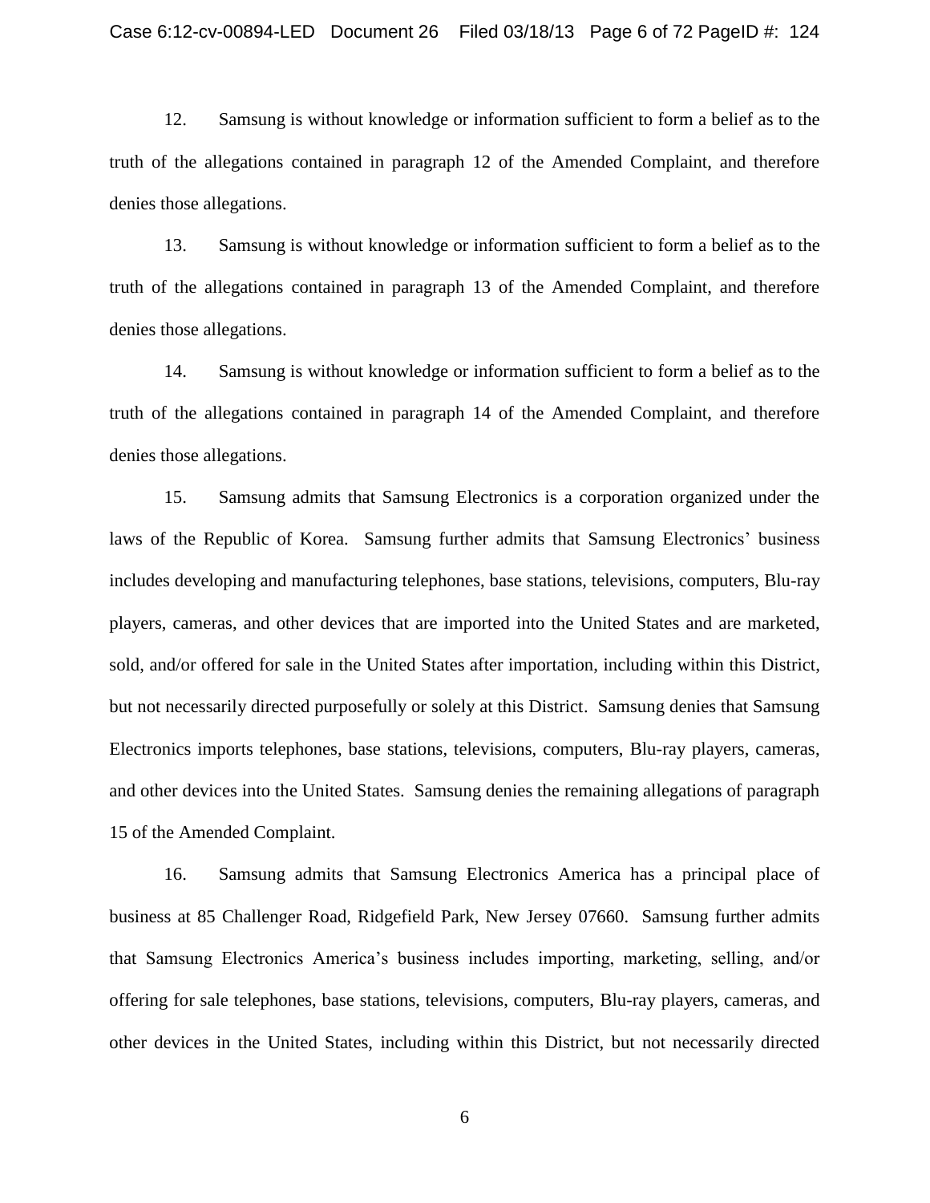12. Samsung is without knowledge or information sufficient to form a belief as to the truth of the allegations contained in paragraph 12 of the Amended Complaint, and therefore denies those allegations.

13. Samsung is without knowledge or information sufficient to form a belief as to the truth of the allegations contained in paragraph 13 of the Amended Complaint, and therefore denies those allegations.

14. Samsung is without knowledge or information sufficient to form a belief as to the truth of the allegations contained in paragraph 14 of the Amended Complaint, and therefore denies those allegations.

15. Samsung admits that Samsung Electronics is a corporation organized under the laws of the Republic of Korea. Samsung further admits that Samsung Electronics' business includes developing and manufacturing telephones, base stations, televisions, computers, Blu-ray players, cameras, and other devices that are imported into the United States and are marketed, sold, and/or offered for sale in the United States after importation, including within this District, but not necessarily directed purposefully or solely at this District. Samsung denies that Samsung Electronics imports telephones, base stations, televisions, computers, Blu-ray players, cameras, and other devices into the United States. Samsung denies the remaining allegations of paragraph 15 of the Amended Complaint.

16. Samsung admits that Samsung Electronics America has a principal place of business at 85 Challenger Road, Ridgefield Park, New Jersey 07660. Samsung further admits that Samsung Electronics America's business includes importing, marketing, selling, and/or offering for sale telephones, base stations, televisions, computers, Blu-ray players, cameras, and other devices in the United States, including within this District, but not necessarily directed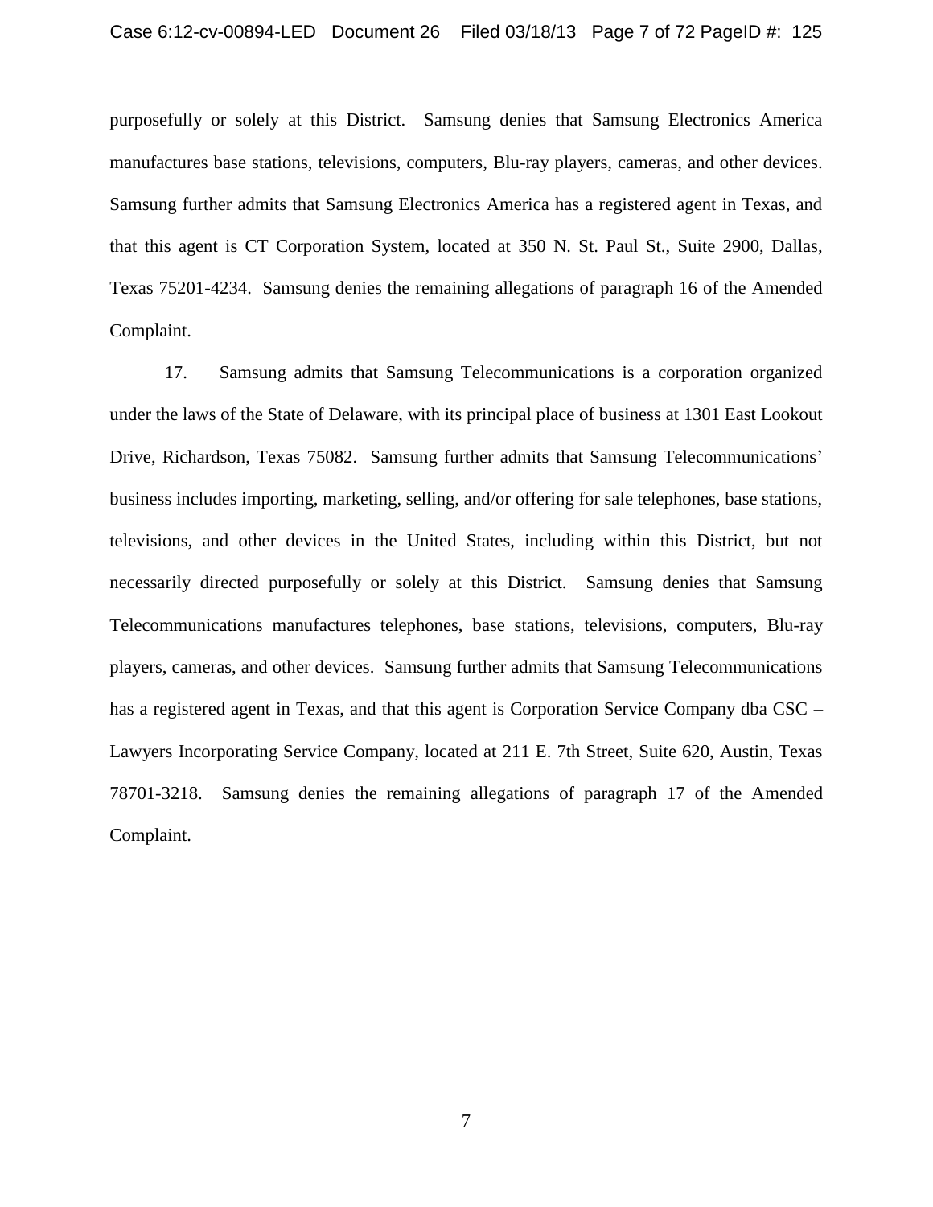purposefully or solely at this District. Samsung denies that Samsung Electronics America manufactures base stations, televisions, computers, Blu-ray players, cameras, and other devices. Samsung further admits that Samsung Electronics America has a registered agent in Texas, and that this agent is CT Corporation System, located at 350 N. St. Paul St., Suite 2900, Dallas, Texas 75201-4234. Samsung denies the remaining allegations of paragraph 16 of the Amended Complaint.

17. Samsung admits that Samsung Telecommunications is a corporation organized under the laws of the State of Delaware, with its principal place of business at 1301 East Lookout Drive, Richardson, Texas 75082. Samsung further admits that Samsung Telecommunications' business includes importing, marketing, selling, and/or offering for sale telephones, base stations, televisions, and other devices in the United States, including within this District, but not necessarily directed purposefully or solely at this District. Samsung denies that Samsung Telecommunications manufactures telephones, base stations, televisions, computers, Blu-ray players, cameras, and other devices. Samsung further admits that Samsung Telecommunications has a registered agent in Texas, and that this agent is Corporation Service Company dba CSC – Lawyers Incorporating Service Company, located at 211 E. 7th Street, Suite 620, Austin, Texas 78701-3218. Samsung denies the remaining allegations of paragraph 17 of the Amended Complaint.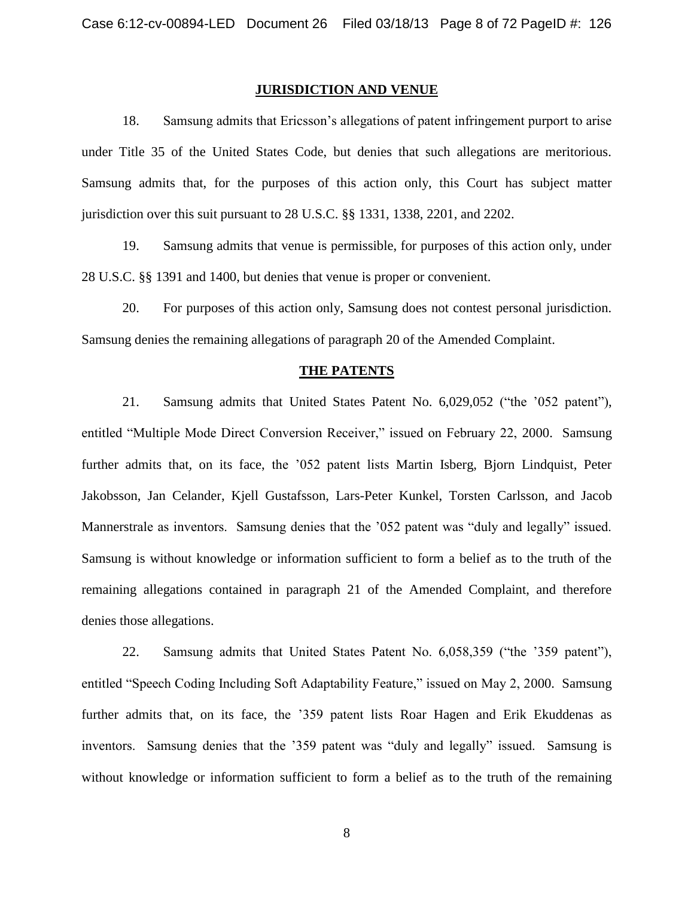## JURISDICTION AND VENUE

18. Samsung admits that Ericsson's allegations of patent infringement purport to arise under Title 35 of the United States Code, but denies that such allegations are meritorious. Samsung admits that, for the purposes of this action only, this Court has subject matter jurisdiction over this suit pursuant to 28 U.S.C. §§ 1331, 1338, 2201, and 2202.

19. Samsung admits that venue is permissible, for purposes of this action only, under 28 U.S.C. §§ 1391 and 1400, but denies that venue is proper or convenient.

20. For purposes of this action only, Samsung does not contest personal jurisdiction. Samsung denies the remaining allegations of paragraph 20 of the Amended Complaint.

## THE PATENTS

21. Samsung admits that United States Patent No. 6,029,052 ("the '052 patent"), entitled "Multiple Mode Direct Conversion Receiver," issued on February 22, 2000. Samsung further admits that, on its face, the '052 patent lists Martin Isberg, Bjorn Lindquist, Peter Jakobsson, Jan Celander, Kjell Gustafsson, Lars-Peter Kunkel, Torsten Carlsson, and Jacob Mannerstrale as inventors. Samsung denies that the '052 patent was "duly and legally" issued. Samsung is without knowledge or information sufficient to form a belief as to the truth of the remaining allegations contained in paragraph 21 of the Amended Complaint, and therefore denies those allegations.

22. Samsung admits that United States Patent No. 6,058,359 ("the '359 patent"), entitled "Speech Coding Including Soft Adaptability Feature," issued on May 2, 2000. Samsung further admits that, on its face, the '359 patent lists Roar Hagen and Erik Ekuddenas as inventors. Samsung denies that the '359 patent was "duly and legally" issued. Samsung is without knowledge or information sufficient to form a belief as to the truth of the remaining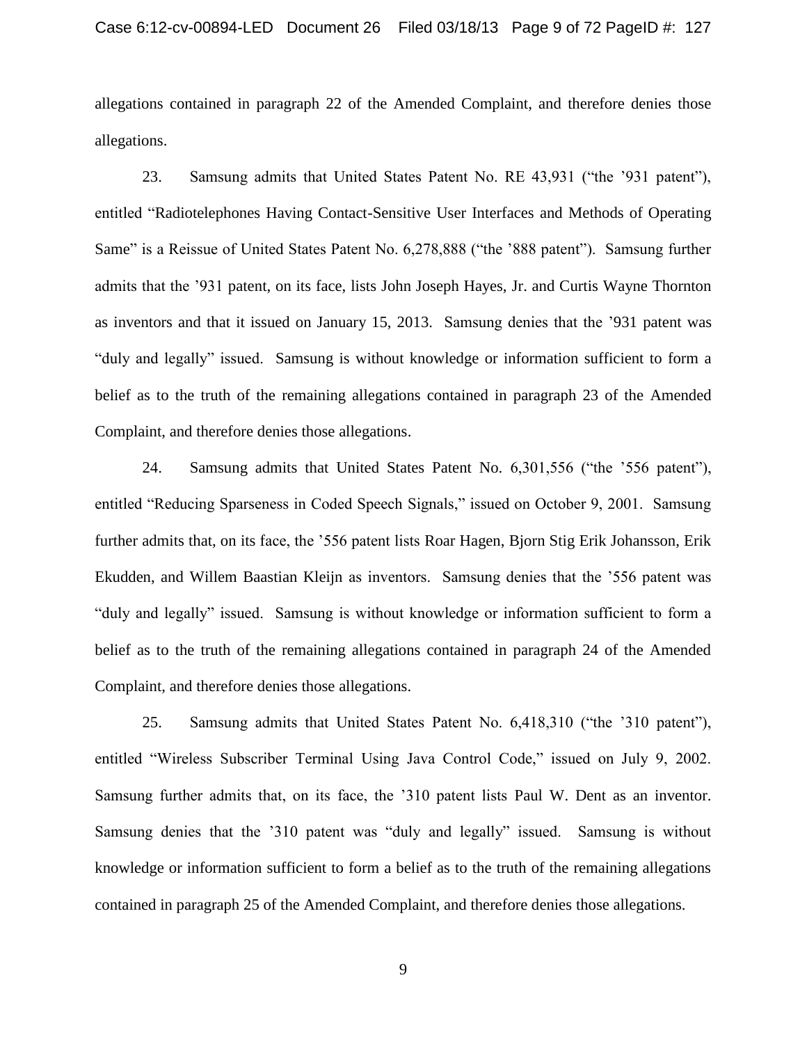allegations contained in paragraph 22 of the Amended Complaint, and therefore denies those allegations.

23. Samsung admits that United States Patent No. RE 43,931 ("the '931 patent"), entitled "Radiotelephones Having Contact-Sensitive User Interfaces and Methods of Operating Same" is a Reissue of United States Patent No. 6,278,888 ("the '888 patent"). Samsung further admits that the '931 patent, on its face, lists John Joseph Hayes, Jr. and Curtis Wayne Thornton as inventors and that it issued on January 15, 2013. Samsung denies that the '931 patent was "duly and legally" issued. Samsung is without knowledge or information sufficient to form a belief as to the truth of the remaining allegations contained in paragraph 23 of the Amended Complaint, and therefore denies those allegations.

24. Samsung admits that United States Patent No. 6,301,556 ("the '556 patent"), entitled "Reducing Sparseness in Coded Speech Signals," issued on October 9, 2001. Samsung further admits that, on its face, the '556 patent lists Roar Hagen, Bjorn Stig Erik Johansson, Erik Ekudden, and Willem Baastian Kleijn as inventors. Samsung denies that the '556 patent was "duly and legally" issued. Samsung is without knowledge or information sufficient to form a belief as to the truth of the remaining allegations contained in paragraph 24 of the Amended Complaint, and therefore denies those allegations.

25. Samsung admits that United States Patent No. 6,418,310 ("the '310 patent"), entitled "Wireless Subscriber Terminal Using Java Control Code," issued on July 9, 2002. Samsung further admits that, on its face, the '310 patent lists Paul W. Dent as an inventor. Samsung denies that the '310 patent was "duly and legally" issued. Samsung is without knowledge or information sufficient to form a belief as to the truth of the remaining allegations contained in paragraph 25 of the Amended Complaint, and therefore denies those allegations.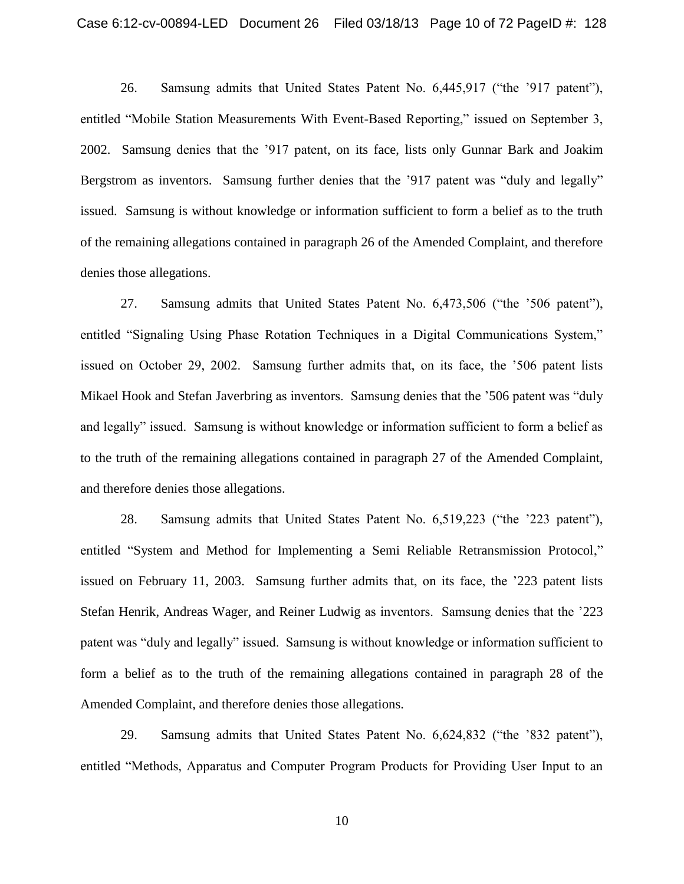26. Samsung admits that United States Patent No. 6,445,917 ("the '917 patent"), entitled "Mobile Station Measurements With Event-Based Reporting," issued on September 3, 2002. Samsung denies that the '917 patent, on its face, lists only Gunnar Bark and Joakim Bergstrom as inventors. Samsung further denies that the '917 patent was "duly and legally" issued. Samsung is without knowledge or information sufficient to form a belief as to the truth of the remaining allegations contained in paragraph 26 of the Amended Complaint, and therefore denies those allegations.

27. Samsung admits that United States Patent No. 6,473,506 ("the '506 patent"), entitled "Signaling Using Phase Rotation Techniques in a Digital Communications System," issued on October 29, 2002. Samsung further admits that, on its face, the '506 patent lists Mikael Hook and Stefan Javerbring as inventors. Samsung denies that the '506 patent was "duly and legally" issued. Samsung is without knowledge or information sufficient to form a belief as to the truth of the remaining allegations contained in paragraph 27 of the Amended Complaint, and therefore denies those allegations.

28. Samsung admits that United States Patent No. 6,519,223 ("the '223 patent"), entitled "System and Method for Implementing a Semi Reliable Retransmission Protocol," issued on February 11, 2003. Samsung further admits that, on its face, the '223 patent lists Stefan Henrik, Andreas Wager, and Reiner Ludwig as inventors. Samsung denies that the '223 patent was "duly and legally" issued. Samsung is without knowledge or information sufficient to form a belief as to the truth of the remaining allegations contained in paragraph 28 of the Amended Complaint, and therefore denies those allegations.

29. Samsung admits that United States Patent No. 6,624,832 ("the '832 patent"), entitled "Methods, Apparatus and Computer Program Products for Providing User Input to an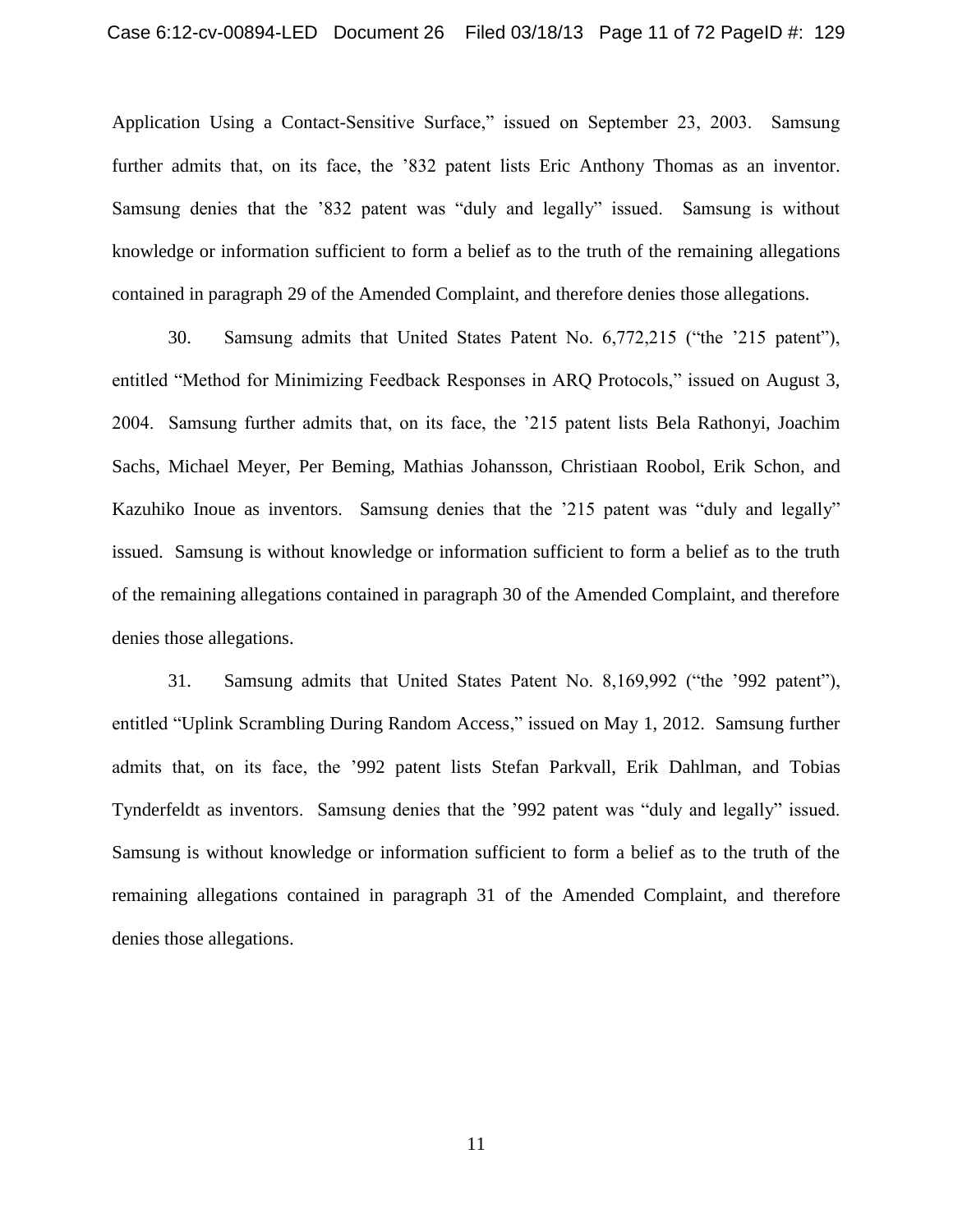Application Using a Contact-Sensitive Surface," issued on September 23, 2003. Samsung further admits that, on its face, the '832 patent lists Eric Anthony Thomas as an inventor. Samsung denies that the '832 patent was "duly and legally" issued. Samsung is without knowledge or information sufficient to form a belief as to the truth of the remaining allegations contained in paragraph 29 of the Amended Complaint, and therefore denies those allegations.

30. Samsung admits that United States Patent No. 6,772,215 ("the '215 patent"), entitled "Method for Minimizing Feedback Responses in ARQ Protocols," issued on August 3, 2004. Samsung further admits that, on its face, the '215 patent lists Bela Rathonyi, Joachim Sachs, Michael Meyer, Per Beming, Mathias Johansson, Christiaan Roobol, Erik Schon, and Kazuhiko Inoue as inventors. Samsung denies that the '215 patent was "duly and legally" issued. Samsung is without knowledge or information sufficient to form a belief as to the truth of the remaining allegations contained in paragraph 30 of the Amended Complaint, and therefore denies those allegations.

31. Samsung admits that United States Patent No. 8,169,992 ("the '992 patent"), entitled "Uplink Scrambling During Random Access," issued on May 1, 2012. Samsung further admits that, on its face, the '992 patent lists Stefan Parkvall, Erik Dahlman, and Tobias Tynderfeldt as inventors. Samsung denies that the '992 patent was "duly and legally" issued. Samsung is without knowledge or information sufficient to form a belief as to the truth of the remaining allegations contained in paragraph 31 of the Amended Complaint, and therefore denies those allegations.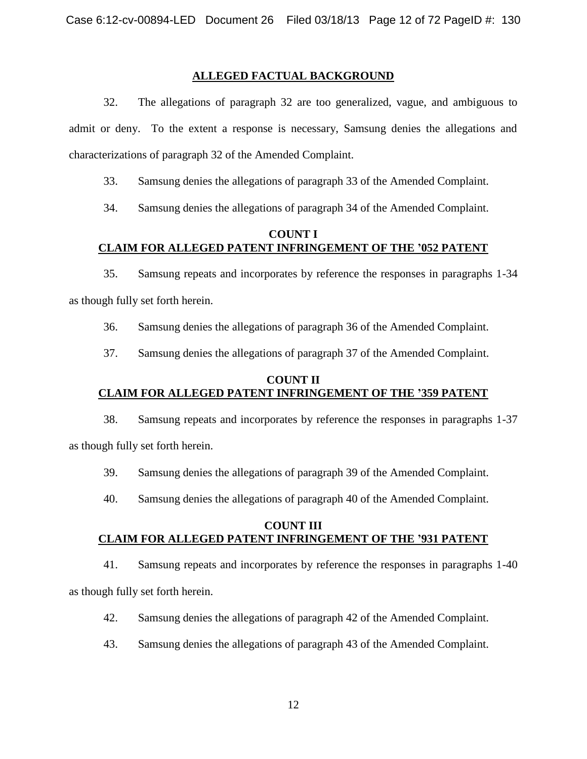## ALLEGED FACTUAL BACKGROUND

32. The allegations of paragraph 32 are too generalized, vague, and ambiguous to admit or deny. To the extent a response is necessary, Samsung denies the allegations and characterizations of paragraph 32 of the Amended Complaint.

33. Samsung denies the allegations of paragraph 33 of the Amended Complaint.

34. Samsung denies the allegations of paragraph 34 of the Amended Complaint.

## COUNT I
## CLAIM FOR ALLEGED PATENT INFRINGEMENT OF THE '052 PATENT

35. Samsung repeats and incorporates by reference the responses in paragraphs 1-34 as though fully set forth herein.

36. Samsung denies the allegations of paragraph 36 of the Amended Complaint.

37. Samsung denies the allegations of paragraph 37 of the Amended Complaint.

## COUNT II
## CLAIM FOR ALLEGED PATENT INFRINGEMENT OF THE '359 PATENT

38. Samsung repeats and incorporates by reference the responses in paragraphs 1-37 as though fully set forth herein.

39. Samsung denies the allegations of paragraph 39 of the Amended Complaint.

40. Samsung denies the allegations of paragraph 40 of the Amended Complaint.

## COUNT III
## CLAIM FOR ALLEGED PATENT INFRINGEMENT OF THE '931 PATENT

41. Samsung repeats and incorporates by reference the responses in paragraphs 1-40 as though fully set forth herein.

42. Samsung denies the allegations of paragraph 42 of the Amended Complaint.

43. Samsung denies the allegations of paragraph 43 of the Amended Complaint.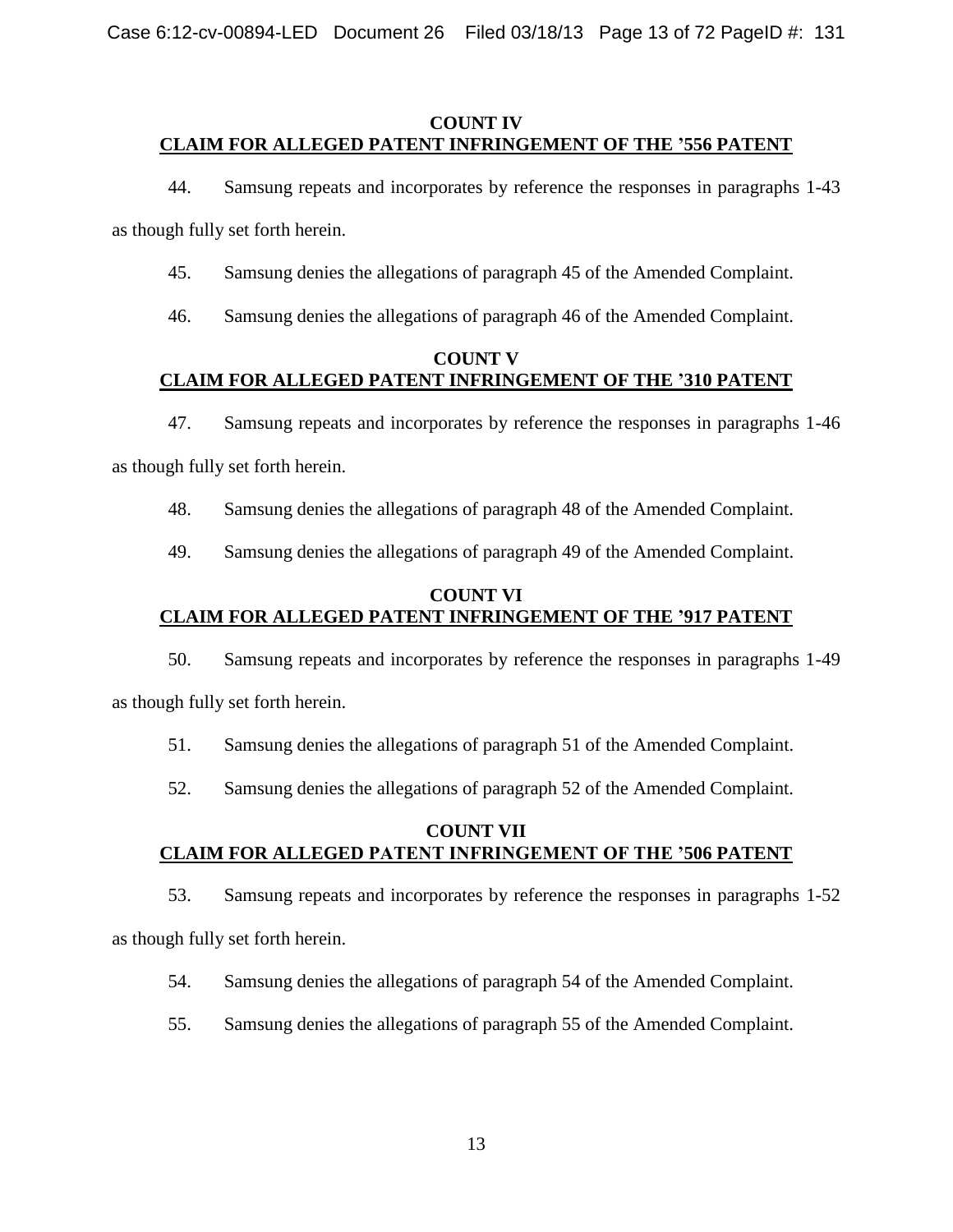**COUNT IV**
**CLAIM FOR ALLEGED PATENT INFRINGEMENT OF THE '556 PATENT**

44. Samsung repeats and incorporates by reference the responses in paragraphs 1-43 as though fully set forth herein.

45. Samsung denies the allegations of paragraph 45 of the Amended Complaint.

46. Samsung denies the allegations of paragraph 46 of the Amended Complaint.

**COUNT V**
**CLAIM FOR ALLEGED PATENT INFRINGEMENT OF THE '310 PATENT**

47. Samsung repeats and incorporates by reference the responses in paragraphs 1-46 as though fully set forth herein.

48. Samsung denies the allegations of paragraph 48 of the Amended Complaint.

49. Samsung denies the allegations of paragraph 49 of the Amended Complaint.

**COUNT VI**
**CLAIM FOR ALLEGED PATENT INFRINGEMENT OF THE '917 PATENT**

50. Samsung repeats and incorporates by reference the responses in paragraphs 1-49 as though fully set forth herein.

51. Samsung denies the allegations of paragraph 51 of the Amended Complaint.

52. Samsung denies the allegations of paragraph 52 of the Amended Complaint.

**COUNT VII**
**CLAIM FOR ALLEGED PATENT INFRINGEMENT OF THE '506 PATENT**

53. Samsung repeats and incorporates by reference the responses in paragraphs 1-52 as though fully set forth herein.

54. Samsung denies the allegations of paragraph 54 of the Amended Complaint.

55. Samsung denies the allegations of paragraph 55 of the Amended Complaint.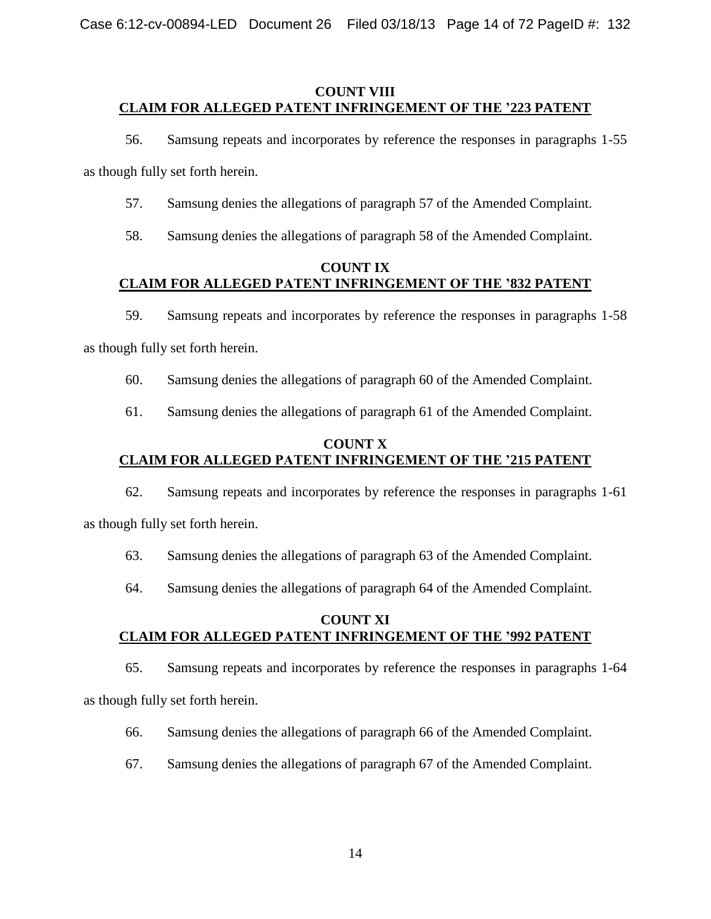**COUNT VIII**
**CLAIM FOR ALLEGED PATENT INFRINGEMENT OF THE '223 PATENT**

56. Samsung repeats and incorporates by reference the responses in paragraphs 1-55 as though fully set forth herein.

57. Samsung denies the allegations of paragraph 57 of the Amended Complaint.

58. Samsung denies the allegations of paragraph 58 of the Amended Complaint.

**COUNT IX**
**CLAIM FOR ALLEGED PATENT INFRINGEMENT OF THE '832 PATENT**

59. Samsung repeats and incorporates by reference the responses in paragraphs 1-58 as though fully set forth herein.

60. Samsung denies the allegations of paragraph 60 of the Amended Complaint.

61. Samsung denies the allegations of paragraph 61 of the Amended Complaint.

**COUNT X**
**CLAIM FOR ALLEGED PATENT INFRINGEMENT OF THE '215 PATENT**

62. Samsung repeats and incorporates by reference the responses in paragraphs 1-61 as though fully set forth herein.

63. Samsung denies the allegations of paragraph 63 of the Amended Complaint.

64. Samsung denies the allegations of paragraph 64 of the Amended Complaint.

**COUNT XI**
**CLAIM FOR ALLEGED PATENT INFRINGEMENT OF THE '992 PATENT**

65. Samsung repeats and incorporates by reference the responses in paragraphs 1-64 as though fully set forth herein.

66. Samsung denies the allegations of paragraph 66 of the Amended Complaint.

67. Samsung denies the allegations of paragraph 67 of the Amended Complaint.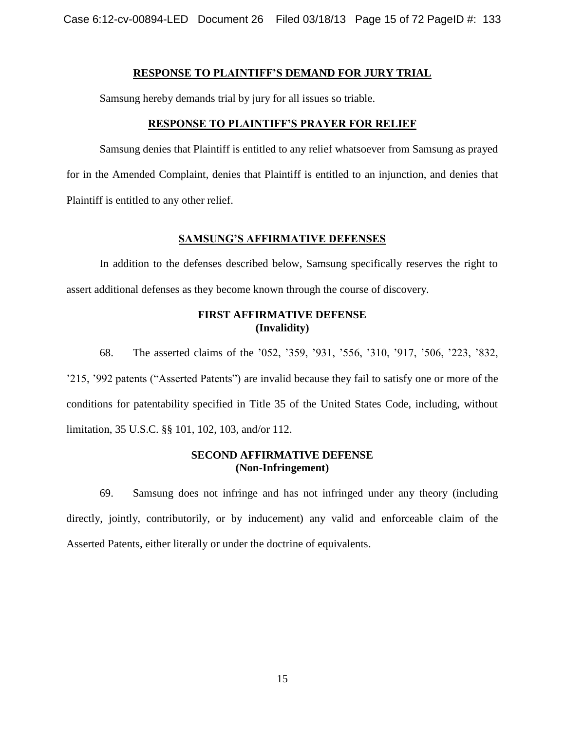## RESPONSE TO PLAINTIFF'S DEMAND FOR JURY TRIAL

Samsung hereby demands trial by jury for all issues so triable.

## RESPONSE TO PLAINTIFF'S PRAYER FOR RELIEF

Samsung denies that Plaintiff is entitled to any relief whatsoever from Samsung as prayed for in the Amended Complaint, denies that Plaintiff is entitled to an injunction, and denies that Plaintiff is entitled to any other relief.

## SAMSUNG'S AFFIRMATIVE DEFENSES

In addition to the defenses described below, Samsung specifically reserves the right to assert additional defenses as they become known through the course of discovery.

### FIRST AFFIRMATIVE DEFENSE
### (Invalidity)

68. The asserted claims of the '052, '359, '931, '556, '310, '917, '506, '223, '832, '215, '992 patents ("Asserted Patents") are invalid because they fail to satisfy one or more of the conditions for patentability specified in Title 35 of the United States Code, including, without limitation, 35 U.S.C. §§ 101, 102, 103, and/or 112.

### SECOND AFFIRMATIVE DEFENSE
### (Non-Infringement)

69. Samsung does not infringe and has not infringed under any theory (including directly, jointly, contributorily, or by inducement) any valid and enforceable claim of the Asserted Patents, either literally or under the doctrine of equivalents.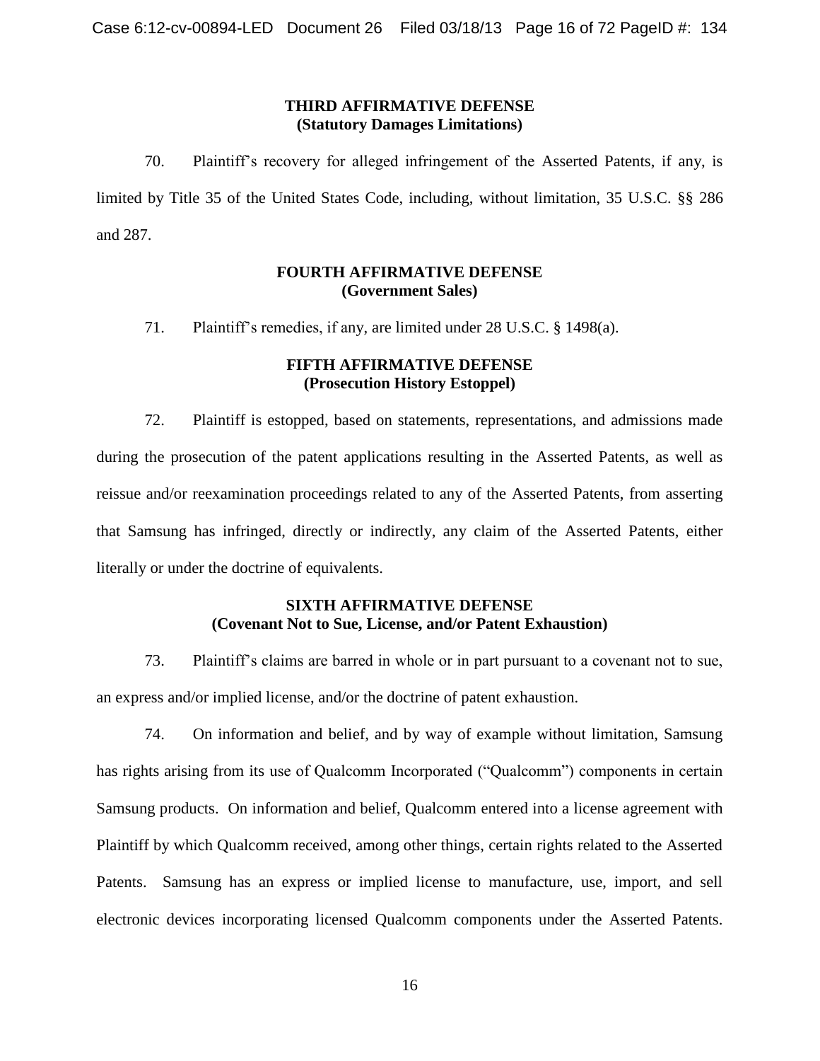**THIRD AFFIRMATIVE DEFENSE**
**(Statutory Damages Limitations)**

70. Plaintiff's recovery for alleged infringement of the Asserted Patents, if any, is limited by Title 35 of the United States Code, including, without limitation, 35 U.S.C. §§ 286 and 287.

**FOURTH AFFIRMATIVE DEFENSE**
**(Government Sales)**

71. Plaintiff's remedies, if any, are limited under 28 U.S.C. § 1498(a).

**FIFTH AFFIRMATIVE DEFENSE**
**(Prosecution History Estoppel)**

72. Plaintiff is estopped, based on statements, representations, and admissions made during the prosecution of the patent applications resulting in the Asserted Patents, as well as reissue and/or reexamination proceedings related to any of the Asserted Patents, from asserting that Samsung has infringed, directly or indirectly, any claim of the Asserted Patents, either literally or under the doctrine of equivalents.

**SIXTH AFFIRMATIVE DEFENSE**
**(Covenant Not to Sue, License, and/or Patent Exhaustion)**

73. Plaintiff's claims are barred in whole or in part pursuant to a covenant not to sue, an express and/or implied license, and/or the doctrine of patent exhaustion.

74. On information and belief, and by way of example without limitation, Samsung has rights arising from its use of Qualcomm Incorporated ("Qualcomm") components in certain Samsung products. On information and belief, Qualcomm entered into a license agreement with Plaintiff by which Qualcomm received, among other things, certain rights related to the Asserted Patents. Samsung has an express or implied license to manufacture, use, import, and sell electronic devices incorporating licensed Qualcomm components under the Asserted Patents.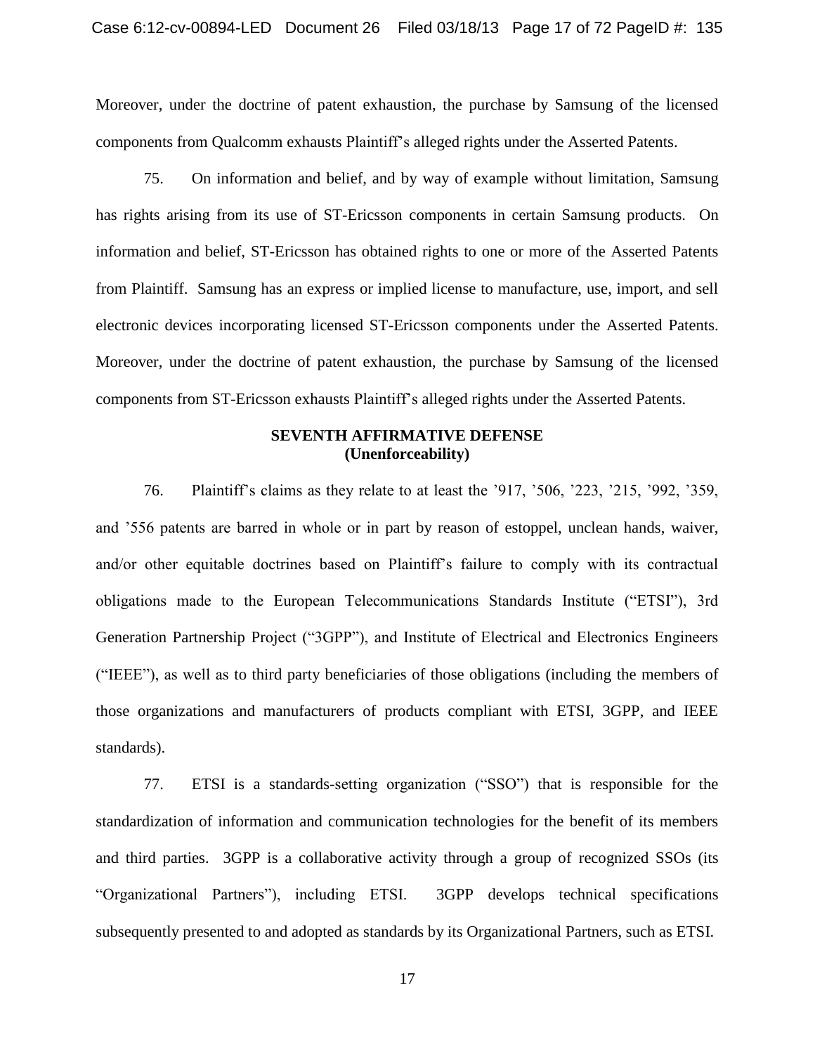Moreover, under the doctrine of patent exhaustion, the purchase by Samsung of the licensed components from Qualcomm exhausts Plaintiff's alleged rights under the Asserted Patents.

75. On information and belief, and by way of example without limitation, Samsung has rights arising from its use of ST-Ericsson components in certain Samsung products. On information and belief, ST-Ericsson has obtained rights to one or more of the Asserted Patents from Plaintiff. Samsung has an express or implied license to manufacture, use, import, and sell electronic devices incorporating licensed ST-Ericsson components under the Asserted Patents. Moreover, under the doctrine of patent exhaustion, the purchase by Samsung of the licensed components from ST-Ericsson exhausts Plaintiff's alleged rights under the Asserted Patents.

**SEVENTH AFFIRMATIVE DEFENSE**
**(Unenforceability)**

76. Plaintiff's claims as they relate to at least the '917, '506, '223, '215, '992, '359, and '556 patents are barred in whole or in part by reason of estoppel, unclean hands, waiver, and/or other equitable doctrines based on Plaintiff's failure to comply with its contractual obligations made to the European Telecommunications Standards Institute ("ETSI"), 3rd Generation Partnership Project ("3GPP"), and Institute of Electrical and Electronics Engineers ("IEEE"), as well as to third party beneficiaries of those obligations (including the members of those organizations and manufacturers of products compliant with ETSI, 3GPP, and IEEE standards).

77. ETSI is a standards-setting organization ("SSO") that is responsible for the standardization of information and communication technologies for the benefit of its members and third parties. 3GPP is a collaborative activity through a group of recognized SSOs (its "Organizational Partners"), including ETSI. 3GPP develops technical specifications subsequently presented to and adopted as standards by its Organizational Partners, such as ETSI.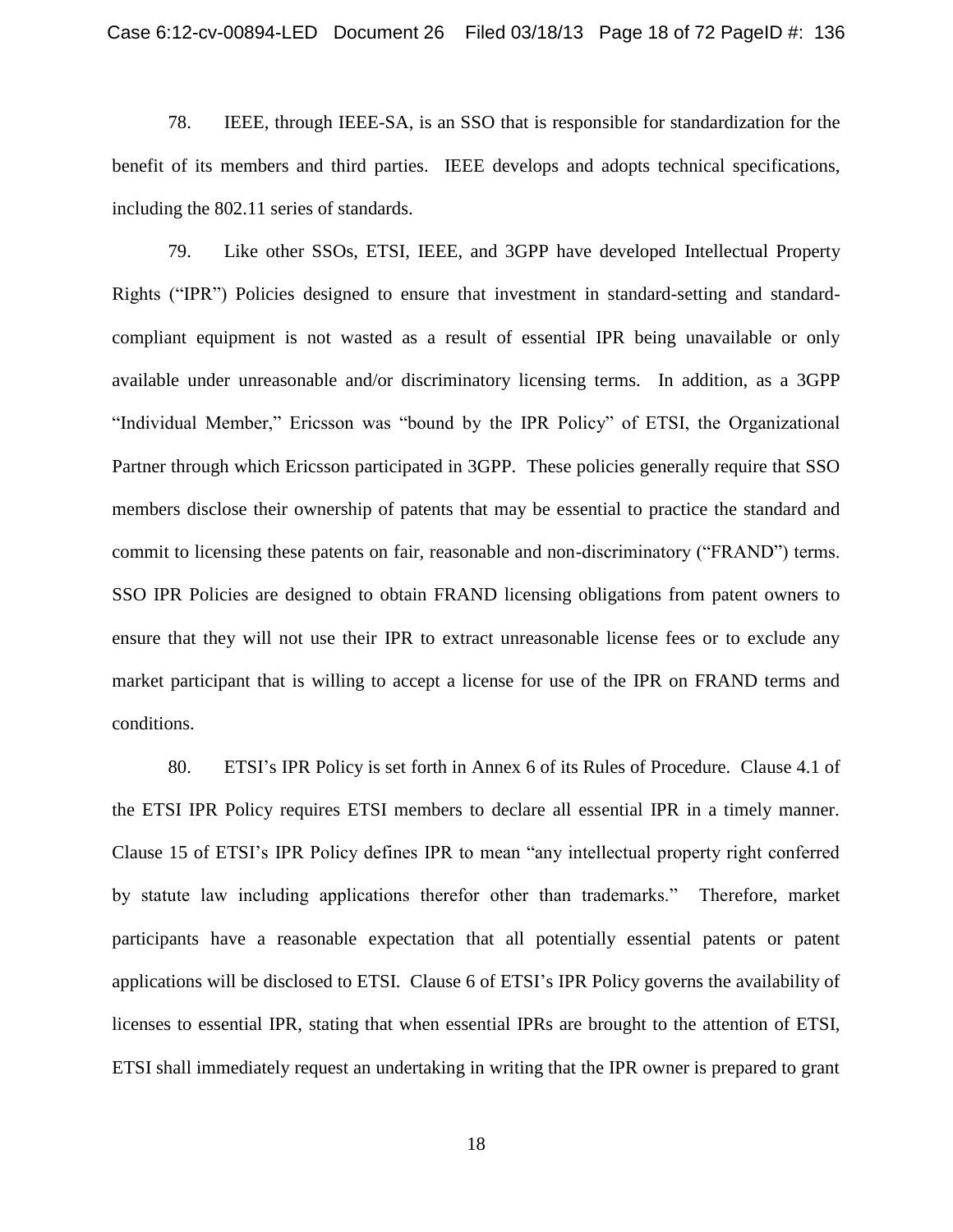78. IEEE, through IEEE-SA, is an SSO that is responsible for standardization for the benefit of its members and third parties. IEEE develops and adopts technical specifications, including the 802.11 series of standards.

79. Like other SSOs, ETSI, IEEE, and 3GPP have developed Intellectual Property Rights ("IPR") Policies designed to ensure that investment in standard-setting and standard-compliant equipment is not wasted as a result of essential IPR being unavailable or only available under unreasonable and/or discriminatory licensing terms. In addition, as a 3GPP "Individual Member," Ericsson was "bound by the IPR Policy" of ETSI, the Organizational Partner through which Ericsson participated in 3GPP. These policies generally require that SSO members disclose their ownership of patents that may be essential to practice the standard and commit to licensing these patents on fair, reasonable and non-discriminatory ("FRAND") terms. SSO IPR Policies are designed to obtain FRAND licensing obligations from patent owners to ensure that they will not use their IPR to extract unreasonable license fees or to exclude any market participant that is willing to accept a license for use of the IPR on FRAND terms and conditions.

80. ETSI's IPR Policy is set forth in Annex 6 of its Rules of Procedure. Clause 4.1 of the ETSI IPR Policy requires ETSI members to declare all essential IPR in a timely manner. Clause 15 of ETSI's IPR Policy defines IPR to mean "any intellectual property right conferred by statute law including applications therefor other than trademarks." Therefore, market participants have a reasonable expectation that all potentially essential patents or patent applications will be disclosed to ETSI. Clause 6 of ETSI's IPR Policy governs the availability of licenses to essential IPR, stating that when essential IPRs are brought to the attention of ETSI, ETSI shall immediately request an undertaking in writing that the IPR owner is prepared to grant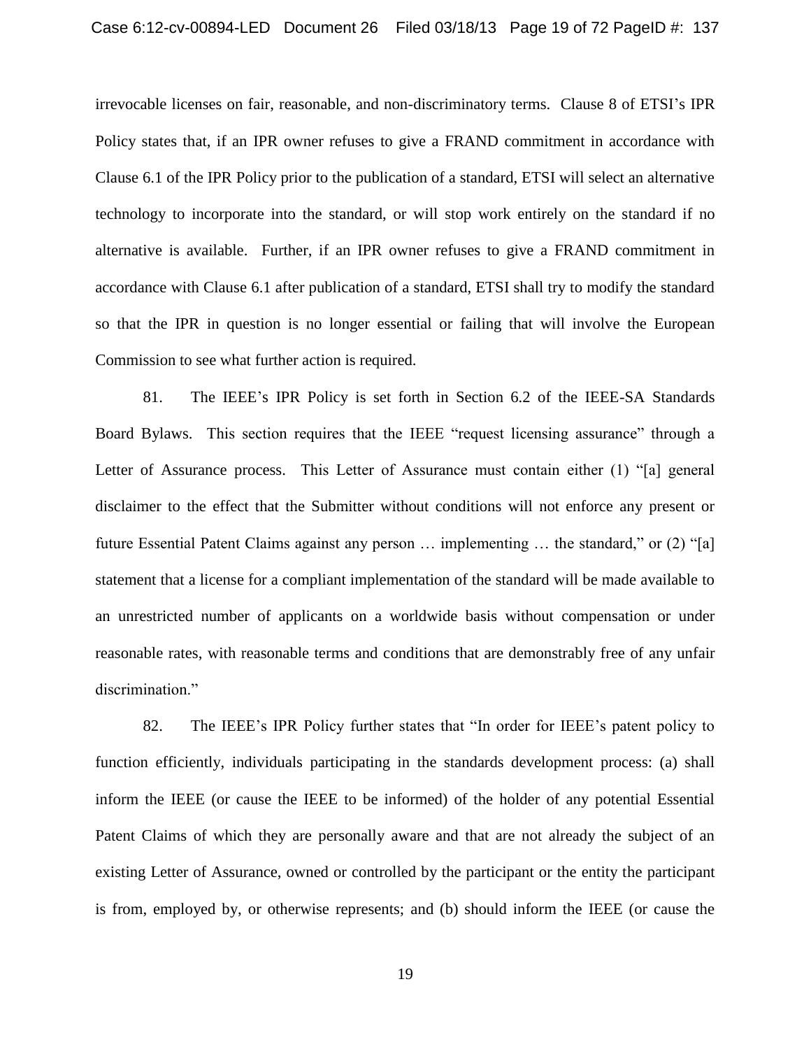irrevocable licenses on fair, reasonable, and non-discriminatory terms. Clause 8 of ETSI's IPR Policy states that, if an IPR owner refuses to give a FRAND commitment in accordance with Clause 6.1 of the IPR Policy prior to the publication of a standard, ETSI will select an alternative technology to incorporate into the standard, or will stop work entirely on the standard if no alternative is available. Further, if an IPR owner refuses to give a FRAND commitment in accordance with Clause 6.1 after publication of a standard, ETSI shall try to modify the standard so that the IPR in question is no longer essential or failing that will involve the European Commission to see what further action is required.

81. The IEEE's IPR Policy is set forth in Section 6.2 of the IEEE-SA Standards Board Bylaws. This section requires that the IEEE "request licensing assurance" through a Letter of Assurance process. This Letter of Assurance must contain either (1) "[a] general disclaimer to the effect that the Submitter without conditions will not enforce any present or future Essential Patent Claims against any person … implementing … the standard," or (2) "[a] statement that a license for a compliant implementation of the standard will be made available to an unrestricted number of applicants on a worldwide basis without compensation or under reasonable rates, with reasonable terms and conditions that are demonstrably free of any unfair discrimination."

82. The IEEE's IPR Policy further states that "In order for IEEE's patent policy to function efficiently, individuals participating in the standards development process: (a) shall inform the IEEE (or cause the IEEE to be informed) of the holder of any potential Essential Patent Claims of which they are personally aware and that are not already the subject of an existing Letter of Assurance, owned or controlled by the participant or the entity the participant is from, employed by, or otherwise represents; and (b) should inform the IEEE (or cause the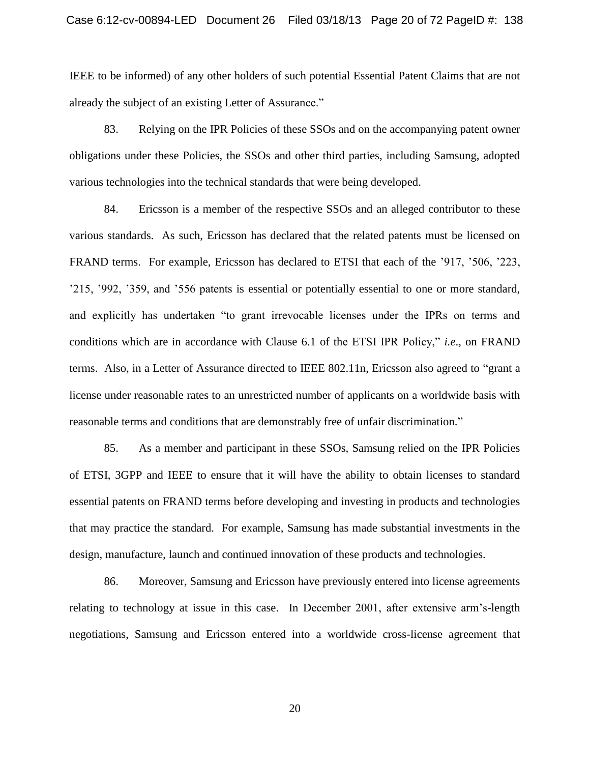IEEE to be informed) of any other holders of such potential Essential Patent Claims that are not already the subject of an existing Letter of Assurance."

83. Relying on the IPR Policies of these SSOs and on the accompanying patent owner obligations under these Policies, the SSOs and other third parties, including Samsung, adopted various technologies into the technical standards that were being developed.

84. Ericsson is a member of the respective SSOs and an alleged contributor to these various standards. As such, Ericsson has declared that the related patents must be licensed on FRAND terms. For example, Ericsson has declared to ETSI that each of the '917, '506, '223, '215, '992, '359, and '556 patents is essential or potentially essential to one or more standard, and explicitly has undertaken "to grant irrevocable licenses under the IPRs on terms and conditions which are in accordance with Clause 6.1 of the ETSI IPR Policy," *i.e*., on FRAND terms. Also, in a Letter of Assurance directed to IEEE 802.11n, Ericsson also agreed to "grant a license under reasonable rates to an unrestricted number of applicants on a worldwide basis with reasonable terms and conditions that are demonstrably free of unfair discrimination."

85. As a member and participant in these SSOs, Samsung relied on the IPR Policies of ETSI, 3GPP and IEEE to ensure that it will have the ability to obtain licenses to standard essential patents on FRAND terms before developing and investing in products and technologies that may practice the standard. For example, Samsung has made substantial investments in the design, manufacture, launch and continued innovation of these products and technologies.

86. Moreover, Samsung and Ericsson have previously entered into license agreements relating to technology at issue in this case. In December 2001, after extensive arm's-length negotiations, Samsung and Ericsson entered into a worldwide cross-license agreement that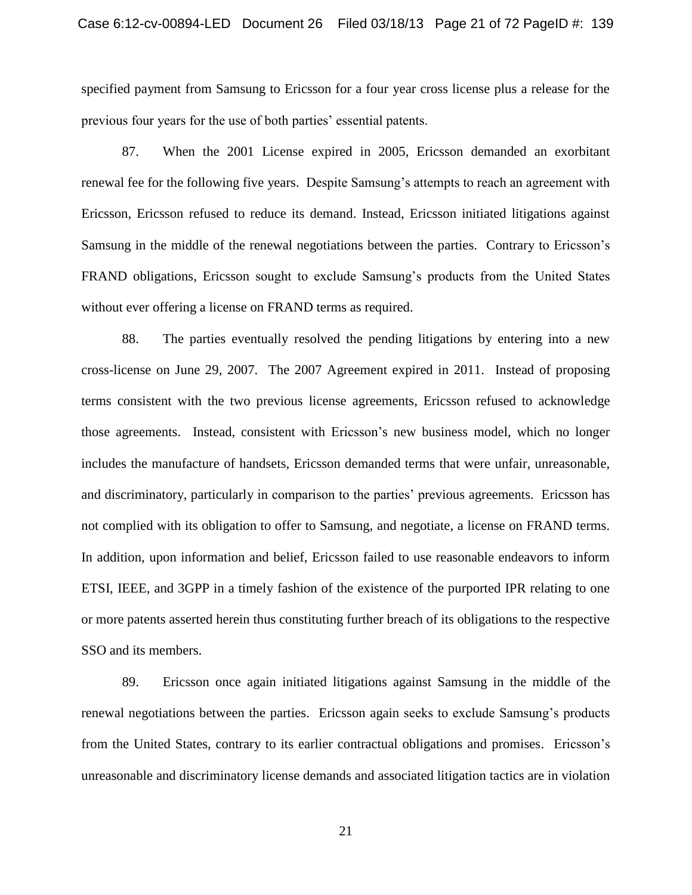specified payment from Samsung to Ericsson for a four year cross license plus a release for the previous four years for the use of both parties' essential patents.

87. When the 2001 License expired in 2005, Ericsson demanded an exorbitant renewal fee for the following five years. Despite Samsung's attempts to reach an agreement with Ericsson, Ericsson refused to reduce its demand. Instead, Ericsson initiated litigations against Samsung in the middle of the renewal negotiations between the parties. Contrary to Ericsson's FRAND obligations, Ericsson sought to exclude Samsung's products from the United States without ever offering a license on FRAND terms as required.

88. The parties eventually resolved the pending litigations by entering into a new cross-license on June 29, 2007. The 2007 Agreement expired in 2011. Instead of proposing terms consistent with the two previous license agreements, Ericsson refused to acknowledge those agreements. Instead, consistent with Ericsson's new business model, which no longer includes the manufacture of handsets, Ericsson demanded terms that were unfair, unreasonable, and discriminatory, particularly in comparison to the parties' previous agreements. Ericsson has not complied with its obligation to offer to Samsung, and negotiate, a license on FRAND terms. In addition, upon information and belief, Ericsson failed to use reasonable endeavors to inform ETSI, IEEE, and 3GPP in a timely fashion of the existence of the purported IPR relating to one or more patents asserted herein thus constituting further breach of its obligations to the respective SSO and its members.

89. Ericsson once again initiated litigations against Samsung in the middle of the renewal negotiations between the parties. Ericsson again seeks to exclude Samsung's products from the United States, contrary to its earlier contractual obligations and promises. Ericsson's unreasonable and discriminatory license demands and associated litigation tactics are in violation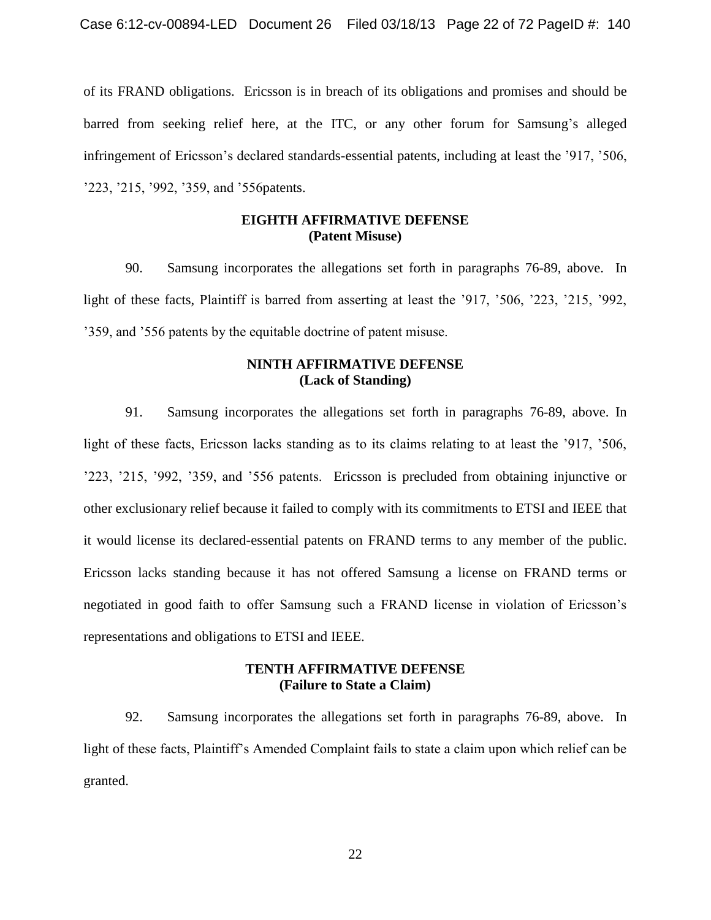of its FRAND obligations. Ericsson is in breach of its obligations and promises and should be barred from seeking relief here, at the ITC, or any other forum for Samsung's alleged infringement of Ericsson's declared standards-essential patents, including at least the '917, '506, '223, '215, '992, '359, and '556patents.

### EIGHTH AFFIRMATIVE DEFENSE
### (Patent Misuse)

90. Samsung incorporates the allegations set forth in paragraphs 76-89, above. In light of these facts, Plaintiff is barred from asserting at least the '917, '506, '223, '215, '992, '359, and '556 patents by the equitable doctrine of patent misuse.

### NINTH AFFIRMATIVE DEFENSE
### (Lack of Standing)

91. Samsung incorporates the allegations set forth in paragraphs 76-89, above. In light of these facts, Ericsson lacks standing as to its claims relating to at least the '917, '506, '223, '215, '992, '359, and '556 patents. Ericsson is precluded from obtaining injunctive or other exclusionary relief because it failed to comply with its commitments to ETSI and IEEE that it would license its declared-essential patents on FRAND terms to any member of the public. Ericsson lacks standing because it has not offered Samsung a license on FRAND terms or negotiated in good faith to offer Samsung such a FRAND license in violation of Ericsson's representations and obligations to ETSI and IEEE.

### TENTH AFFIRMATIVE DEFENSE
### (Failure to State a Claim)

92. Samsung incorporates the allegations set forth in paragraphs 76-89, above. In light of these facts, Plaintiff's Amended Complaint fails to state a claim upon which relief can be granted.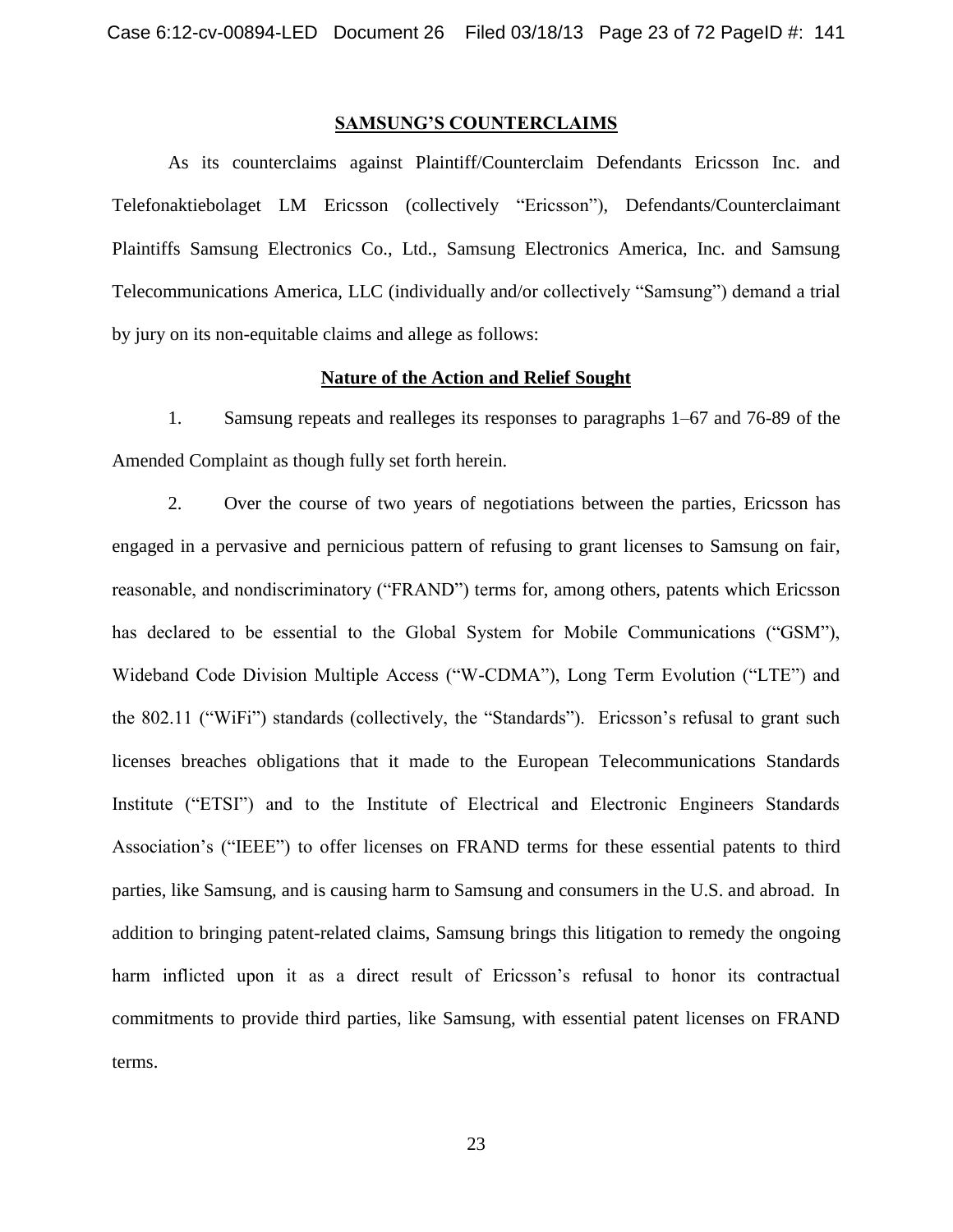## SAMSUNG'S COUNTERCLAIMS

As its counterclaims against Plaintiff/Counterclaim Defendants Ericsson Inc. and Telefonaktiebolaget LM Ericsson (collectively "Ericsson"), Defendants/Counterclaimant Plaintiffs Samsung Electronics Co., Ltd., Samsung Electronics America, Inc. and Samsung Telecommunications America, LLC (individually and/or collectively "Samsung") demand a trial by jury on its non-equitable claims and allege as follows:

### Nature of the Action and Relief Sought

1. Samsung repeats and realleges its responses to paragraphs 1–67 and 76-89 of the Amended Complaint as though fully set forth herein.

2. Over the course of two years of negotiations between the parties, Ericsson has engaged in a pervasive and pernicious pattern of refusing to grant licenses to Samsung on fair, reasonable, and nondiscriminatory ("FRAND") terms for, among others, patents which Ericsson has declared to be essential to the Global System for Mobile Communications ("GSM"), Wideband Code Division Multiple Access ("W-CDMA"), Long Term Evolution ("LTE") and the 802.11 ("WiFi") standards (collectively, the "Standards"). Ericsson's refusal to grant such licenses breaches obligations that it made to the European Telecommunications Standards Institute ("ETSI") and to the Institute of Electrical and Electronic Engineers Standards Association's ("IEEE") to offer licenses on FRAND terms for these essential patents to third parties, like Samsung, and is causing harm to Samsung and consumers in the U.S. and abroad. In addition to bringing patent-related claims, Samsung brings this litigation to remedy the ongoing harm inflicted upon it as a direct result of Ericsson's refusal to honor its contractual commitments to provide third parties, like Samsung, with essential patent licenses on FRAND terms.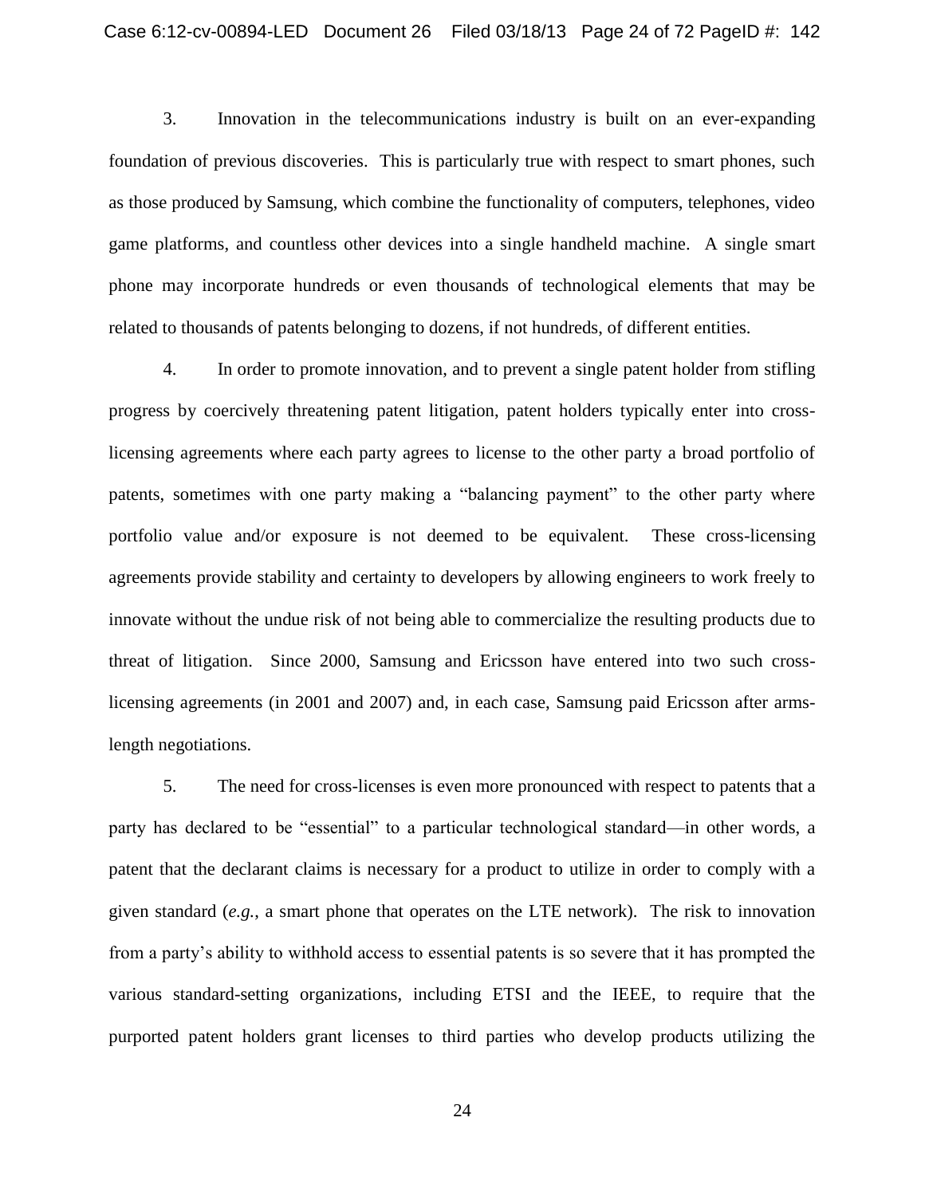3. Innovation in the telecommunications industry is built on an ever-expanding foundation of previous discoveries. This is particularly true with respect to smart phones, such as those produced by Samsung, which combine the functionality of computers, telephones, video game platforms, and countless other devices into a single handheld machine. A single smart phone may incorporate hundreds or even thousands of technological elements that may be related to thousands of patents belonging to dozens, if not hundreds, of different entities.

4. In order to promote innovation, and to prevent a single patent holder from stifling progress by coercively threatening patent litigation, patent holders typically enter into cross-licensing agreements where each party agrees to license to the other party a broad portfolio of patents, sometimes with one party making a "balancing payment" to the other party where portfolio value and/or exposure is not deemed to be equivalent. These cross-licensing agreements provide stability and certainty to developers by allowing engineers to work freely to innovate without the undue risk of not being able to commercialize the resulting products due to threat of litigation. Since 2000, Samsung and Ericsson have entered into two such cross-licensing agreements (in 2001 and 2007) and, in each case, Samsung paid Ericsson after arms-length negotiations.

5. The need for cross-licenses is even more pronounced with respect to patents that a party has declared to be "essential" to a particular technological standard—in other words, a patent that the declarant claims is necessary for a product to utilize in order to comply with a given standard (*e.g.*, a smart phone that operates on the LTE network). The risk to innovation from a party's ability to withhold access to essential patents is so severe that it has prompted the various standard-setting organizations, including ETSI and the IEEE, to require that the purported patent holders grant licenses to third parties who develop products utilizing the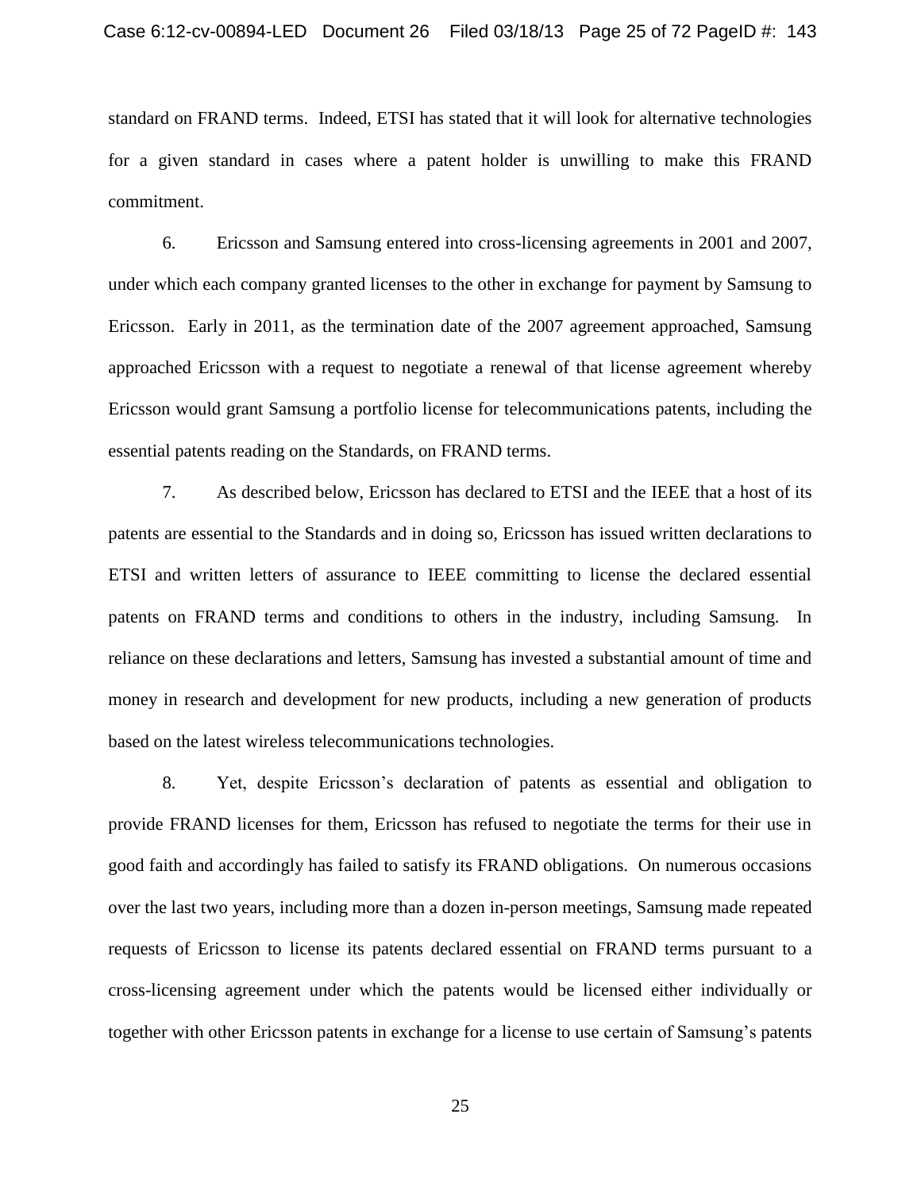standard on FRAND terms. Indeed, ETSI has stated that it will look for alternative technologies for a given standard in cases where a patent holder is unwilling to make this FRAND commitment.

6. Ericsson and Samsung entered into cross-licensing agreements in 2001 and 2007, under which each company granted licenses to the other in exchange for payment by Samsung to Ericsson. Early in 2011, as the termination date of the 2007 agreement approached, Samsung approached Ericsson with a request to negotiate a renewal of that license agreement whereby Ericsson would grant Samsung a portfolio license for telecommunications patents, including the essential patents reading on the Standards, on FRAND terms.

7. As described below, Ericsson has declared to ETSI and the IEEE that a host of its patents are essential to the Standards and in doing so, Ericsson has issued written declarations to ETSI and written letters of assurance to IEEE committing to license the declared essential patents on FRAND terms and conditions to others in the industry, including Samsung. In reliance on these declarations and letters, Samsung has invested a substantial amount of time and money in research and development for new products, including a new generation of products based on the latest wireless telecommunications technologies.

8. Yet, despite Ericsson's declaration of patents as essential and obligation to provide FRAND licenses for them, Ericsson has refused to negotiate the terms for their use in good faith and accordingly has failed to satisfy its FRAND obligations. On numerous occasions over the last two years, including more than a dozen in-person meetings, Samsung made repeated requests of Ericsson to license its patents declared essential on FRAND terms pursuant to a cross-licensing agreement under which the patents would be licensed either individually or together with other Ericsson patents in exchange for a license to use certain of Samsung's patents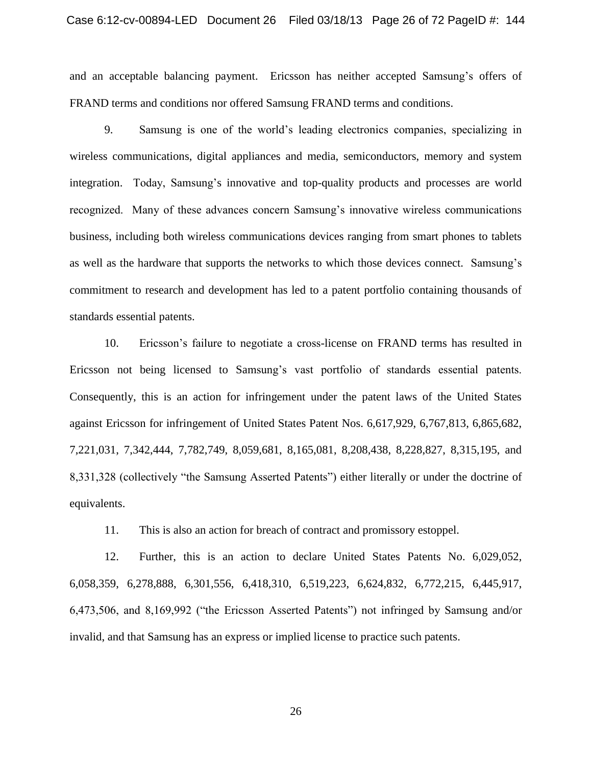and an acceptable balancing payment. Ericsson has neither accepted Samsung's offers of FRAND terms and conditions nor offered Samsung FRAND terms and conditions.

9. Samsung is one of the world's leading electronics companies, specializing in wireless communications, digital appliances and media, semiconductors, memory and system integration. Today, Samsung's innovative and top-quality products and processes are world recognized. Many of these advances concern Samsung's innovative wireless communications business, including both wireless communications devices ranging from smart phones to tablets as well as the hardware that supports the networks to which those devices connect. Samsung's commitment to research and development has led to a patent portfolio containing thousands of standards essential patents.

10. Ericsson's failure to negotiate a cross-license on FRAND terms has resulted in Ericsson not being licensed to Samsung's vast portfolio of standards essential patents. Consequently, this is an action for infringement under the patent laws of the United States against Ericsson for infringement of United States Patent Nos. 6,617,929, 6,767,813, 6,865,682, 7,221,031, 7,342,444, 7,782,749, 8,059,681, 8,165,081, 8,208,438, 8,228,827, 8,315,195, and 8,331,328 (collectively "the Samsung Asserted Patents") either literally or under the doctrine of equivalents.

11. This is also an action for breach of contract and promissory estoppel.

12. Further, this is an action to declare United States Patents No. 6,029,052, 6,058,359, 6,278,888, 6,301,556, 6,418,310, 6,519,223, 6,624,832, 6,772,215, 6,445,917, 6,473,506, and 8,169,992 ("the Ericsson Asserted Patents") not infringed by Samsung and/or invalid, and that Samsung has an express or implied license to practice such patents.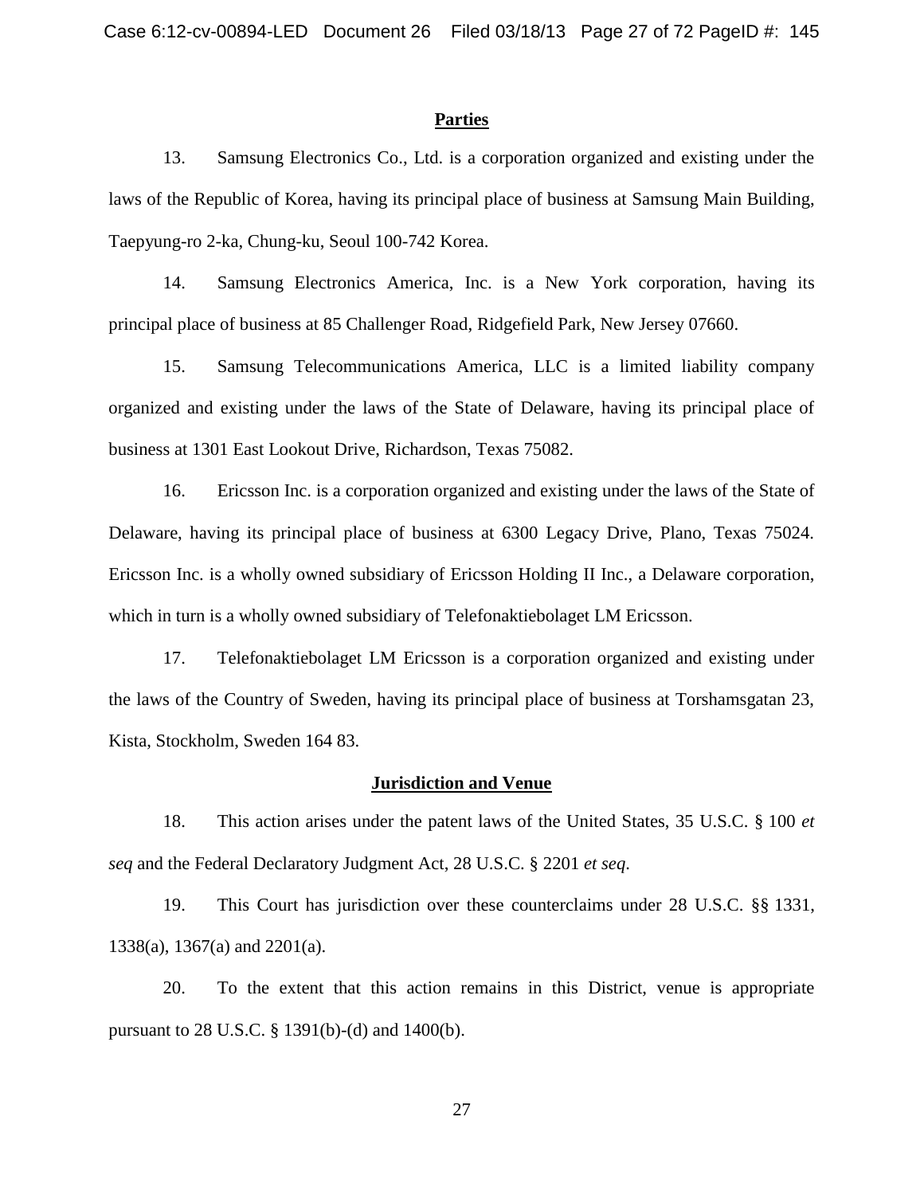## Parties

13. Samsung Electronics Co., Ltd. is a corporation organized and existing under the laws of the Republic of Korea, having its principal place of business at Samsung Main Building, Taepyung-ro 2-ka, Chung-ku, Seoul 100-742 Korea.

14. Samsung Electronics America, Inc. is a New York corporation, having its principal place of business at 85 Challenger Road, Ridgefield Park, New Jersey 07660.

15. Samsung Telecommunications America, LLC is a limited liability company organized and existing under the laws of the State of Delaware, having its principal place of business at 1301 East Lookout Drive, Richardson, Texas 75082.

16. Ericsson Inc. is a corporation organized and existing under the laws of the State of Delaware, having its principal place of business at 6300 Legacy Drive, Plano, Texas 75024. Ericsson Inc. is a wholly owned subsidiary of Ericsson Holding II Inc., a Delaware corporation, which in turn is a wholly owned subsidiary of Telefonaktiebolaget LM Ericsson.

17. Telefonaktiebolaget LM Ericsson is a corporation organized and existing under the laws of the Country of Sweden, having its principal place of business at Torshamsgatan 23, Kista, Stockholm, Sweden 164 83.

## Jurisdiction and Venue

18. This action arises under the patent laws of the United States, 35 U.S.C. § 100 *et seq* and the Federal Declaratory Judgment Act, 28 U.S.C. § 2201 *et seq.*

19. This Court has jurisdiction over these counterclaims under 28 U.S.C. §§ 1331, 1338(a), 1367(a) and 2201(a).

20. To the extent that this action remains in this District, venue is appropriate pursuant to 28 U.S.C. § 1391(b)-(d) and 1400(b).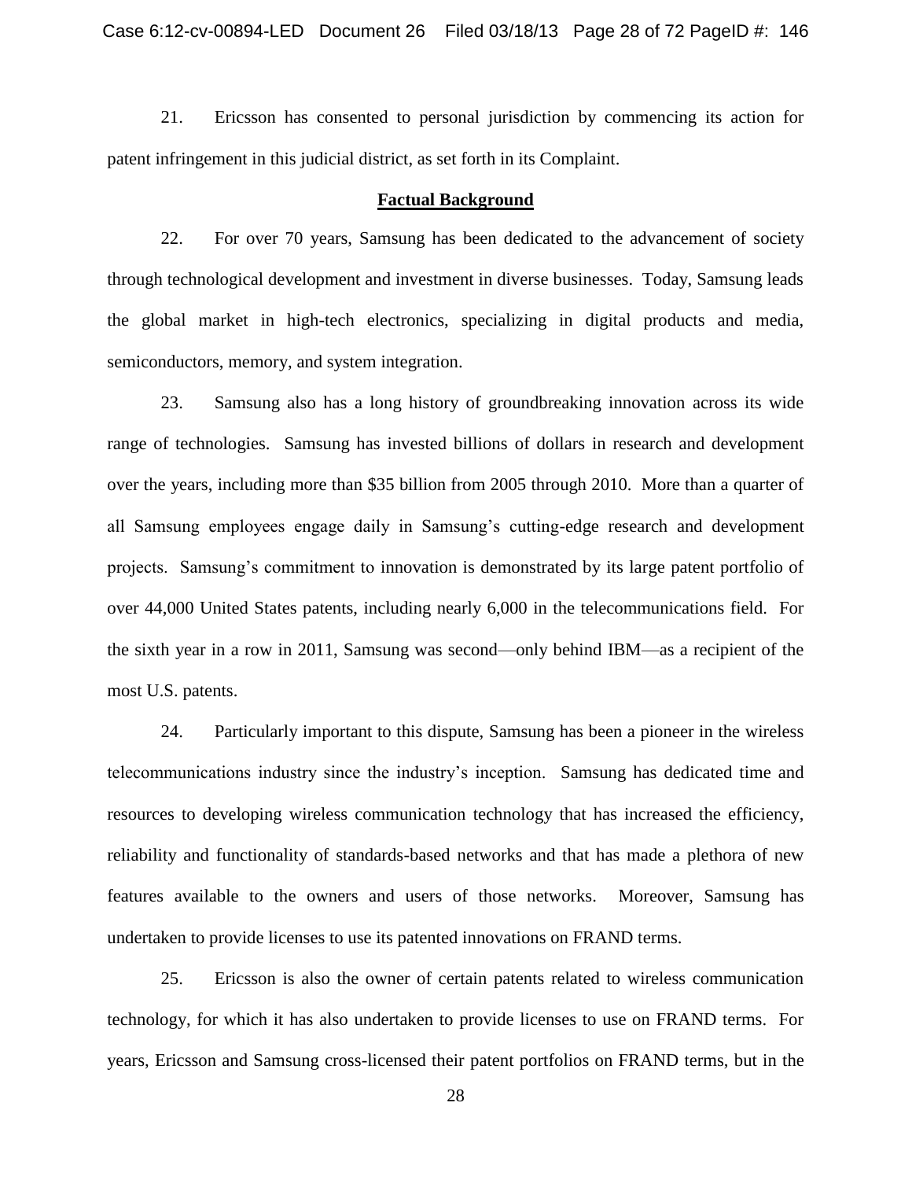21. Ericsson has consented to personal jurisdiction by commencing its action for patent infringement in this judicial district, as set forth in its Complaint.

## Factual Background

22. For over 70 years, Samsung has been dedicated to the advancement of society through technological development and investment in diverse businesses. Today, Samsung leads the global market in high-tech electronics, specializing in digital products and media, semiconductors, memory, and system integration.

23. Samsung also has a long history of groundbreaking innovation across its wide range of technologies. Samsung has invested billions of dollars in research and development over the years, including more than $35 billion from 2005 through 2010. More than a quarter of all Samsung employees engage daily in Samsung's cutting-edge research and development projects. Samsung's commitment to innovation is demonstrated by its large patent portfolio of over 44,000 United States patents, including nearly 6,000 in the telecommunications field. For the sixth year in a row in 2011, Samsung was second—only behind IBM—as a recipient of the most U.S. patents.

24. Particularly important to this dispute, Samsung has been a pioneer in the wireless telecommunications industry since the industry's inception. Samsung has dedicated time and resources to developing wireless communication technology that has increased the efficiency, reliability and functionality of standards-based networks and that has made a plethora of new features available to the owners and users of those networks. Moreover, Samsung has undertaken to provide licenses to use its patented innovations on FRAND terms.

25. Ericsson is also the owner of certain patents related to wireless communication technology, for which it has also undertaken to provide licenses to use on FRAND terms. For years, Ericsson and Samsung cross-licensed their patent portfolios on FRAND terms, but in the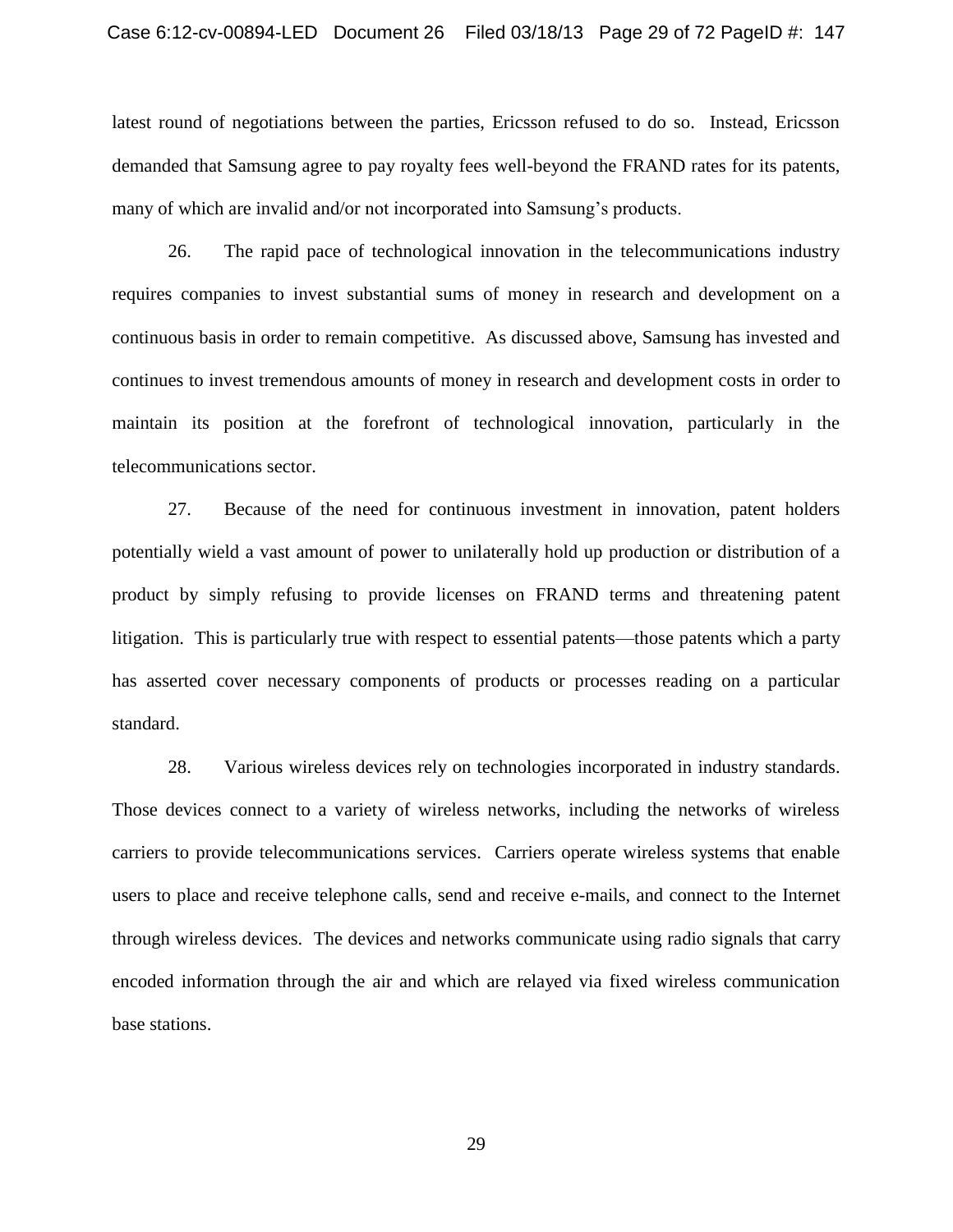latest round of negotiations between the parties, Ericsson refused to do so. Instead, Ericsson demanded that Samsung agree to pay royalty fees well-beyond the FRAND rates for its patents, many of which are invalid and/or not incorporated into Samsung's products.

26. The rapid pace of technological innovation in the telecommunications industry requires companies to invest substantial sums of money in research and development on a continuous basis in order to remain competitive. As discussed above, Samsung has invested and continues to invest tremendous amounts of money in research and development costs in order to maintain its position at the forefront of technological innovation, particularly in the telecommunications sector.

27. Because of the need for continuous investment in innovation, patent holders potentially wield a vast amount of power to unilaterally hold up production or distribution of a product by simply refusing to provide licenses on FRAND terms and threatening patent litigation. This is particularly true with respect to essential patents—those patents which a party has asserted cover necessary components of products or processes reading on a particular standard.

28. Various wireless devices rely on technologies incorporated in industry standards. Those devices connect to a variety of wireless networks, including the networks of wireless carriers to provide telecommunications services. Carriers operate wireless systems that enable users to place and receive telephone calls, send and receive e-mails, and connect to the Internet through wireless devices. The devices and networks communicate using radio signals that carry encoded information through the air and which are relayed via fixed wireless communication base stations.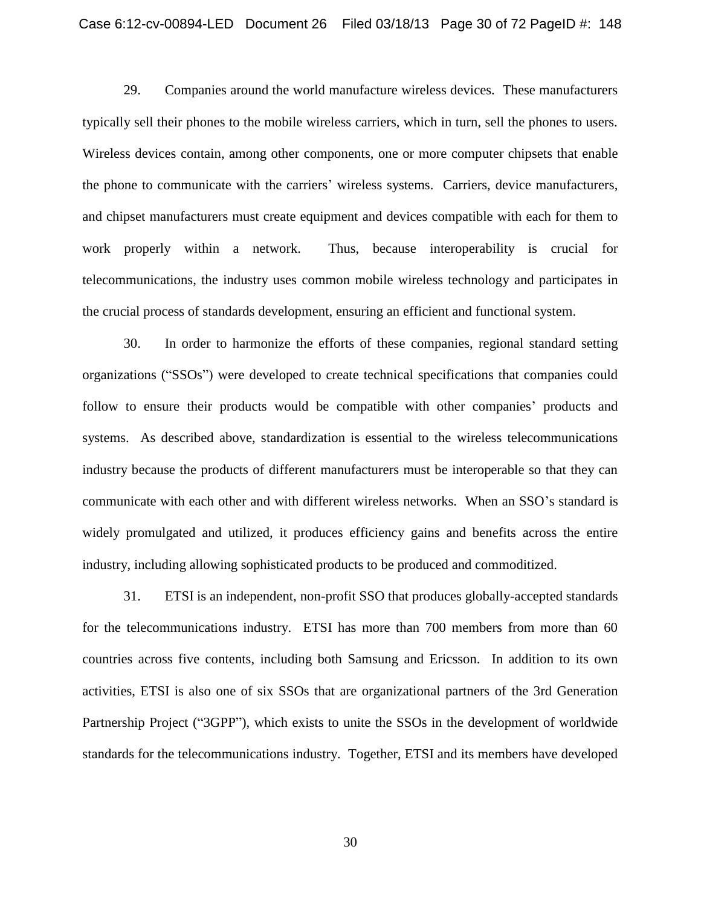29. Companies around the world manufacture wireless devices. These manufacturers typically sell their phones to the mobile wireless carriers, which in turn, sell the phones to users. Wireless devices contain, among other components, one or more computer chipsets that enable the phone to communicate with the carriers' wireless systems. Carriers, device manufacturers, and chipset manufacturers must create equipment and devices compatible with each for them to work properly within a network. Thus, because interoperability is crucial for telecommunications, the industry uses common mobile wireless technology and participates in the crucial process of standards development, ensuring an efficient and functional system.

30. In order to harmonize the efforts of these companies, regional standard setting organizations ("SSOs") were developed to create technical specifications that companies could follow to ensure their products would be compatible with other companies' products and systems. As described above, standardization is essential to the wireless telecommunications industry because the products of different manufacturers must be interoperable so that they can communicate with each other and with different wireless networks. When an SSO's standard is widely promulgated and utilized, it produces efficiency gains and benefits across the entire industry, including allowing sophisticated products to be produced and commoditized.

31. ETSI is an independent, non-profit SSO that produces globally-accepted standards for the telecommunications industry. ETSI has more than 700 members from more than 60 countries across five contents, including both Samsung and Ericsson. In addition to its own activities, ETSI is also one of six SSOs that are organizational partners of the 3rd Generation Partnership Project ("3GPP"), which exists to unite the SSOs in the development of worldwide standards for the telecommunications industry. Together, ETSI and its members have developed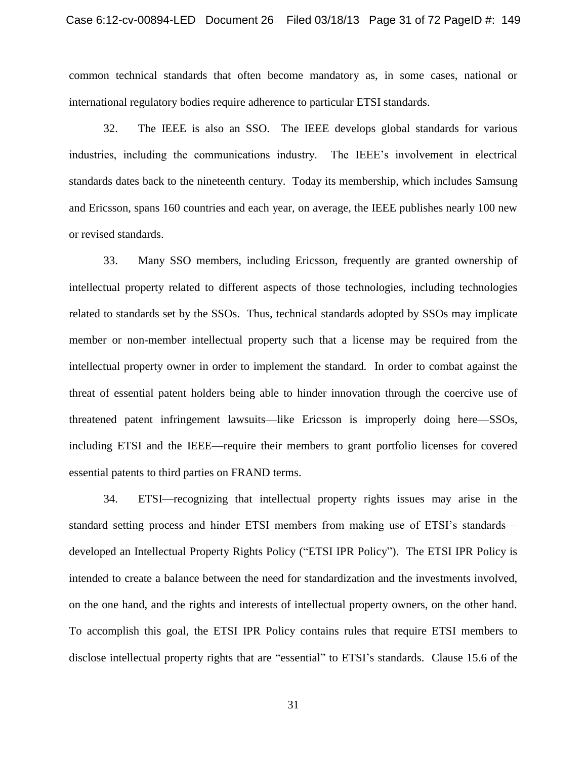common technical standards that often become mandatory as, in some cases, national or international regulatory bodies require adherence to particular ETSI standards.

32. The IEEE is also an SSO. The IEEE develops global standards for various industries, including the communications industry. The IEEE's involvement in electrical standards dates back to the nineteenth century. Today its membership, which includes Samsung and Ericsson, spans 160 countries and each year, on average, the IEEE publishes nearly 100 new or revised standards.

33. Many SSO members, including Ericsson, frequently are granted ownership of intellectual property related to different aspects of those technologies, including technologies related to standards set by the SSOs. Thus, technical standards adopted by SSOs may implicate member or non-member intellectual property such that a license may be required from the intellectual property owner in order to implement the standard. In order to combat against the threat of essential patent holders being able to hinder innovation through the coercive use of threatened patent infringement lawsuits—like Ericsson is improperly doing here—SSOs, including ETSI and the IEEE—require their members to grant portfolio licenses for covered essential patents to third parties on FRAND terms.

34. ETSI—recognizing that intellectual property rights issues may arise in the standard setting process and hinder ETSI members from making use of ETSI's standards—developed an Intellectual Property Rights Policy ("ETSI IPR Policy"). The ETSI IPR Policy is intended to create a balance between the need for standardization and the investments involved, on the one hand, and the rights and interests of intellectual property owners, on the other hand. To accomplish this goal, the ETSI IPR Policy contains rules that require ETSI members to disclose intellectual property rights that are "essential" to ETSI's standards. Clause 15.6 of the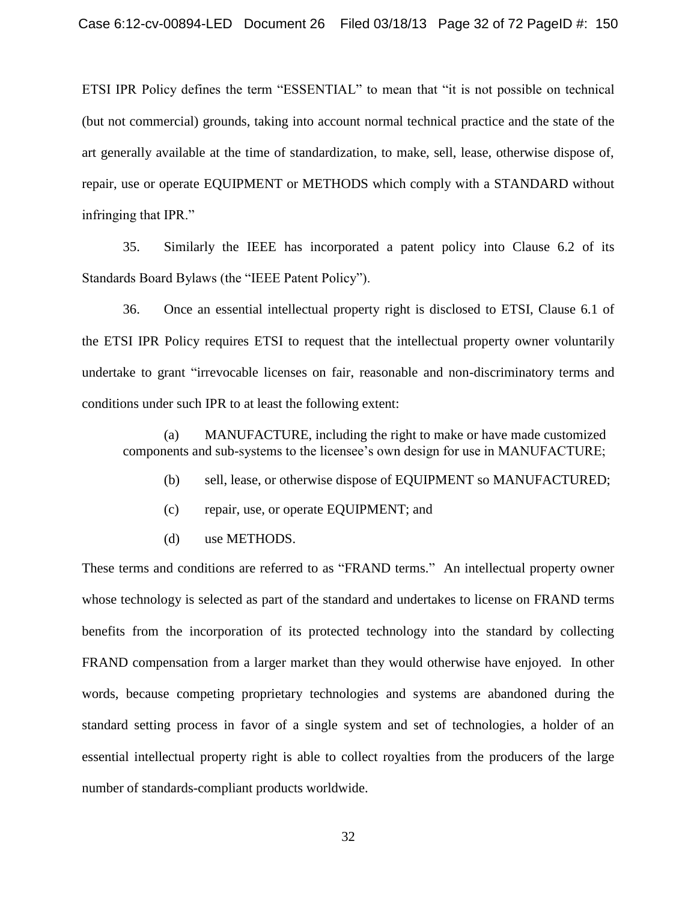ETSI IPR Policy defines the term "ESSENTIAL" to mean that "it is not possible on technical (but not commercial) grounds, taking into account normal technical practice and the state of the art generally available at the time of standardization, to make, sell, lease, otherwise dispose of, repair, use or operate EQUIPMENT or METHODS which comply with a STANDARD without infringing that IPR."

35. Similarly the IEEE has incorporated a patent policy into Clause 6.2 of its Standards Board Bylaws (the "IEEE Patent Policy").

36. Once an essential intellectual property right is disclosed to ETSI, Clause 6.1 of the ETSI IPR Policy requires ETSI to request that the intellectual property owner voluntarily undertake to grant "irrevocable licenses on fair, reasonable and non-discriminatory terms and conditions under such IPR to at least the following extent:

> (a) MANUFACTURE, including the right to make or have made customized components and sub-systems to the licensee's own design for use in MANUFACTURE;
>
> (b) sell, lease, or otherwise dispose of EQUIPMENT so MANUFACTURED;
>
> (c) repair, use, or operate EQUIPMENT; and
>
> (d) use METHODS.

These terms and conditions are referred to as "FRAND terms." An intellectual property owner whose technology is selected as part of the standard and undertakes to license on FRAND terms benefits from the incorporation of its protected technology into the standard by collecting FRAND compensation from a larger market than they would otherwise have enjoyed. In other words, because competing proprietary technologies and systems are abandoned during the standard setting process in favor of a single system and set of technologies, a holder of an essential intellectual property right is able to collect royalties from the producers of the large number of standards-compliant products worldwide.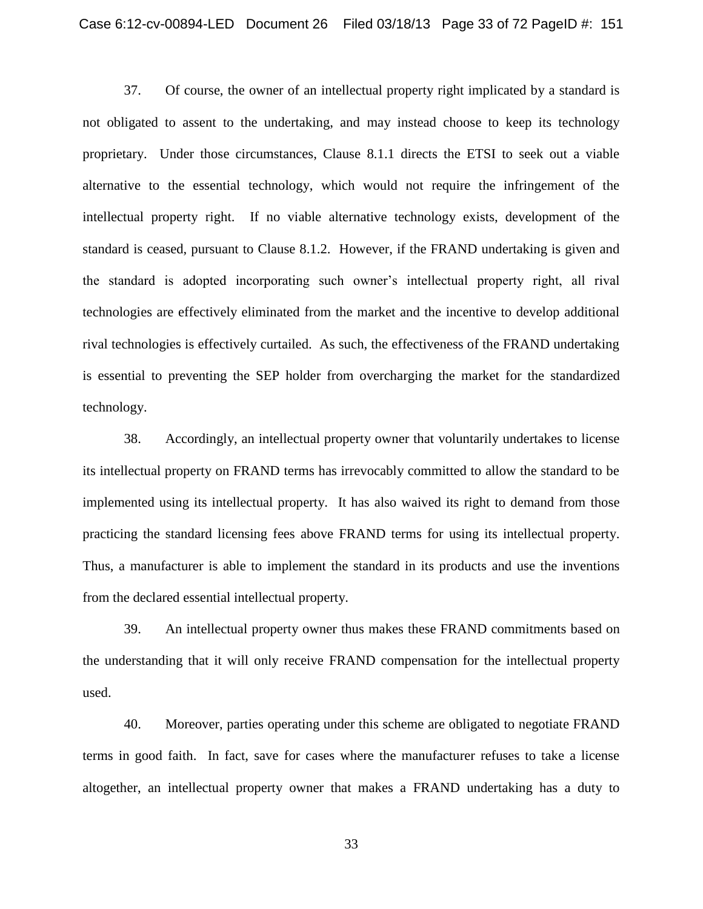37. Of course, the owner of an intellectual property right implicated by a standard is not obligated to assent to the undertaking, and may instead choose to keep its technology proprietary. Under those circumstances, Clause 8.1.1 directs the ETSI to seek out a viable alternative to the essential technology, which would not require the infringement of the intellectual property right. If no viable alternative technology exists, development of the standard is ceased, pursuant to Clause 8.1.2. However, if the FRAND undertaking is given and the standard is adopted incorporating such owner's intellectual property right, all rival technologies are effectively eliminated from the market and the incentive to develop additional rival technologies is effectively curtailed. As such, the effectiveness of the FRAND undertaking is essential to preventing the SEP holder from overcharging the market for the standardized technology.

38. Accordingly, an intellectual property owner that voluntarily undertakes to license its intellectual property on FRAND terms has irrevocably committed to allow the standard to be implemented using its intellectual property. It has also waived its right to demand from those practicing the standard licensing fees above FRAND terms for using its intellectual property. Thus, a manufacturer is able to implement the standard in its products and use the inventions from the declared essential intellectual property.

39. An intellectual property owner thus makes these FRAND commitments based on the understanding that it will only receive FRAND compensation for the intellectual property used.

40. Moreover, parties operating under this scheme are obligated to negotiate FRAND terms in good faith. In fact, save for cases where the manufacturer refuses to take a license altogether, an intellectual property owner that makes a FRAND undertaking has a duty to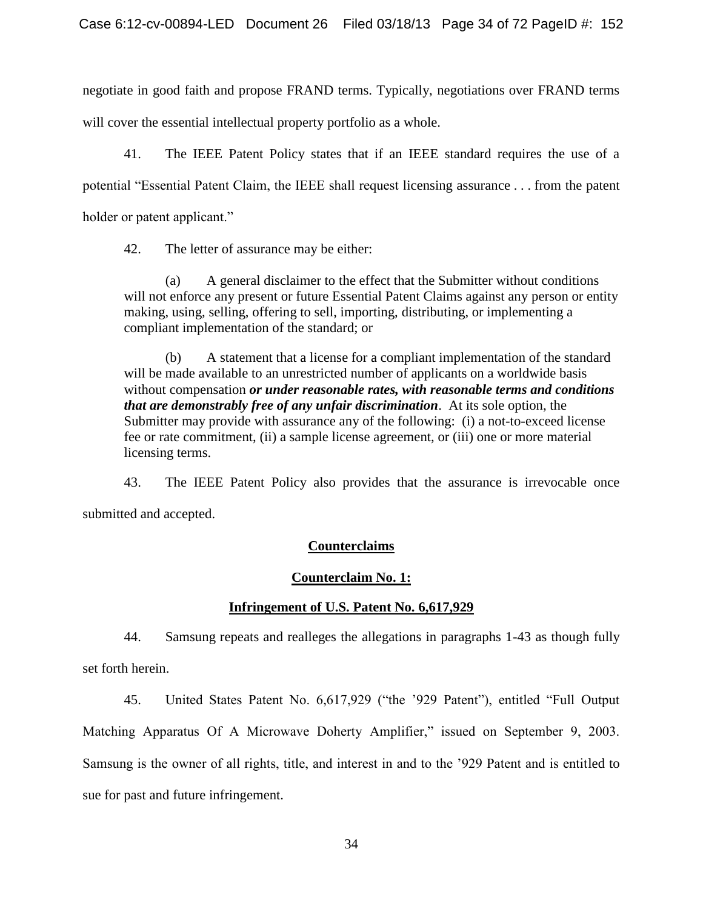negotiate in good faith and propose FRAND terms. Typically, negotiations over FRAND terms will cover the essential intellectual property portfolio as a whole.

41. The IEEE Patent Policy states that if an IEEE standard requires the use of a potential "Essential Patent Claim, the IEEE shall request licensing assurance . . . from the patent holder or patent applicant."

42. The letter of assurance may be either:

> (a) A general disclaimer to the effect that the Submitter without conditions will not enforce any present or future Essential Patent Claims against any person or entity making, using, selling, offering to sell, importing, distributing, or implementing a compliant implementation of the standard; or
>
> (b) A statement that a license for a compliant implementation of the standard will be made available to an unrestricted number of applicants on a worldwide basis without compensation ***or under reasonable rates, with reasonable terms and conditions that are demonstrably free of any unfair discrimination***. At its sole option, the Submitter may provide with assurance any of the following: (i) a not-to-exceed license fee or rate commitment, (ii) a sample license agreement, or (iii) one or more material licensing terms.

43. The IEEE Patent Policy also provides that the assurance is irrevocable once submitted and accepted.

## Counterclaims

### Counterclaim No. 1:

### Infringement of U.S. Patent No. 6,617,929

44. Samsung repeats and realleges the allegations in paragraphs 1-43 as though fully set forth herein.

45. United States Patent No. 6,617,929 ("the '929 Patent"), entitled "Full Output Matching Apparatus Of A Microwave Doherty Amplifier," issued on September 9, 2003. Samsung is the owner of all rights, title, and interest in and to the '929 Patent and is entitled to sue for past and future infringement.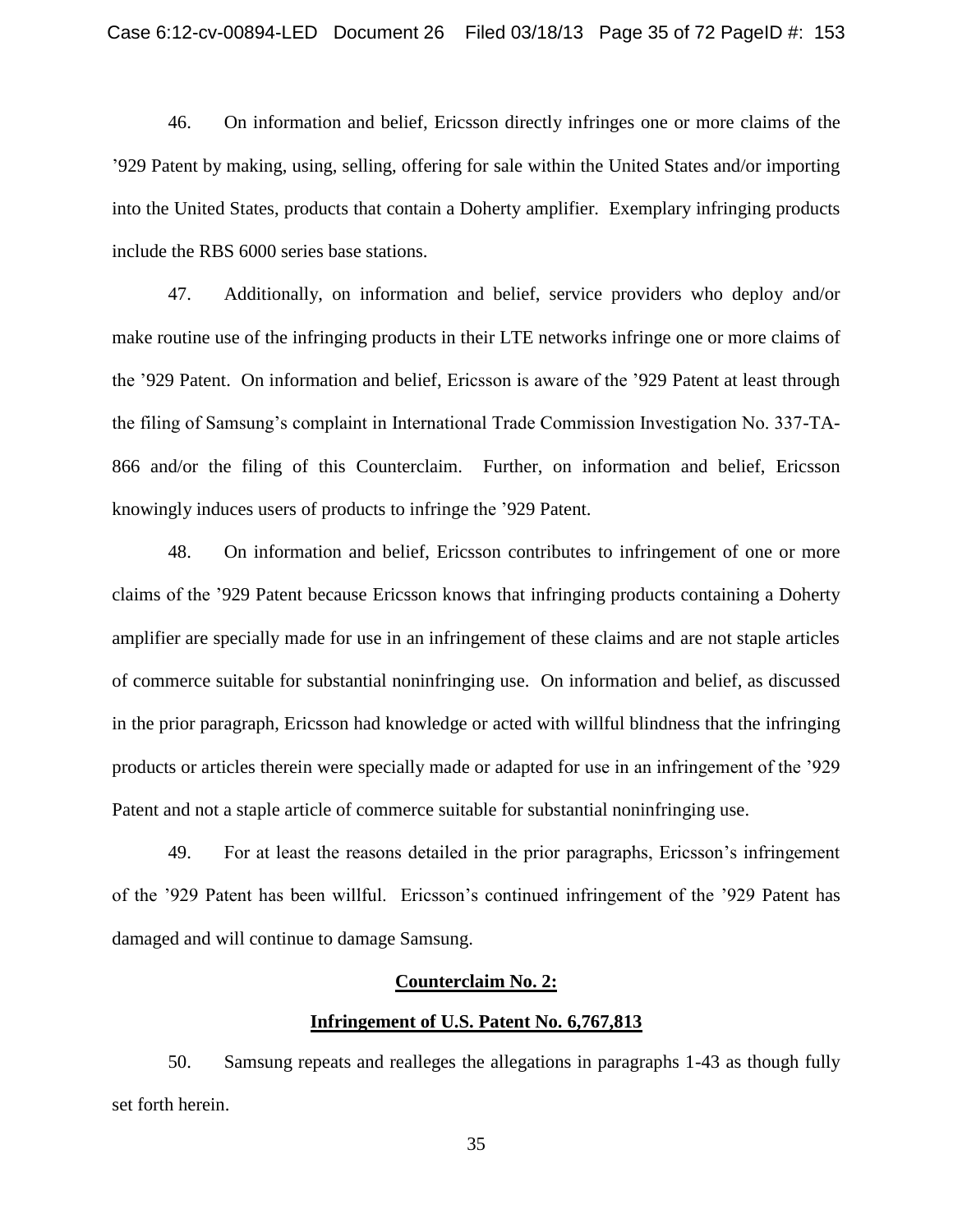46. On information and belief, Ericsson directly infringes one or more claims of the '929 Patent by making, using, selling, offering for sale within the United States and/or importing into the United States, products that contain a Doherty amplifier. Exemplary infringing products include the RBS 6000 series base stations.

47. Additionally, on information and belief, service providers who deploy and/or make routine use of the infringing products in their LTE networks infringe one or more claims of the '929 Patent. On information and belief, Ericsson is aware of the '929 Patent at least through the filing of Samsung's complaint in International Trade Commission Investigation No. 337-TA-866 and/or the filing of this Counterclaim. Further, on information and belief, Ericsson knowingly induces users of products to infringe the '929 Patent.

48. On information and belief, Ericsson contributes to infringement of one or more claims of the '929 Patent because Ericsson knows that infringing products containing a Doherty amplifier are specially made for use in an infringement of these claims and are not staple articles of commerce suitable for substantial noninfringing use. On information and belief, as discussed in the prior paragraph, Ericsson had knowledge or acted with willful blindness that the infringing products or articles therein were specially made or adapted for use in an infringement of the '929 Patent and not a staple article of commerce suitable for substantial noninfringing use.

49. For at least the reasons detailed in the prior paragraphs, Ericsson's infringement of the '929 Patent has been willful. Ericsson's continued infringement of the '929 Patent has damaged and will continue to damage Samsung.

**Counterclaim No. 2:**

**Infringement of U.S. Patent No. 6,767,813**

50. Samsung repeats and realleges the allegations in paragraphs 1-43 as though fully set forth herein.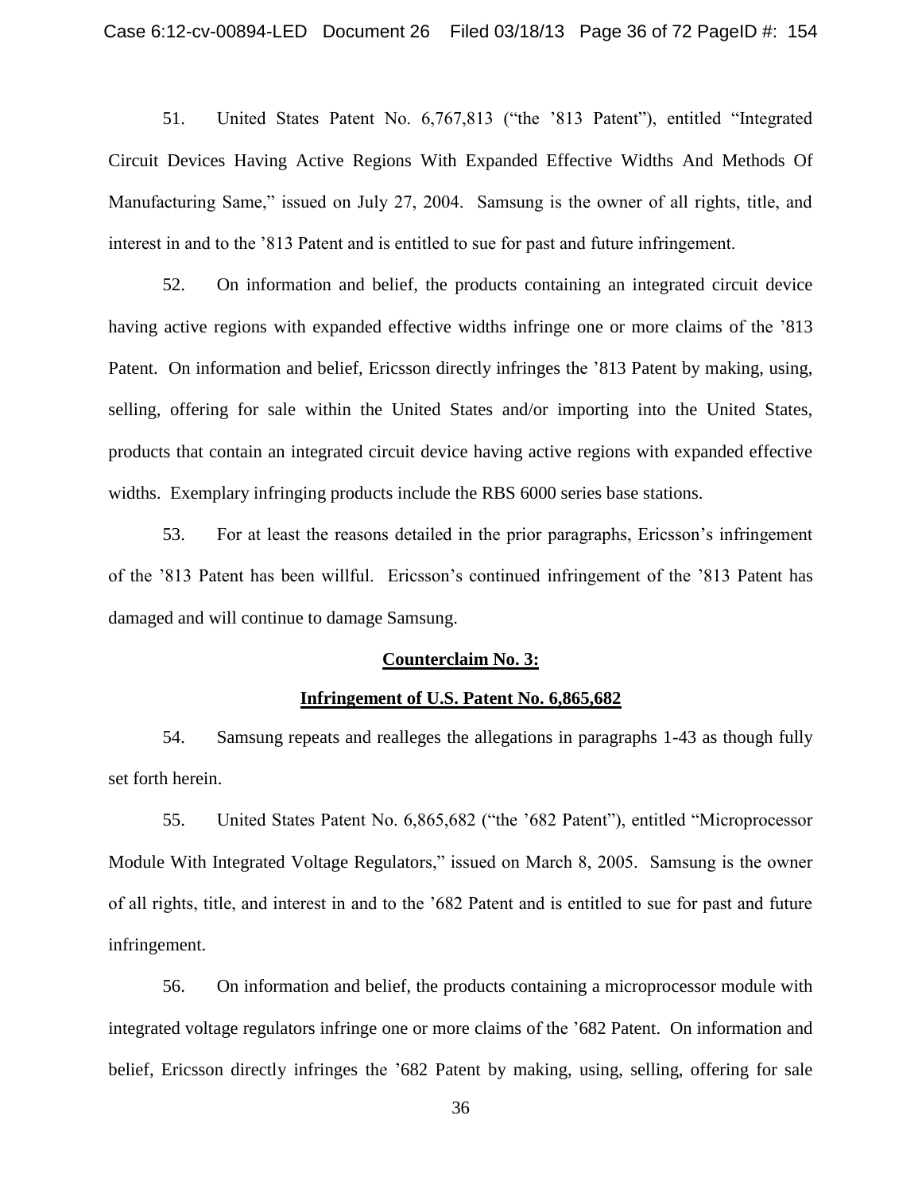51. United States Patent No. 6,767,813 ("the '813 Patent"), entitled "Integrated Circuit Devices Having Active Regions With Expanded Effective Widths And Methods Of Manufacturing Same," issued on July 27, 2004. Samsung is the owner of all rights, title, and interest in and to the '813 Patent and is entitled to sue for past and future infringement.

52. On information and belief, the products containing an integrated circuit device having active regions with expanded effective widths infringe one or more claims of the '813 Patent. On information and belief, Ericsson directly infringes the '813 Patent by making, using, selling, offering for sale within the United States and/or importing into the United States, products that contain an integrated circuit device having active regions with expanded effective widths. Exemplary infringing products include the RBS 6000 series base stations.

53. For at least the reasons detailed in the prior paragraphs, Ericsson's infringement of the '813 Patent has been willful. Ericsson's continued infringement of the '813 Patent has damaged and will continue to damage Samsung.

**Counterclaim No. 3:**

**Infringement of U.S. Patent No. 6,865,682**

54. Samsung repeats and realleges the allegations in paragraphs 1-43 as though fully set forth herein.

55. United States Patent No. 6,865,682 ("the '682 Patent"), entitled "Microprocessor Module With Integrated Voltage Regulators," issued on March 8, 2005. Samsung is the owner of all rights, title, and interest in and to the '682 Patent and is entitled to sue for past and future infringement.

56. On information and belief, the products containing a microprocessor module with integrated voltage regulators infringe one or more claims of the '682 Patent. On information and belief, Ericsson directly infringes the '682 Patent by making, using, selling, offering for sale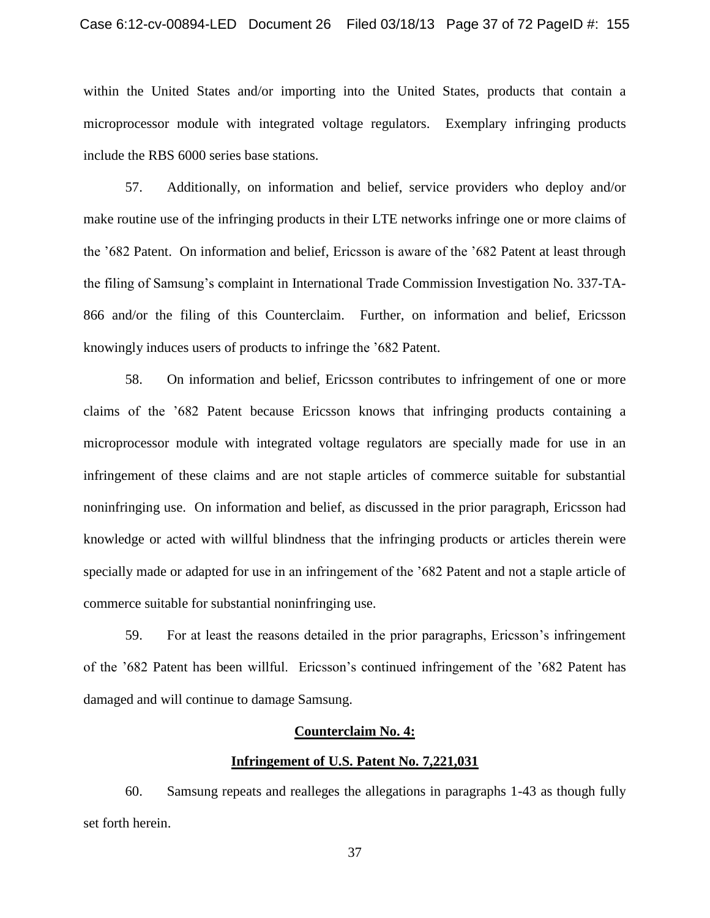within the United States and/or importing into the United States, products that contain a microprocessor module with integrated voltage regulators. Exemplary infringing products include the RBS 6000 series base stations.

57. Additionally, on information and belief, service providers who deploy and/or make routine use of the infringing products in their LTE networks infringe one or more claims of the ’682 Patent. On information and belief, Ericsson is aware of the ’682 Patent at least through the filing of Samsung’s complaint in International Trade Commission Investigation No. 337-TA-866 and/or the filing of this Counterclaim. Further, on information and belief, Ericsson knowingly induces users of products to infringe the ’682 Patent.

58. On information and belief, Ericsson contributes to infringement of one or more claims of the ’682 Patent because Ericsson knows that infringing products containing a microprocessor module with integrated voltage regulators are specially made for use in an infringement of these claims and are not staple articles of commerce suitable for substantial noninfringing use. On information and belief, as discussed in the prior paragraph, Ericsson had knowledge or acted with willful blindness that the infringing products or articles therein were specially made or adapted for use in an infringement of the ’682 Patent and not a staple article of commerce suitable for substantial noninfringing use.

59. For at least the reasons detailed in the prior paragraphs, Ericsson’s infringement of the ’682 Patent has been willful. Ericsson’s continued infringement of the ’682 Patent has damaged and will continue to damage Samsung.

**Counterclaim No. 4:**

**Infringement of U.S. Patent No. 7,221,031**

60. Samsung repeats and realleges the allegations in paragraphs 1-43 as though fully set forth herein.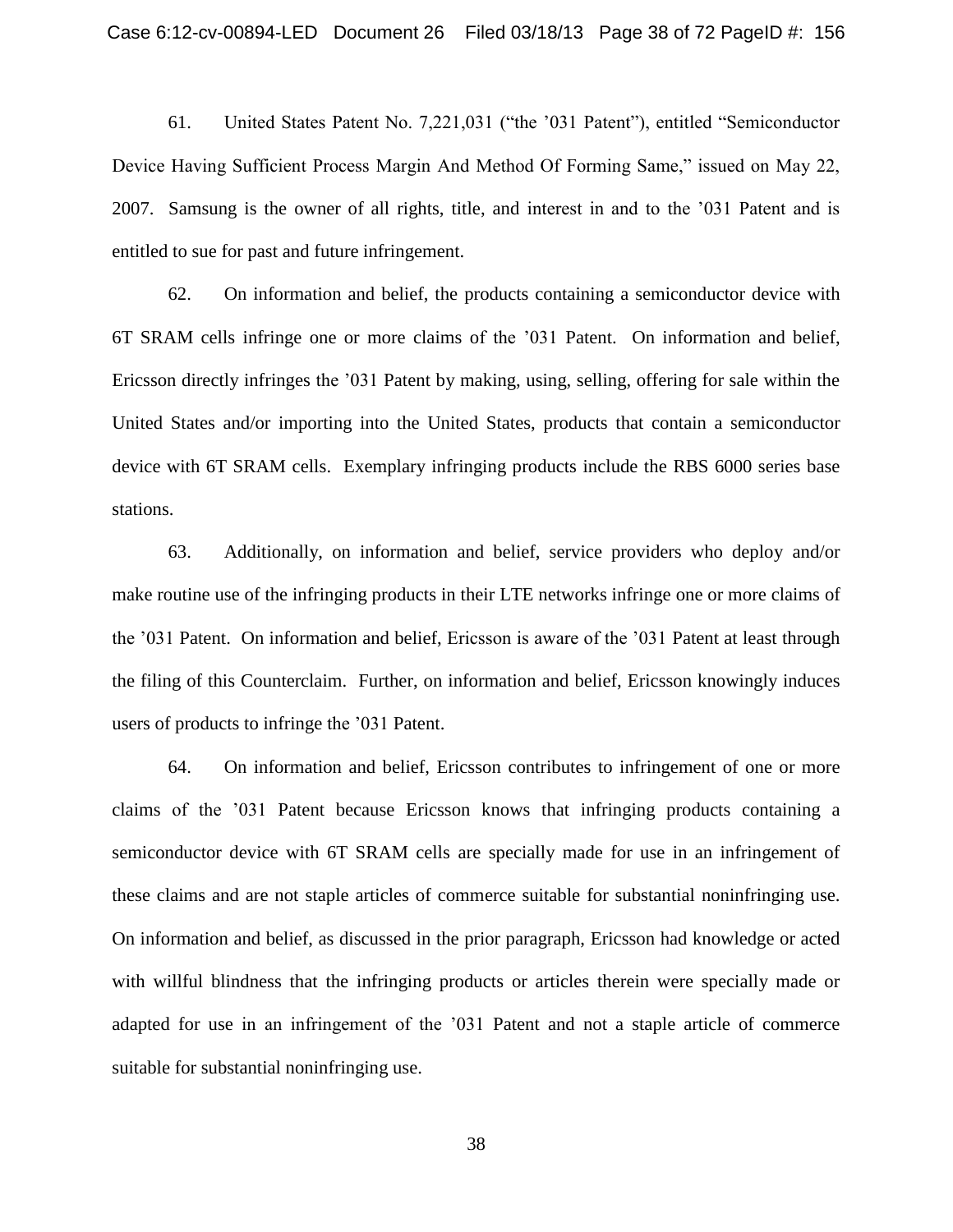61. United States Patent No. 7,221,031 ("the '031 Patent"), entitled "Semiconductor Device Having Sufficient Process Margin And Method Of Forming Same," issued on May 22, 2007. Samsung is the owner of all rights, title, and interest in and to the '031 Patent and is entitled to sue for past and future infringement.

62. On information and belief, the products containing a semiconductor device with 6T SRAM cells infringe one or more claims of the '031 Patent. On information and belief, Ericsson directly infringes the '031 Patent by making, using, selling, offering for sale within the United States and/or importing into the United States, products that contain a semiconductor device with 6T SRAM cells. Exemplary infringing products include the RBS 6000 series base stations.

63. Additionally, on information and belief, service providers who deploy and/or make routine use of the infringing products in their LTE networks infringe one or more claims of the '031 Patent. On information and belief, Ericsson is aware of the '031 Patent at least through the filing of this Counterclaim. Further, on information and belief, Ericsson knowingly induces users of products to infringe the '031 Patent.

64. On information and belief, Ericsson contributes to infringement of one or more claims of the '031 Patent because Ericsson knows that infringing products containing a semiconductor device with 6T SRAM cells are specially made for use in an infringement of these claims and are not staple articles of commerce suitable for substantial noninfringing use. On information and belief, as discussed in the prior paragraph, Ericsson had knowledge or acted with willful blindness that the infringing products or articles therein were specially made or adapted for use in an infringement of the '031 Patent and not a staple article of commerce suitable for substantial noninfringing use.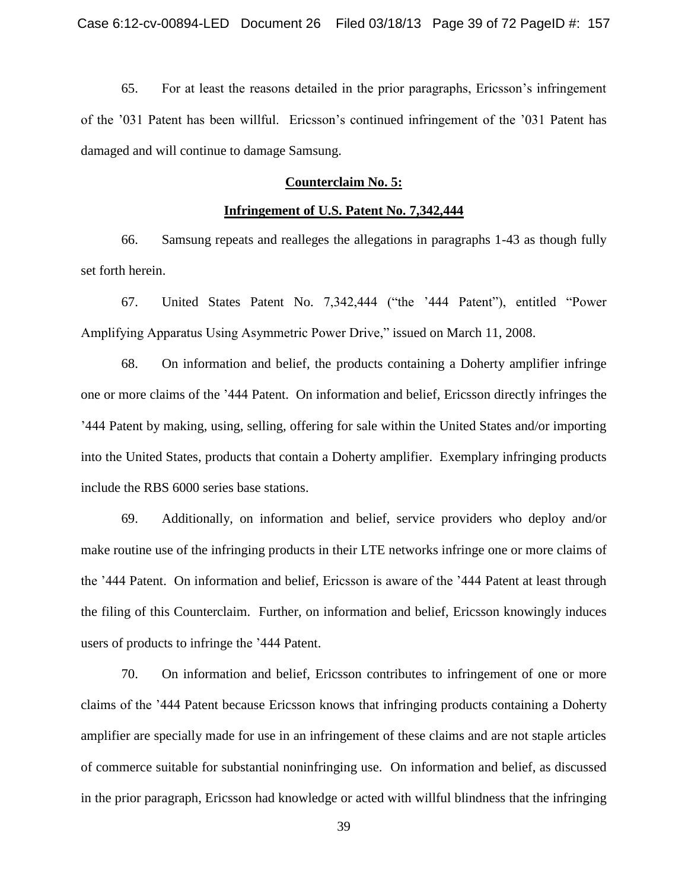65. For at least the reasons detailed in the prior paragraphs, Ericsson's infringement of the '031 Patent has been willful. Ericsson's continued infringement of the '031 Patent has damaged and will continue to damage Samsung.

**Counterclaim No. 5:**

**Infringement of U.S. Patent No. 7,342,444**

66. Samsung repeats and realleges the allegations in paragraphs 1-43 as though fully set forth herein.

67. United States Patent No. 7,342,444 ("the '444 Patent"), entitled "Power Amplifying Apparatus Using Asymmetric Power Drive," issued on March 11, 2008.

68. On information and belief, the products containing a Doherty amplifier infringe one or more claims of the '444 Patent. On information and belief, Ericsson directly infringes the '444 Patent by making, using, selling, offering for sale within the United States and/or importing into the United States, products that contain a Doherty amplifier. Exemplary infringing products include the RBS 6000 series base stations.

69. Additionally, on information and belief, service providers who deploy and/or make routine use of the infringing products in their LTE networks infringe one or more claims of the '444 Patent. On information and belief, Ericsson is aware of the '444 Patent at least through the filing of this Counterclaim. Further, on information and belief, Ericsson knowingly induces users of products to infringe the '444 Patent.

70. On information and belief, Ericsson contributes to infringement of one or more claims of the '444 Patent because Ericsson knows that infringing products containing a Doherty amplifier are specially made for use in an infringement of these claims and are not staple articles of commerce suitable for substantial noninfringing use. On information and belief, as discussed in the prior paragraph, Ericsson had knowledge or acted with willful blindness that the infringing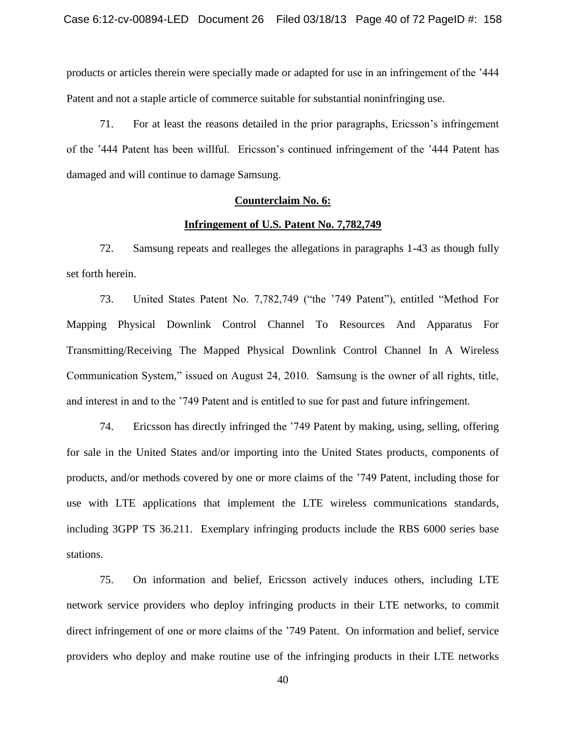products or articles therein were specially made or adapted for use in an infringement of the '444 Patent and not a staple article of commerce suitable for substantial noninfringing use.

71. For at least the reasons detailed in the prior paragraphs, Ericsson's infringement of the '444 Patent has been willful. Ericsson's continued infringement of the '444 Patent has damaged and will continue to damage Samsung.

**Counterclaim No. 6:**

**Infringement of U.S. Patent No. 7,782,749**

72. Samsung repeats and realleges the allegations in paragraphs 1-43 as though fully set forth herein.

73. United States Patent No. 7,782,749 ("the '749 Patent"), entitled "Method For Mapping Physical Downlink Control Channel To Resources And Apparatus For Transmitting/Receiving The Mapped Physical Downlink Control Channel In A Wireless Communication System," issued on August 24, 2010. Samsung is the owner of all rights, title, and interest in and to the '749 Patent and is entitled to sue for past and future infringement.

74. Ericsson has directly infringed the '749 Patent by making, using, selling, offering for sale in the United States and/or importing into the United States products, components of products, and/or methods covered by one or more claims of the '749 Patent, including those for use with LTE applications that implement the LTE wireless communications standards, including 3GPP TS 36.211. Exemplary infringing products include the RBS 6000 series base stations.

75. On information and belief, Ericsson actively induces others, including LTE network service providers who deploy infringing products in their LTE networks, to commit direct infringement of one or more claims of the '749 Patent. On information and belief, service providers who deploy and make routine use of the infringing products in their LTE networks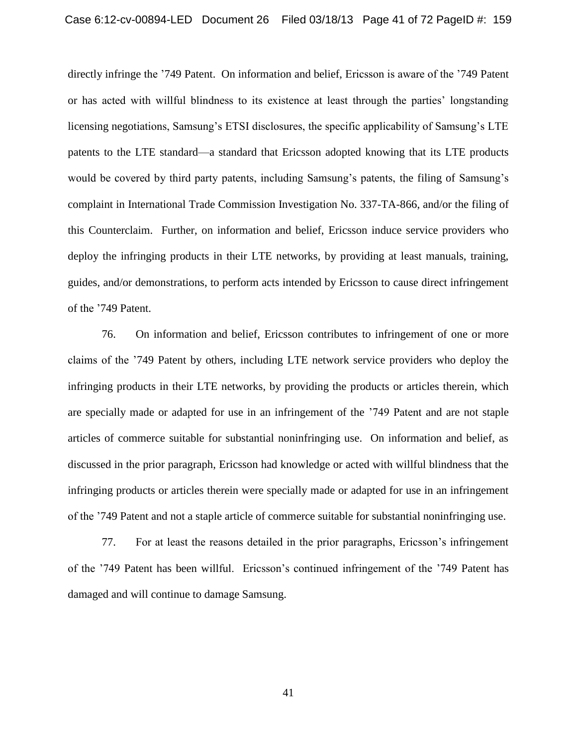directly infringe the ’749 Patent. On information and belief, Ericsson is aware of the ’749 Patent or has acted with willful blindness to its existence at least through the parties’ longstanding licensing negotiations, Samsung’s ETSI disclosures, the specific applicability of Samsung’s LTE patents to the LTE standard—a standard that Ericsson adopted knowing that its LTE products would be covered by third party patents, including Samsung’s patents, the filing of Samsung’s complaint in International Trade Commission Investigation No. 337-TA-866, and/or the filing of this Counterclaim. Further, on information and belief, Ericsson induce service providers who deploy the infringing products in their LTE networks, by providing at least manuals, training, guides, and/or demonstrations, to perform acts intended by Ericsson to cause direct infringement of the ’749 Patent.

76. On information and belief, Ericsson contributes to infringement of one or more claims of the ’749 Patent by others, including LTE network service providers who deploy the infringing products in their LTE networks, by providing the products or articles therein, which are specially made or adapted for use in an infringement of the ’749 Patent and are not staple articles of commerce suitable for substantial noninfringing use. On information and belief, as discussed in the prior paragraph, Ericsson had knowledge or acted with willful blindness that the infringing products or articles therein were specially made or adapted for use in an infringement of the ’749 Patent and not a staple article of commerce suitable for substantial noninfringing use.

77. For at least the reasons detailed in the prior paragraphs, Ericsson’s infringement of the ’749 Patent has been willful. Ericsson’s continued infringement of the ’749 Patent has damaged and will continue to damage Samsung.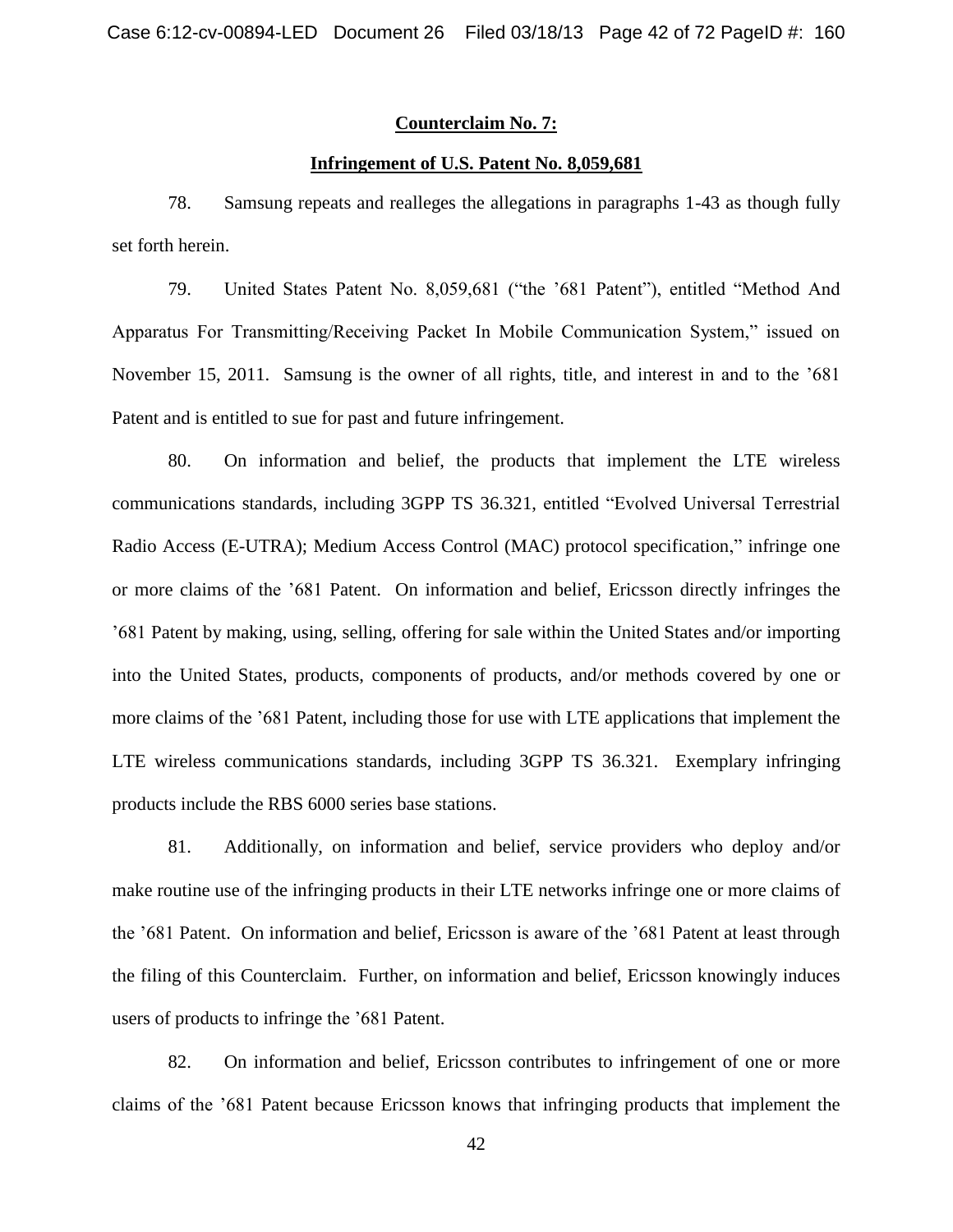**Counterclaim No. 7:**

**Infringement of U.S. Patent No. 8,059,681**

78. Samsung repeats and realleges the allegations in paragraphs 1-43 as though fully set forth herein.

79. United States Patent No. 8,059,681 ("the '681 Patent"), entitled "Method And Apparatus For Transmitting/Receiving Packet In Mobile Communication System," issued on November 15, 2011. Samsung is the owner of all rights, title, and interest in and to the '681 Patent and is entitled to sue for past and future infringement.

80. On information and belief, the products that implement the LTE wireless communications standards, including 3GPP TS 36.321, entitled "Evolved Universal Terrestrial Radio Access (E-UTRA); Medium Access Control (MAC) protocol specification," infringe one or more claims of the '681 Patent. On information and belief, Ericsson directly infringes the '681 Patent by making, using, selling, offering for sale within the United States and/or importing into the United States, products, components of products, and/or methods covered by one or more claims of the '681 Patent, including those for use with LTE applications that implement the LTE wireless communications standards, including 3GPP TS 36.321. Exemplary infringing products include the RBS 6000 series base stations.

81. Additionally, on information and belief, service providers who deploy and/or make routine use of the infringing products in their LTE networks infringe one or more claims of the '681 Patent. On information and belief, Ericsson is aware of the '681 Patent at least through the filing of this Counterclaim. Further, on information and belief, Ericsson knowingly induces users of products to infringe the '681 Patent.

82. On information and belief, Ericsson contributes to infringement of one or more claims of the '681 Patent because Ericsson knows that infringing products that implement the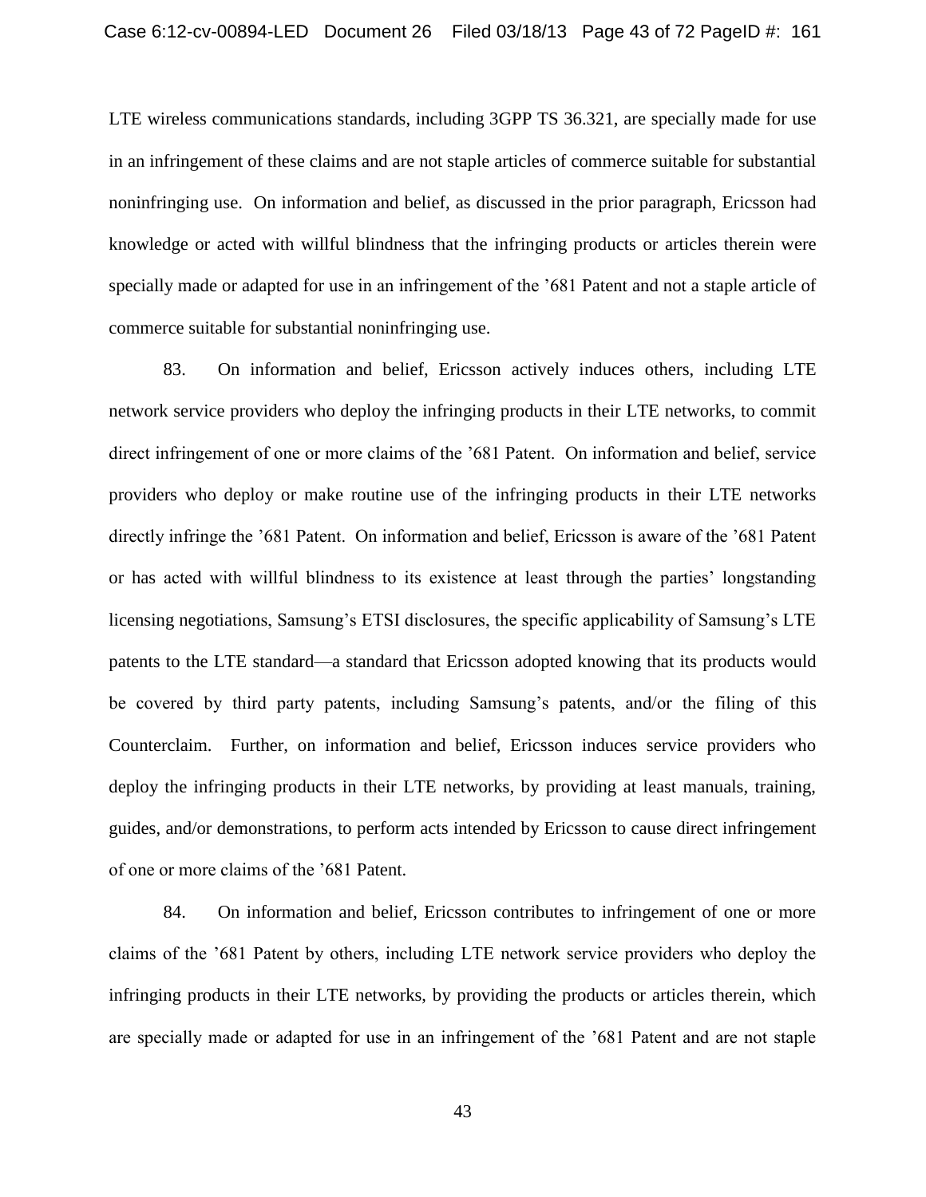LTE wireless communications standards, including 3GPP TS 36.321, are specially made for use in an infringement of these claims and are not staple articles of commerce suitable for substantial noninfringing use. On information and belief, as discussed in the prior paragraph, Ericsson had knowledge or acted with willful blindness that the infringing products or articles therein were specially made or adapted for use in an infringement of the ’681 Patent and not a staple article of commerce suitable for substantial noninfringing use.

83. On information and belief, Ericsson actively induces others, including LTE network service providers who deploy the infringing products in their LTE networks, to commit direct infringement of one or more claims of the ’681 Patent. On information and belief, service providers who deploy or make routine use of the infringing products in their LTE networks directly infringe the ’681 Patent. On information and belief, Ericsson is aware of the ’681 Patent or has acted with willful blindness to its existence at least through the parties’ longstanding licensing negotiations, Samsung’s ETSI disclosures, the specific applicability of Samsung’s LTE patents to the LTE standard—a standard that Ericsson adopted knowing that its products would be covered by third party patents, including Samsung’s patents, and/or the filing of this Counterclaim. Further, on information and belief, Ericsson induces service providers who deploy the infringing products in their LTE networks, by providing at least manuals, training, guides, and/or demonstrations, to perform acts intended by Ericsson to cause direct infringement of one or more claims of the ’681 Patent.

84. On information and belief, Ericsson contributes to infringement of one or more claims of the ’681 Patent by others, including LTE network service providers who deploy the infringing products in their LTE networks, by providing the products or articles therein, which are specially made or adapted for use in an infringement of the ’681 Patent and are not staple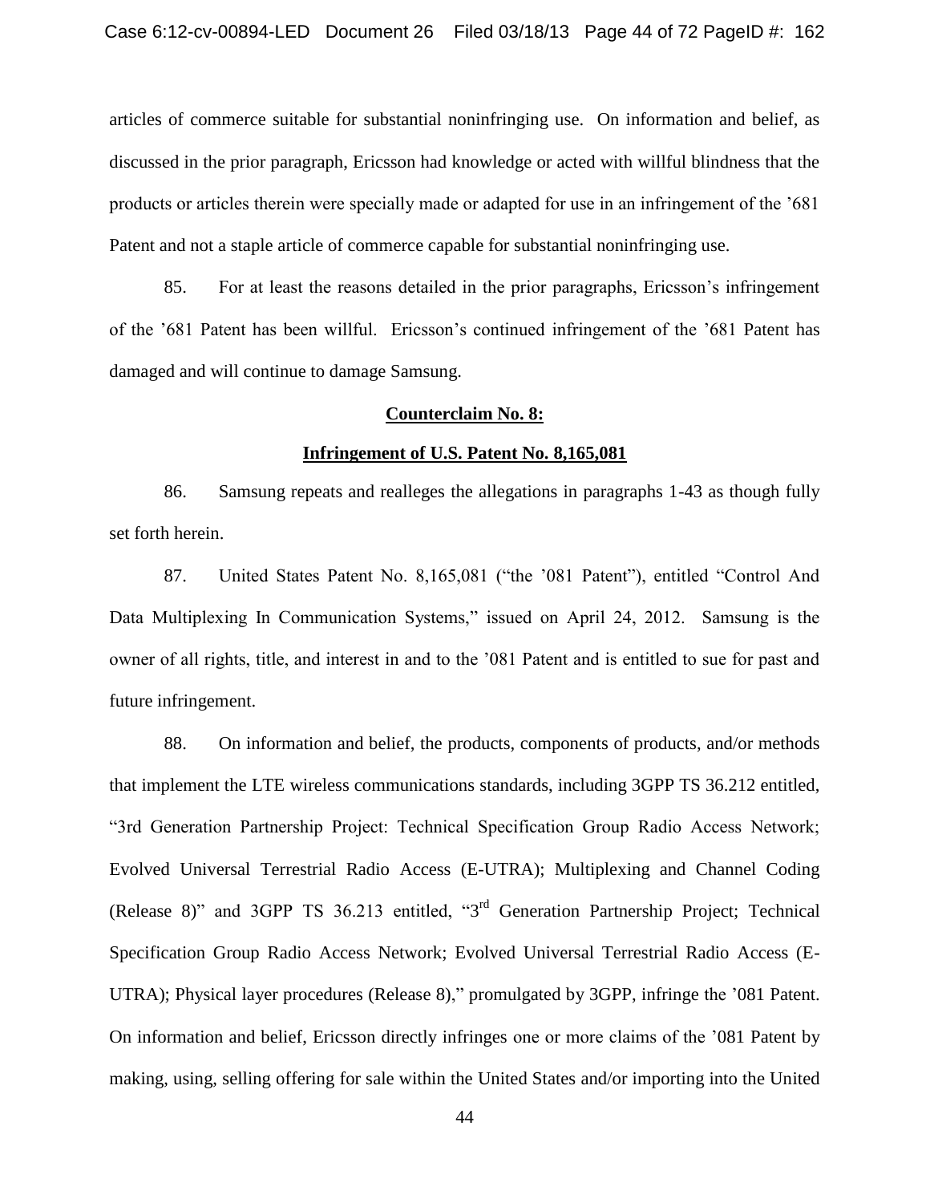articles of commerce suitable for substantial noninfringing use. On information and belief, as discussed in the prior paragraph, Ericsson had knowledge or acted with willful blindness that the products or articles therein were specially made or adapted for use in an infringement of the '681 Patent and not a staple article of commerce capable for substantial noninfringing use.

85. For at least the reasons detailed in the prior paragraphs, Ericsson's infringement of the '681 Patent has been willful. Ericsson's continued infringement of the '681 Patent has damaged and will continue to damage Samsung.

**Counterclaim No. 8:**

**Infringement of U.S. Patent No. 8,165,081**

86. Samsung repeats and realleges the allegations in paragraphs 1-43 as though fully set forth herein.

87. United States Patent No. 8,165,081 ("the '081 Patent"), entitled "Control And Data Multiplexing In Communication Systems," issued on April 24, 2012. Samsung is the owner of all rights, title, and interest in and to the '081 Patent and is entitled to sue for past and future infringement.

88. On information and belief, the products, components of products, and/or methods that implement the LTE wireless communications standards, including 3GPP TS 36.212 entitled, "3rd Generation Partnership Project: Technical Specification Group Radio Access Network; Evolved Universal Terrestrial Radio Access (E-UTRA); Multiplexing and Channel Coding (Release 8)" and 3GPP TS 36.213 entitled, "3rd Generation Partnership Project; Technical Specification Group Radio Access Network; Evolved Universal Terrestrial Radio Access (E-UTRA); Physical layer procedures (Release 8)," promulgated by 3GPP, infringe the '081 Patent. On information and belief, Ericsson directly infringes one or more claims of the '081 Patent by making, using, selling offering for sale within the United States and/or importing into the United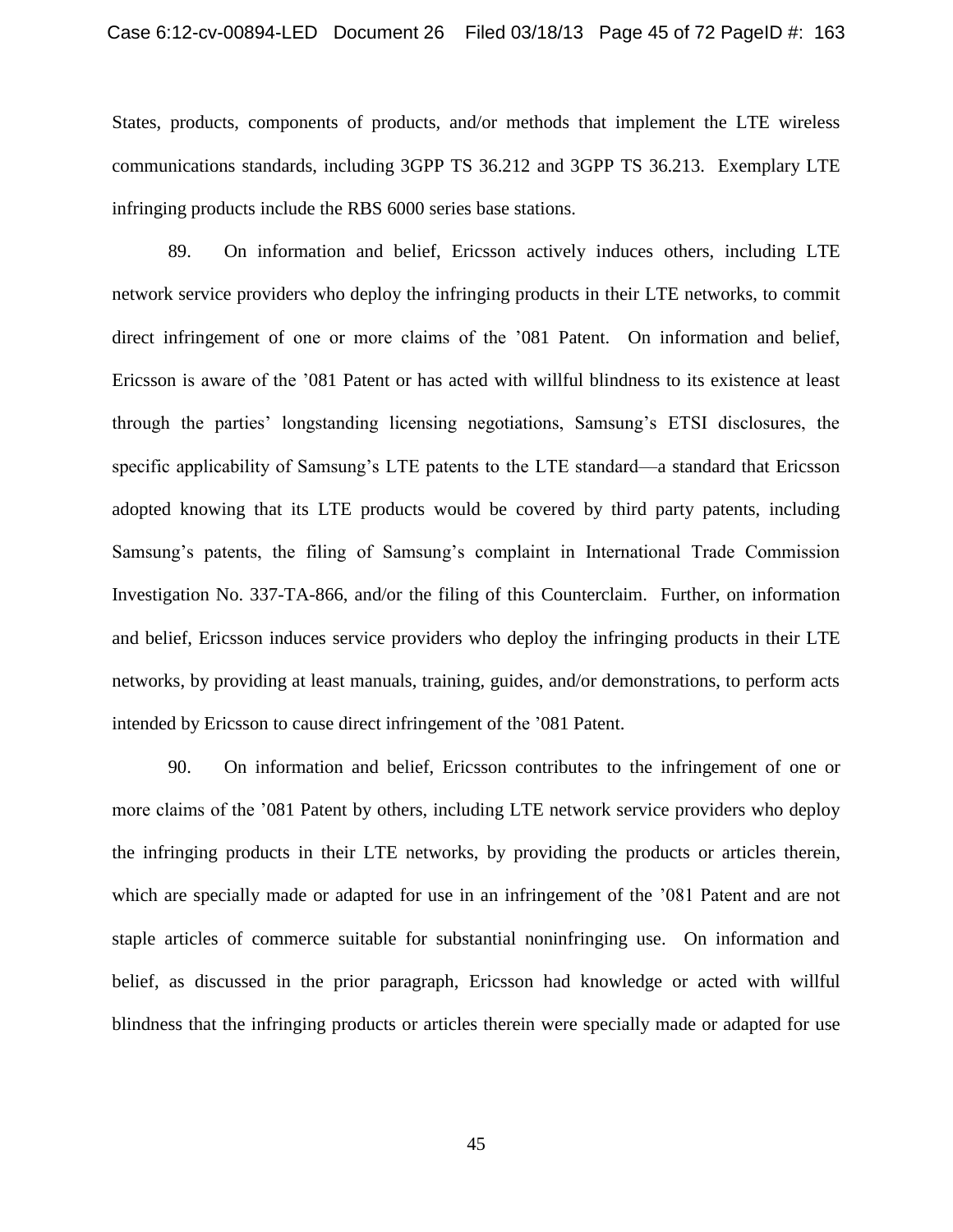States, products, components of products, and/or methods that implement the LTE wireless communications standards, including 3GPP TS 36.212 and 3GPP TS 36.213. Exemplary LTE infringing products include the RBS 6000 series base stations.

89. On information and belief, Ericsson actively induces others, including LTE network service providers who deploy the infringing products in their LTE networks, to commit direct infringement of one or more claims of the ’081 Patent. On information and belief, Ericsson is aware of the ’081 Patent or has acted with willful blindness to its existence at least through the parties’ longstanding licensing negotiations, Samsung’s ETSI disclosures, the specific applicability of Samsung’s LTE patents to the LTE standard—a standard that Ericsson adopted knowing that its LTE products would be covered by third party patents, including Samsung’s patents, the filing of Samsung’s complaint in International Trade Commission Investigation No. 337-TA-866, and/or the filing of this Counterclaim. Further, on information and belief, Ericsson induces service providers who deploy the infringing products in their LTE networks, by providing at least manuals, training, guides, and/or demonstrations, to perform acts intended by Ericsson to cause direct infringement of the ’081 Patent.

90. On information and belief, Ericsson contributes to the infringement of one or more claims of the ’081 Patent by others, including LTE network service providers who deploy the infringing products in their LTE networks, by providing the products or articles therein, which are specially made or adapted for use in an infringement of the ’081 Patent and are not staple articles of commerce suitable for substantial noninfringing use. On information and belief, as discussed in the prior paragraph, Ericsson had knowledge or acted with willful blindness that the infringing products or articles therein were specially made or adapted for use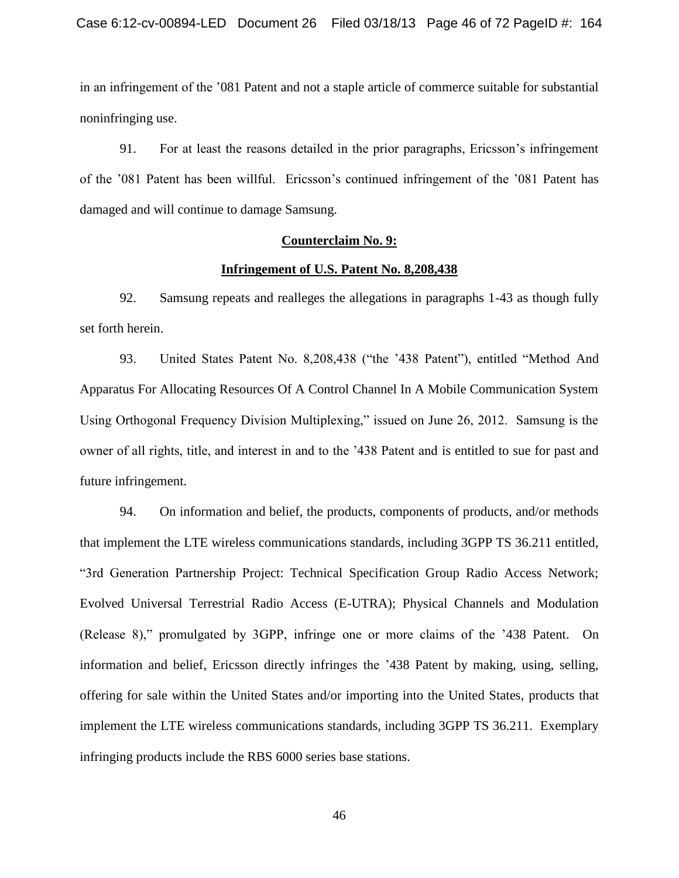in an infringement of the ’081 Patent and not a staple article of commerce suitable for substantial noninfringing use.

91. For at least the reasons detailed in the prior paragraphs, Ericsson’s infringement of the ’081 Patent has been willful. Ericsson’s continued infringement of the ’081 Patent has damaged and will continue to damage Samsung.

**Counterclaim No. 9:**

**Infringement of U.S. Patent No. 8,208,438**

92. Samsung repeats and realleges the allegations in paragraphs 1-43 as though fully set forth herein.

93. United States Patent No. 8,208,438 (“the ’438 Patent”), entitled “Method And Apparatus For Allocating Resources Of A Control Channel In A Mobile Communication System Using Orthogonal Frequency Division Multiplexing,” issued on June 26, 2012. Samsung is the owner of all rights, title, and interest in and to the ’438 Patent and is entitled to sue for past and future infringement.

94. On information and belief, the products, components of products, and/or methods that implement the LTE wireless communications standards, including 3GPP TS 36.211 entitled, “3rd Generation Partnership Project: Technical Specification Group Radio Access Network; Evolved Universal Terrestrial Radio Access (E-UTRA); Physical Channels and Modulation (Release 8),” promulgated by 3GPP, infringe one or more claims of the ’438 Patent. On information and belief, Ericsson directly infringes the ’438 Patent by making, using, selling, offering for sale within the United States and/or importing into the United States, products that implement the LTE wireless communications standards, including 3GPP TS 36.211. Exemplary infringing products include the RBS 6000 series base stations.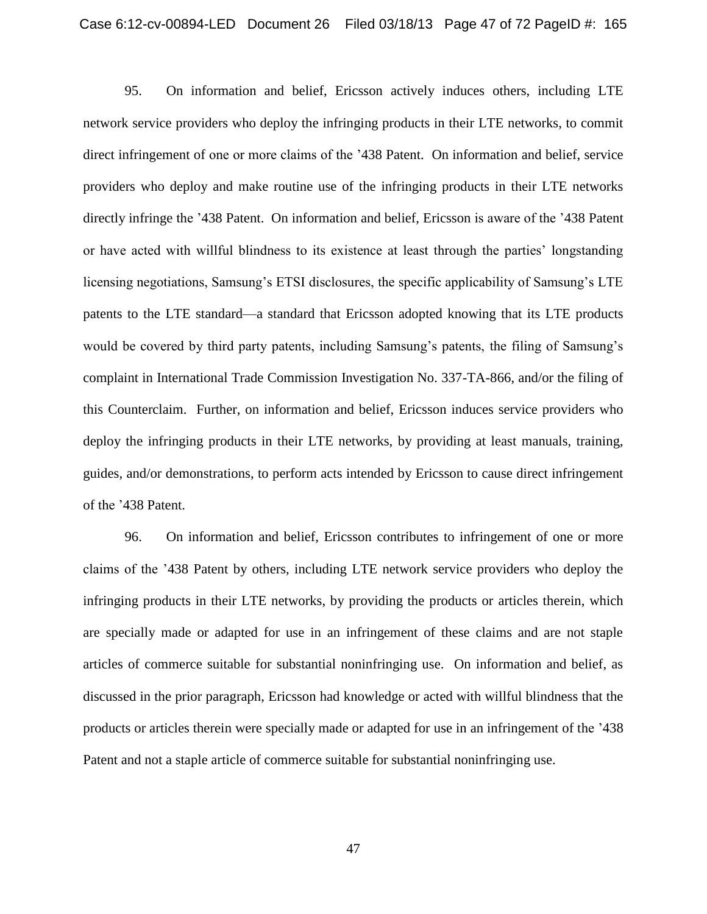95. On information and belief, Ericsson actively induces others, including LTE network service providers who deploy the infringing products in their LTE networks, to commit direct infringement of one or more claims of the '438 Patent. On information and belief, service providers who deploy and make routine use of the infringing products in their LTE networks directly infringe the '438 Patent. On information and belief, Ericsson is aware of the '438 Patent or have acted with willful blindness to its existence at least through the parties' longstanding licensing negotiations, Samsung's ETSI disclosures, the specific applicability of Samsung's LTE patents to the LTE standard—a standard that Ericsson adopted knowing that its LTE products would be covered by third party patents, including Samsung's patents, the filing of Samsung's complaint in International Trade Commission Investigation No. 337-TA-866, and/or the filing of this Counterclaim. Further, on information and belief, Ericsson induces service providers who deploy the infringing products in their LTE networks, by providing at least manuals, training, guides, and/or demonstrations, to perform acts intended by Ericsson to cause direct infringement of the '438 Patent.

96. On information and belief, Ericsson contributes to infringement of one or more claims of the '438 Patent by others, including LTE network service providers who deploy the infringing products in their LTE networks, by providing the products or articles therein, which are specially made or adapted for use in an infringement of these claims and are not staple articles of commerce suitable for substantial noninfringing use. On information and belief, as discussed in the prior paragraph, Ericsson had knowledge or acted with willful blindness that the products or articles therein were specially made or adapted for use in an infringement of the '438 Patent and not a staple article of commerce suitable for substantial noninfringing use.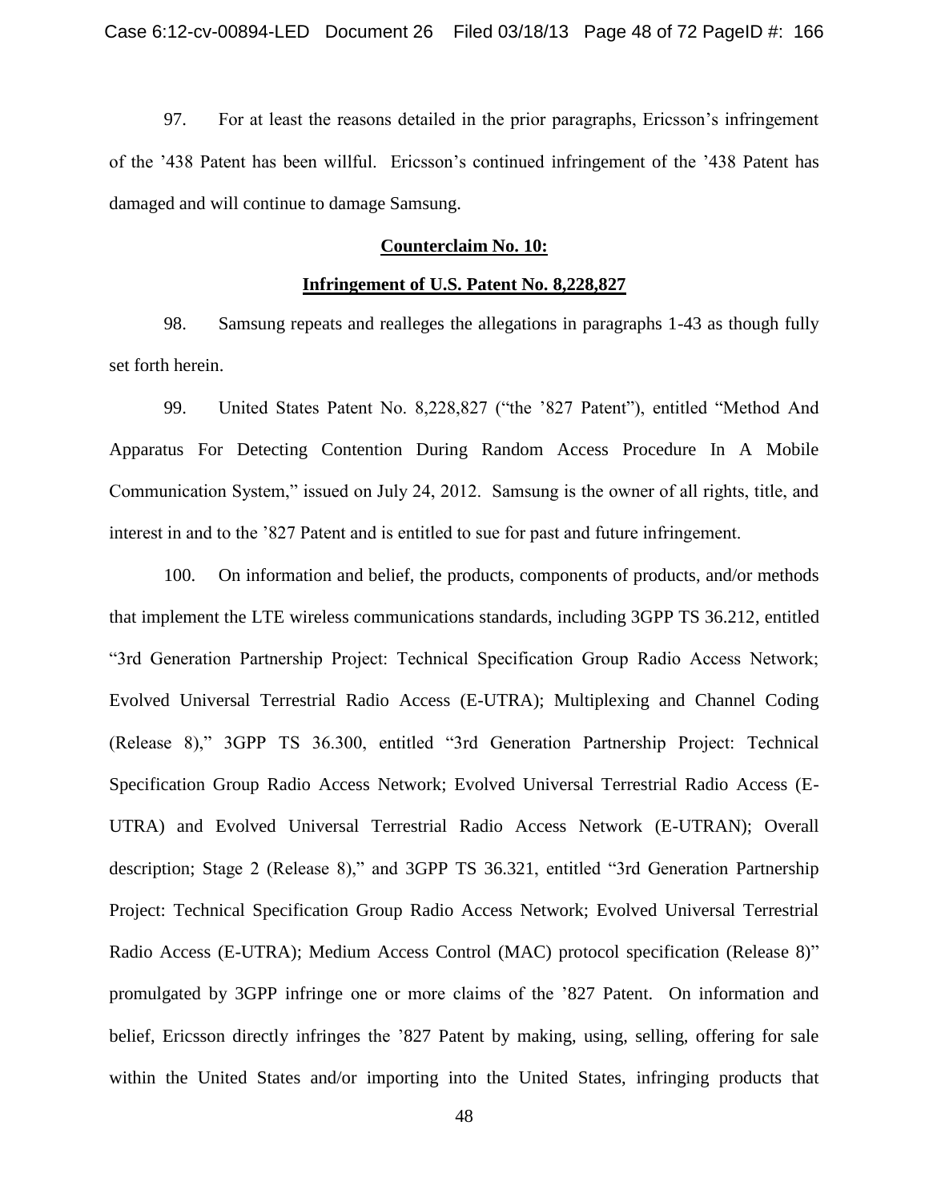97. For at least the reasons detailed in the prior paragraphs, Ericsson's infringement of the '438 Patent has been willful. Ericsson's continued infringement of the '438 Patent has damaged and will continue to damage Samsung.

**Counterclaim No. 10:**

**Infringement of U.S. Patent No. 8,228,827**

98. Samsung repeats and realleges the allegations in paragraphs 1-43 as though fully set forth herein.

99. United States Patent No. 8,228,827 ("the '827 Patent"), entitled "Method And Apparatus For Detecting Contention During Random Access Procedure In A Mobile Communication System," issued on July 24, 2012. Samsung is the owner of all rights, title, and interest in and to the '827 Patent and is entitled to sue for past and future infringement.

100. On information and belief, the products, components of products, and/or methods that implement the LTE wireless communications standards, including 3GPP TS 36.212, entitled "3rd Generation Partnership Project: Technical Specification Group Radio Access Network; Evolved Universal Terrestrial Radio Access (E-UTRA); Multiplexing and Channel Coding (Release 8)," 3GPP TS 36.300, entitled "3rd Generation Partnership Project: Technical Specification Group Radio Access Network; Evolved Universal Terrestrial Radio Access (E-UTRA) and Evolved Universal Terrestrial Radio Access Network (E-UTRAN); Overall description; Stage 2 (Release 8)," and 3GPP TS 36.321, entitled "3rd Generation Partnership Project: Technical Specification Group Radio Access Network; Evolved Universal Terrestrial Radio Access (E-UTRA); Medium Access Control (MAC) protocol specification (Release 8)" promulgated by 3GPP infringe one or more claims of the '827 Patent. On information and belief, Ericsson directly infringes the '827 Patent by making, using, selling, offering for sale within the United States and/or importing into the United States, infringing products that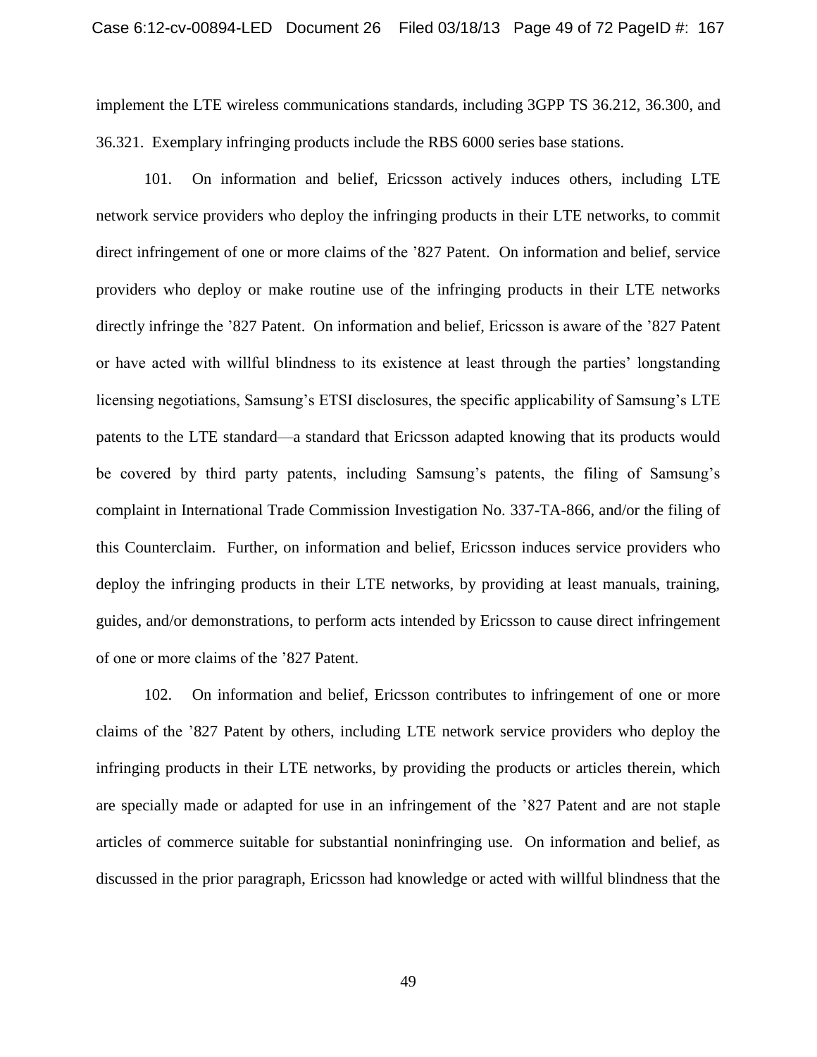implement the LTE wireless communications standards, including 3GPP TS 36.212, 36.300, and 36.321. Exemplary infringing products include the RBS 6000 series base stations.

101. On information and belief, Ericsson actively induces others, including LTE network service providers who deploy the infringing products in their LTE networks, to commit direct infringement of one or more claims of the '827 Patent. On information and belief, service providers who deploy or make routine use of the infringing products in their LTE networks directly infringe the '827 Patent. On information and belief, Ericsson is aware of the '827 Patent or have acted with willful blindness to its existence at least through the parties' longstanding licensing negotiations, Samsung's ETSI disclosures, the specific applicability of Samsung's LTE patents to the LTE standard—a standard that Ericsson adapted knowing that its products would be covered by third party patents, including Samsung's patents, the filing of Samsung's complaint in International Trade Commission Investigation No. 337-TA-866, and/or the filing of this Counterclaim. Further, on information and belief, Ericsson induces service providers who deploy the infringing products in their LTE networks, by providing at least manuals, training, guides, and/or demonstrations, to perform acts intended by Ericsson to cause direct infringement of one or more claims of the '827 Patent.

102. On information and belief, Ericsson contributes to infringement of one or more claims of the '827 Patent by others, including LTE network service providers who deploy the infringing products in their LTE networks, by providing the products or articles therein, which are specially made or adapted for use in an infringement of the '827 Patent and are not staple articles of commerce suitable for substantial noninfringing use. On information and belief, as discussed in the prior paragraph, Ericsson had knowledge or acted with willful blindness that the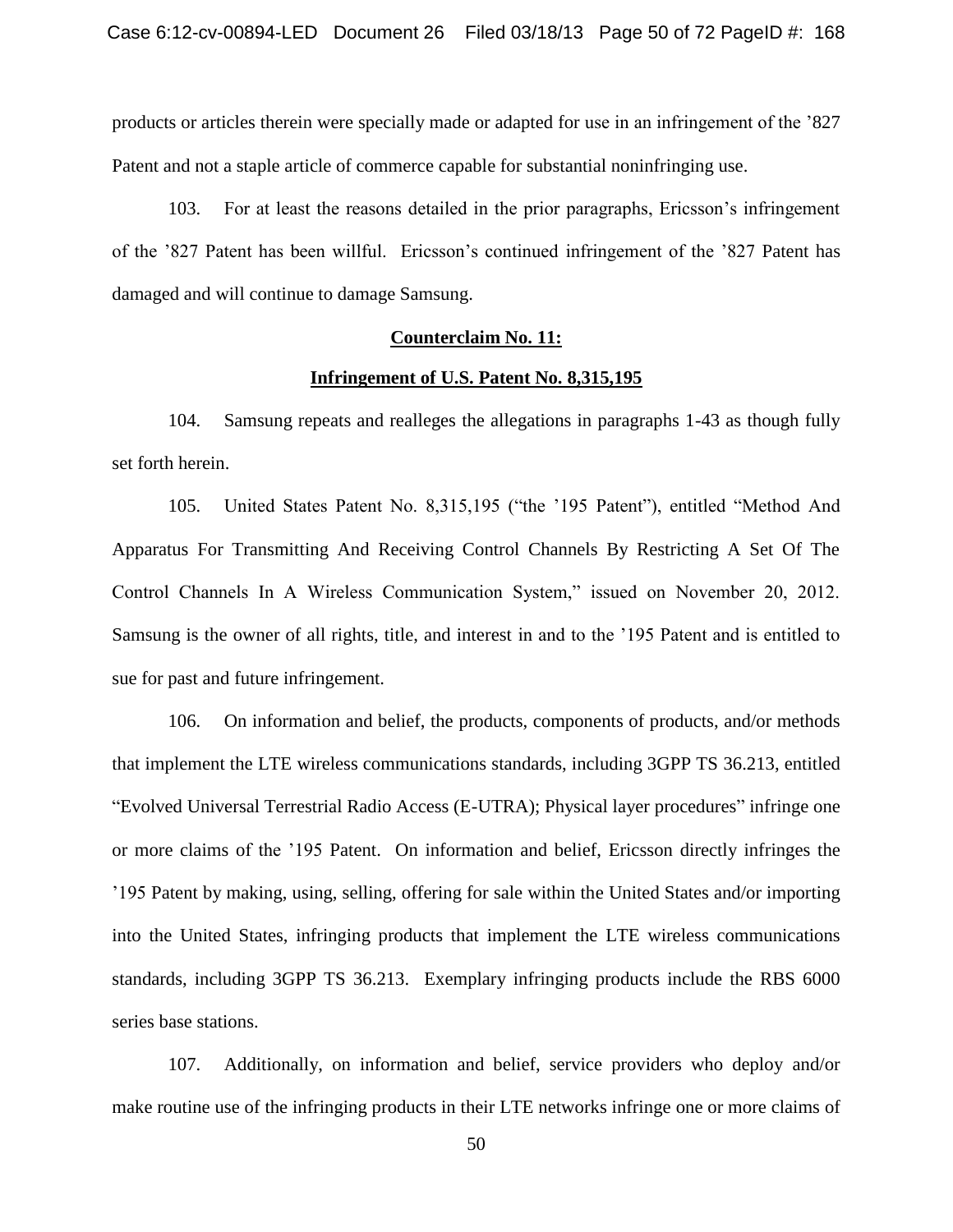products or articles therein were specially made or adapted for use in an infringement of the ’827 Patent and not a staple article of commerce capable for substantial noninfringing use.

103. For at least the reasons detailed in the prior paragraphs, Ericsson’s infringement of the ’827 Patent has been willful. Ericsson’s continued infringement of the ’827 Patent has damaged and will continue to damage Samsung.

**Counterclaim No. 11:**

**Infringement of U.S. Patent No. 8,315,195**

104. Samsung repeats and realleges the allegations in paragraphs 1-43 as though fully set forth herein.

105. United States Patent No. 8,315,195 (“the ’195 Patent”), entitled “Method And Apparatus For Transmitting And Receiving Control Channels By Restricting A Set Of The Control Channels In A Wireless Communication System,” issued on November 20, 2012. Samsung is the owner of all rights, title, and interest in and to the ’195 Patent and is entitled to sue for past and future infringement.

106. On information and belief, the products, components of products, and/or methods that implement the LTE wireless communications standards, including 3GPP TS 36.213, entitled “Evolved Universal Terrestrial Radio Access (E-UTRA); Physical layer procedures” infringe one or more claims of the ’195 Patent. On information and belief, Ericsson directly infringes the ’195 Patent by making, using, selling, offering for sale within the United States and/or importing into the United States, infringing products that implement the LTE wireless communications standards, including 3GPP TS 36.213. Exemplary infringing products include the RBS 6000 series base stations.

107. Additionally, on information and belief, service providers who deploy and/or make routine use of the infringing products in their LTE networks infringe one or more claims of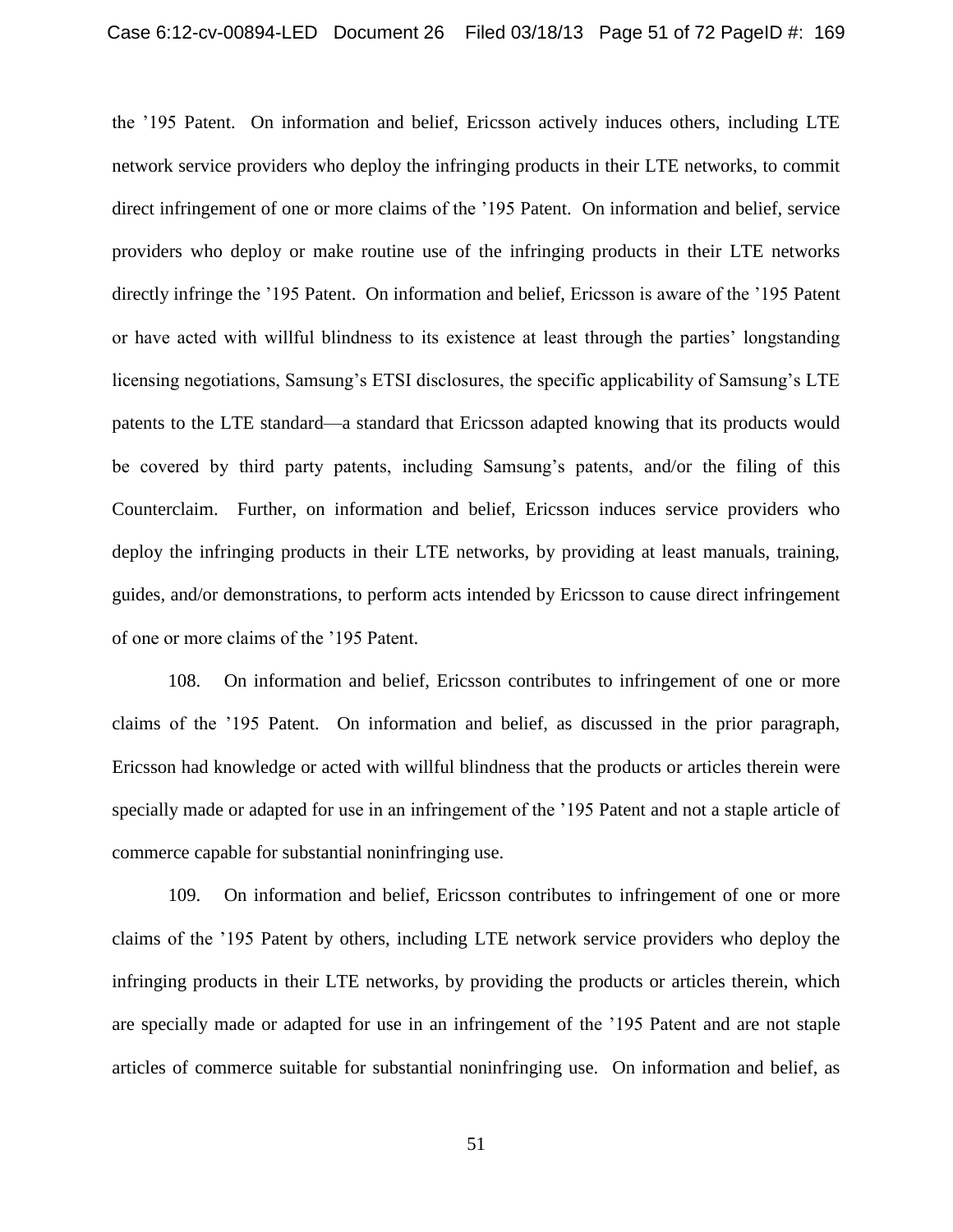the ’195 Patent. On information and belief, Ericsson actively induces others, including LTE network service providers who deploy the infringing products in their LTE networks, to commit direct infringement of one or more claims of the ’195 Patent. On information and belief, service providers who deploy or make routine use of the infringing products in their LTE networks directly infringe the ’195 Patent. On information and belief, Ericsson is aware of the ’195 Patent or have acted with willful blindness to its existence at least through the parties’ longstanding licensing negotiations, Samsung’s ETSI disclosures, the specific applicability of Samsung’s LTE patents to the LTE standard—a standard that Ericsson adapted knowing that its products would be covered by third party patents, including Samsung’s patents, and/or the filing of this Counterclaim. Further, on information and belief, Ericsson induces service providers who deploy the infringing products in their LTE networks, by providing at least manuals, training, guides, and/or demonstrations, to perform acts intended by Ericsson to cause direct infringement of one or more claims of the ’195 Patent.

108. On information and belief, Ericsson contributes to infringement of one or more claims of the ’195 Patent. On information and belief, as discussed in the prior paragraph, Ericsson had knowledge or acted with willful blindness that the products or articles therein were specially made or adapted for use in an infringement of the ’195 Patent and not a staple article of commerce capable for substantial noninfringing use.

109. On information and belief, Ericsson contributes to infringement of one or more claims of the ’195 Patent by others, including LTE network service providers who deploy the infringing products in their LTE networks, by providing the products or articles therein, which are specially made or adapted for use in an infringement of the ’195 Patent and are not staple articles of commerce suitable for substantial noninfringing use. On information and belief, as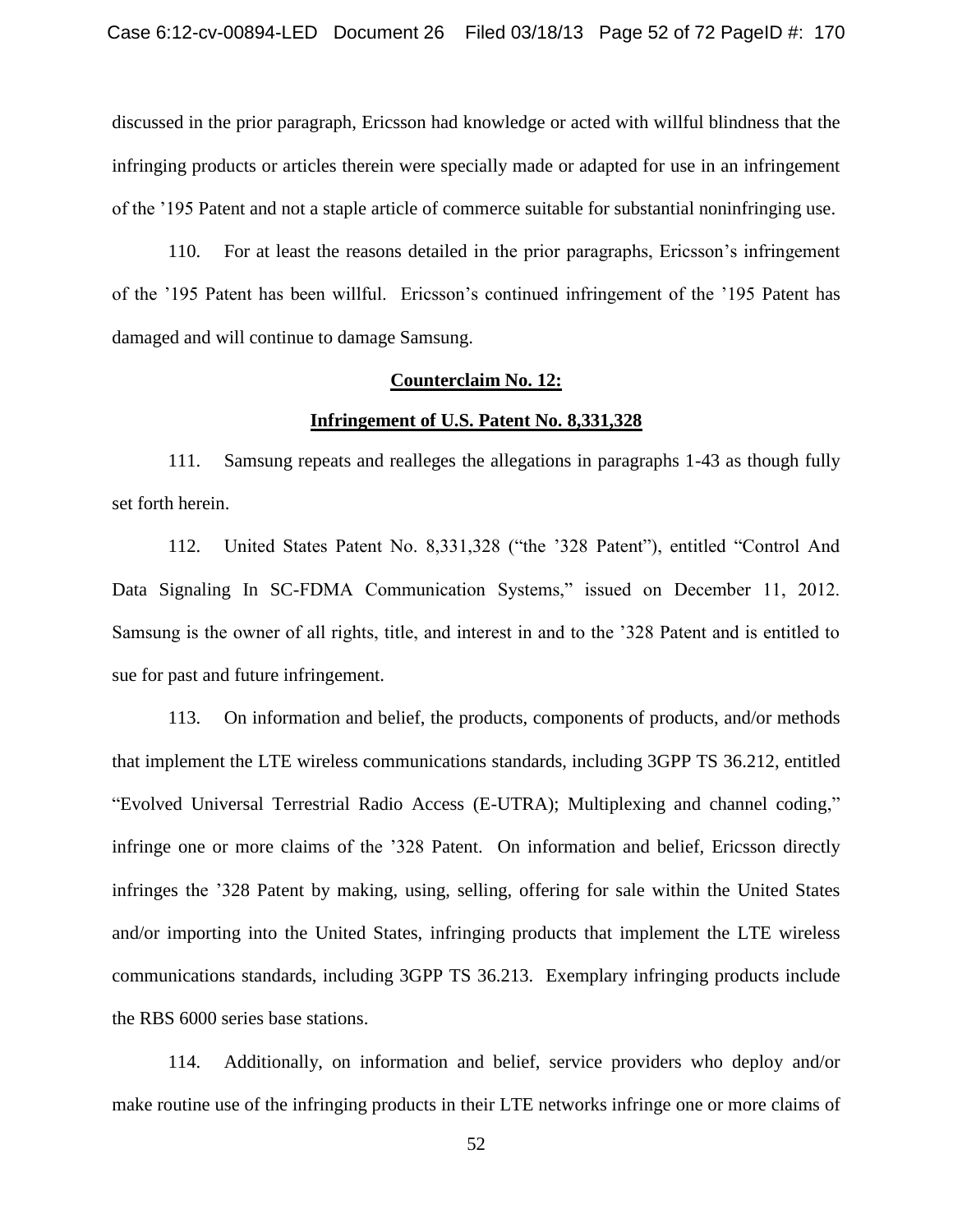discussed in the prior paragraph, Ericsson had knowledge or acted with willful blindness that the infringing products or articles therein were specially made or adapted for use in an infringement of the ’195 Patent and not a staple article of commerce suitable for substantial noninfringing use.

110. For at least the reasons detailed in the prior paragraphs, Ericsson’s infringement of the ’195 Patent has been willful. Ericsson’s continued infringement of the ’195 Patent has damaged and will continue to damage Samsung.

**Counterclaim No. 12:**

**Infringement of U.S. Patent No. 8,331,328**

111. Samsung repeats and realleges the allegations in paragraphs 1-43 as though fully set forth herein.

112. United States Patent No. 8,331,328 (“the ’328 Patent”), entitled “Control And Data Signaling In SC-FDMA Communication Systems,” issued on December 11, 2012. Samsung is the owner of all rights, title, and interest in and to the ’328 Patent and is entitled to sue for past and future infringement.

113. On information and belief, the products, components of products, and/or methods that implement the LTE wireless communications standards, including 3GPP TS 36.212, entitled “Evolved Universal Terrestrial Radio Access (E-UTRA); Multiplexing and channel coding,” infringe one or more claims of the ’328 Patent. On information and belief, Ericsson directly infringes the ’328 Patent by making, using, selling, offering for sale within the United States and/or importing into the United States, infringing products that implement the LTE wireless communications standards, including 3GPP TS 36.213. Exemplary infringing products include the RBS 6000 series base stations.

114. Additionally, on information and belief, service providers who deploy and/or make routine use of the infringing products in their LTE networks infringe one or more claims of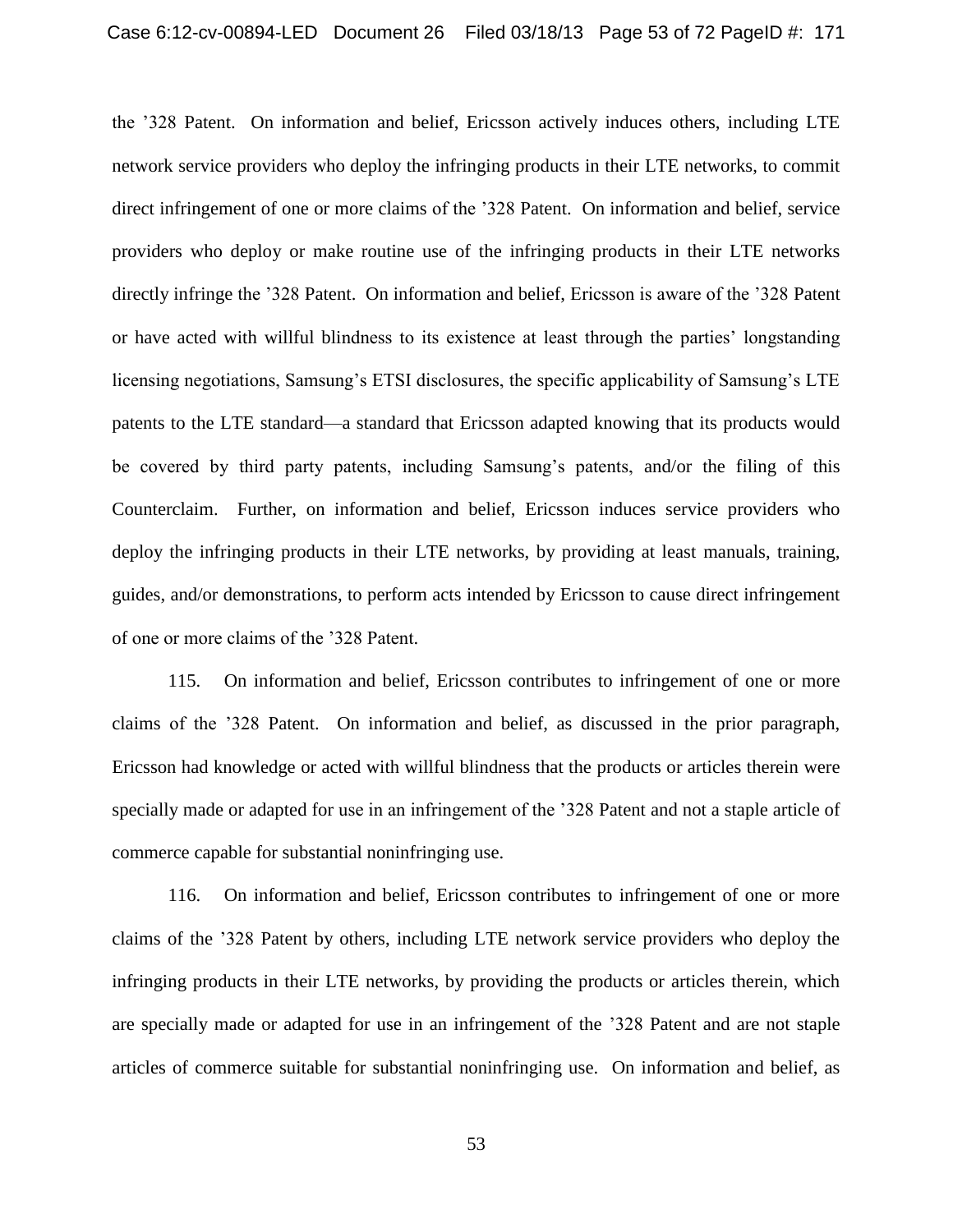the ’328 Patent. On information and belief, Ericsson actively induces others, including LTE network service providers who deploy the infringing products in their LTE networks, to commit direct infringement of one or more claims of the ’328 Patent. On information and belief, service providers who deploy or make routine use of the infringing products in their LTE networks directly infringe the ’328 Patent. On information and belief, Ericsson is aware of the ’328 Patent or have acted with willful blindness to its existence at least through the parties’ longstanding licensing negotiations, Samsung’s ETSI disclosures, the specific applicability of Samsung’s LTE patents to the LTE standard—a standard that Ericsson adapted knowing that its products would be covered by third party patents, including Samsung’s patents, and/or the filing of this Counterclaim. Further, on information and belief, Ericsson induces service providers who deploy the infringing products in their LTE networks, by providing at least manuals, training, guides, and/or demonstrations, to perform acts intended by Ericsson to cause direct infringement of one or more claims of the ’328 Patent.

115. On information and belief, Ericsson contributes to infringement of one or more claims of the ’328 Patent. On information and belief, as discussed in the prior paragraph, Ericsson had knowledge or acted with willful blindness that the products or articles therein were specially made or adapted for use in an infringement of the ’328 Patent and not a staple article of commerce capable for substantial noninfringing use.

116. On information and belief, Ericsson contributes to infringement of one or more claims of the ’328 Patent by others, including LTE network service providers who deploy the infringing products in their LTE networks, by providing the products or articles therein, which are specially made or adapted for use in an infringement of the ’328 Patent and are not staple articles of commerce suitable for substantial noninfringing use. On information and belief, as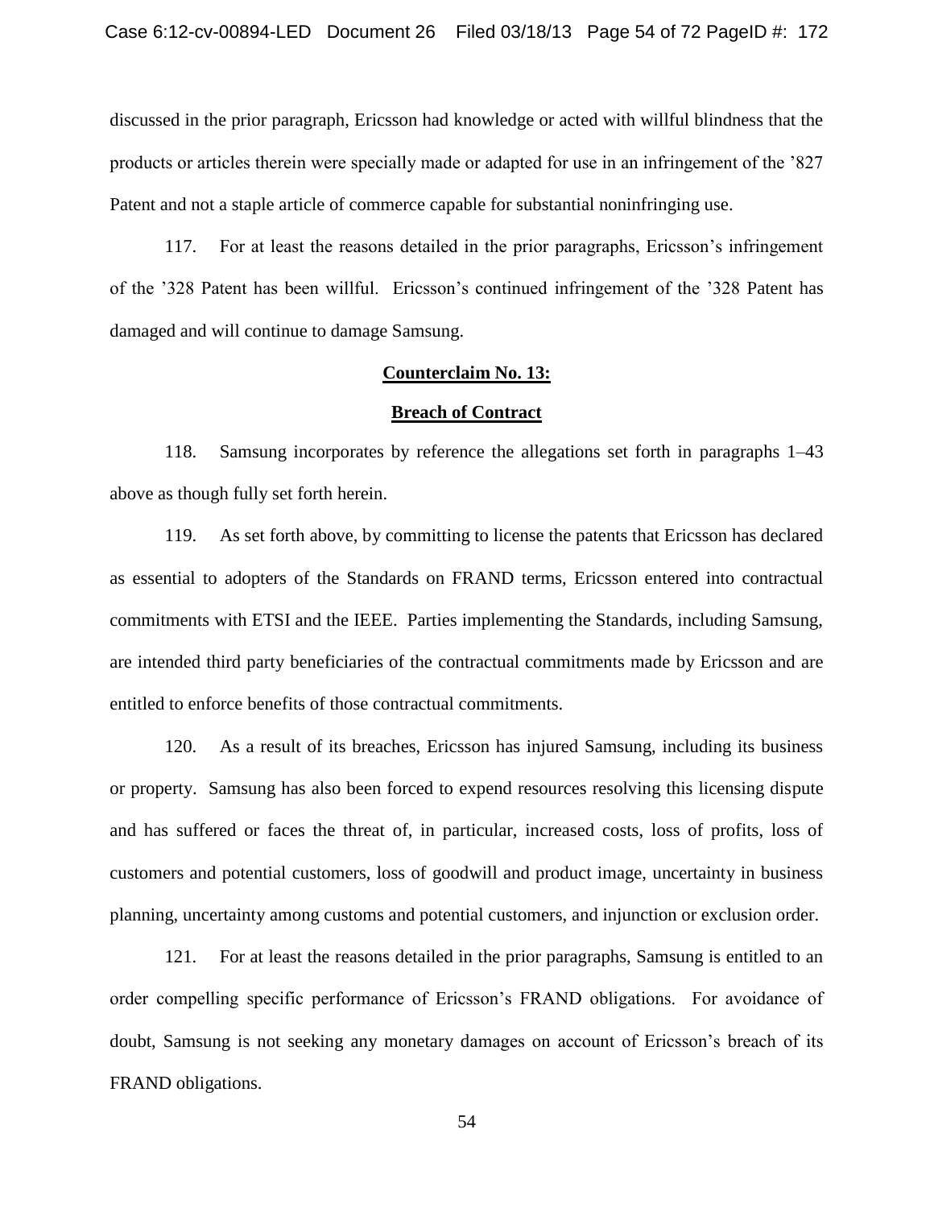discussed in the prior paragraph, Ericsson had knowledge or acted with willful blindness that the products or articles therein were specially made or adapted for use in an infringement of the '827 Patent and not a staple article of commerce capable for substantial noninfringing use.

117. For at least the reasons detailed in the prior paragraphs, Ericsson's infringement of the '328 Patent has been willful. Ericsson's continued infringement of the '328 Patent has damaged and will continue to damage Samsung.

**Counterclaim No. 13:**

**Breach of Contract**

118. Samsung incorporates by reference the allegations set forth in paragraphs 1–43 above as though fully set forth herein.

119. As set forth above, by committing to license the patents that Ericsson has declared as essential to adopters of the Standards on FRAND terms, Ericsson entered into contractual commitments with ETSI and the IEEE. Parties implementing the Standards, including Samsung, are intended third party beneficiaries of the contractual commitments made by Ericsson and are entitled to enforce benefits of those contractual commitments.

120. As a result of its breaches, Ericsson has injured Samsung, including its business or property. Samsung has also been forced to expend resources resolving this licensing dispute and has suffered or faces the threat of, in particular, increased costs, loss of profits, loss of customers and potential customers, loss of goodwill and product image, uncertainty in business planning, uncertainty among customs and potential customers, and injunction or exclusion order.

121. For at least the reasons detailed in the prior paragraphs, Samsung is entitled to an order compelling specific performance of Ericsson's FRAND obligations. For avoidance of doubt, Samsung is not seeking any monetary damages on account of Ericsson's breach of its FRAND obligations.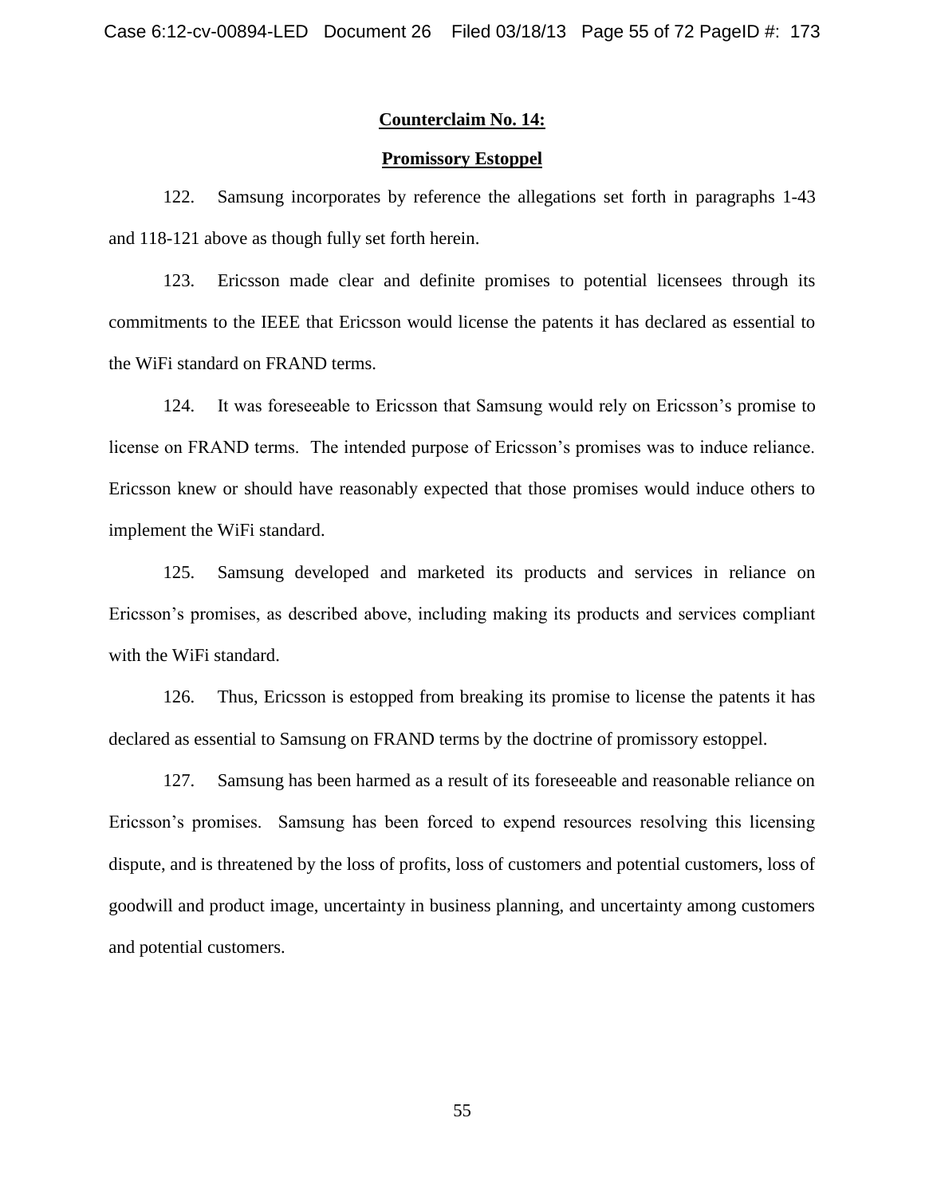**Counterclaim No. 14:**

**Promissory Estoppel**

122. Samsung incorporates by reference the allegations set forth in paragraphs 1-43 and 118-121 above as though fully set forth herein.

123. Ericsson made clear and definite promises to potential licensees through its commitments to the IEEE that Ericsson would license the patents it has declared as essential to the WiFi standard on FRAND terms.

124. It was foreseeable to Ericsson that Samsung would rely on Ericsson's promise to license on FRAND terms. The intended purpose of Ericsson's promises was to induce reliance. Ericsson knew or should have reasonably expected that those promises would induce others to implement the WiFi standard.

125. Samsung developed and marketed its products and services in reliance on Ericsson's promises, as described above, including making its products and services compliant with the WiFi standard.

126. Thus, Ericsson is estopped from breaking its promise to license the patents it has declared as essential to Samsung on FRAND terms by the doctrine of promissory estoppel.

127. Samsung has been harmed as a result of its foreseeable and reasonable reliance on Ericsson's promises. Samsung has been forced to expend resources resolving this licensing dispute, and is threatened by the loss of profits, loss of customers and potential customers, loss of goodwill and product image, uncertainty in business planning, and uncertainty among customers and potential customers.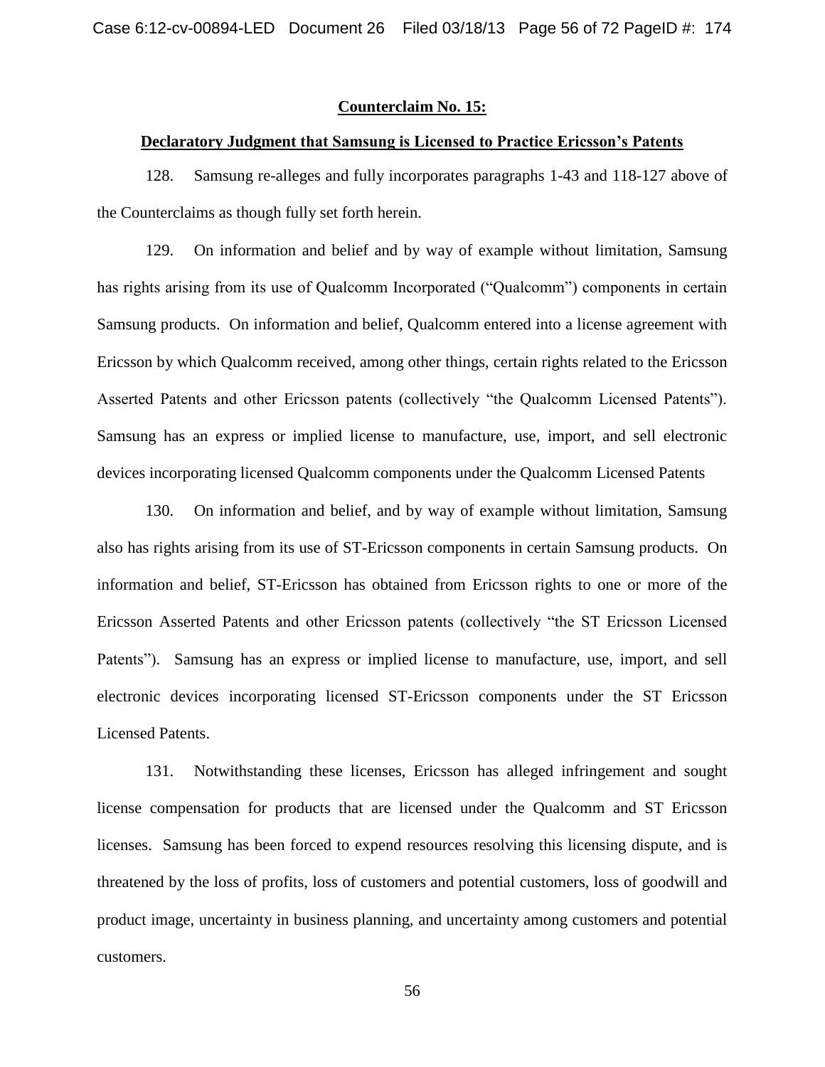**Counterclaim No. 15:**

**Declaratory Judgment that Samsung is Licensed to Practice Ericsson's Patents**

128. Samsung re-alleges and fully incorporates paragraphs 1-43 and 118-127 above of the Counterclaims as though fully set forth herein.

129. On information and belief and by way of example without limitation, Samsung has rights arising from its use of Qualcomm Incorporated ("Qualcomm") components in certain Samsung products. On information and belief, Qualcomm entered into a license agreement with Ericsson by which Qualcomm received, among other things, certain rights related to the Ericsson Asserted Patents and other Ericsson patents (collectively "the Qualcomm Licensed Patents"). Samsung has an express or implied license to manufacture, use, import, and sell electronic devices incorporating licensed Qualcomm components under the Qualcomm Licensed Patents

130. On information and belief, and by way of example without limitation, Samsung also has rights arising from its use of ST-Ericsson components in certain Samsung products. On information and belief, ST-Ericsson has obtained from Ericsson rights to one or more of the Ericsson Asserted Patents and other Ericsson patents (collectively "the ST Ericsson Licensed Patents"). Samsung has an express or implied license to manufacture, use, import, and sell electronic devices incorporating licensed ST-Ericsson components under the ST Ericsson Licensed Patents.

131. Notwithstanding these licenses, Ericsson has alleged infringement and sought license compensation for products that are licensed under the Qualcomm and ST Ericsson licenses. Samsung has been forced to expend resources resolving this licensing dispute, and is threatened by the loss of profits, loss of customers and potential customers, loss of goodwill and product image, uncertainty in business planning, and uncertainty among customers and potential customers.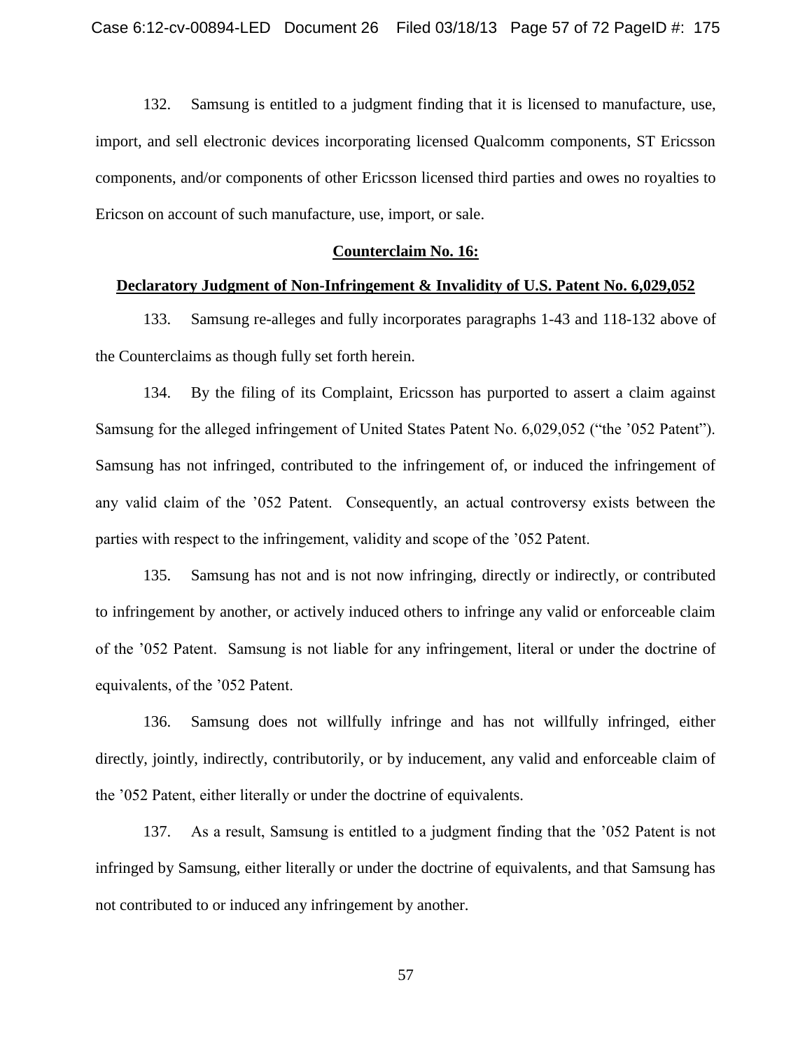132. Samsung is entitled to a judgment finding that it is licensed to manufacture, use, import, and sell electronic devices incorporating licensed Qualcomm components, ST Ericsson components, and/or components of other Ericsson licensed third parties and owes no royalties to Ericson on account of such manufacture, use, import, or sale.

**Counterclaim No. 16:**

**Declaratory Judgment of Non-Infringement & Invalidity of U.S. Patent No. 6,029,052**

133. Samsung re-alleges and fully incorporates paragraphs 1-43 and 118-132 above of the Counterclaims as though fully set forth herein.

134. By the filing of its Complaint, Ericsson has purported to assert a claim against Samsung for the alleged infringement of United States Patent No. 6,029,052 ("the '052 Patent"). Samsung has not infringed, contributed to the infringement of, or induced the infringement of any valid claim of the '052 Patent. Consequently, an actual controversy exists between the parties with respect to the infringement, validity and scope of the '052 Patent.

135. Samsung has not and is not now infringing, directly or indirectly, or contributed to infringement by another, or actively induced others to infringe any valid or enforceable claim of the '052 Patent. Samsung is not liable for any infringement, literal or under the doctrine of equivalents, of the '052 Patent.

136. Samsung does not willfully infringe and has not willfully infringed, either directly, jointly, indirectly, contributorily, or by inducement, any valid and enforceable claim of the '052 Patent, either literally or under the doctrine of equivalents.

137. As a result, Samsung is entitled to a judgment finding that the '052 Patent is not infringed by Samsung, either literally or under the doctrine of equivalents, and that Samsung has not contributed to or induced any infringement by another.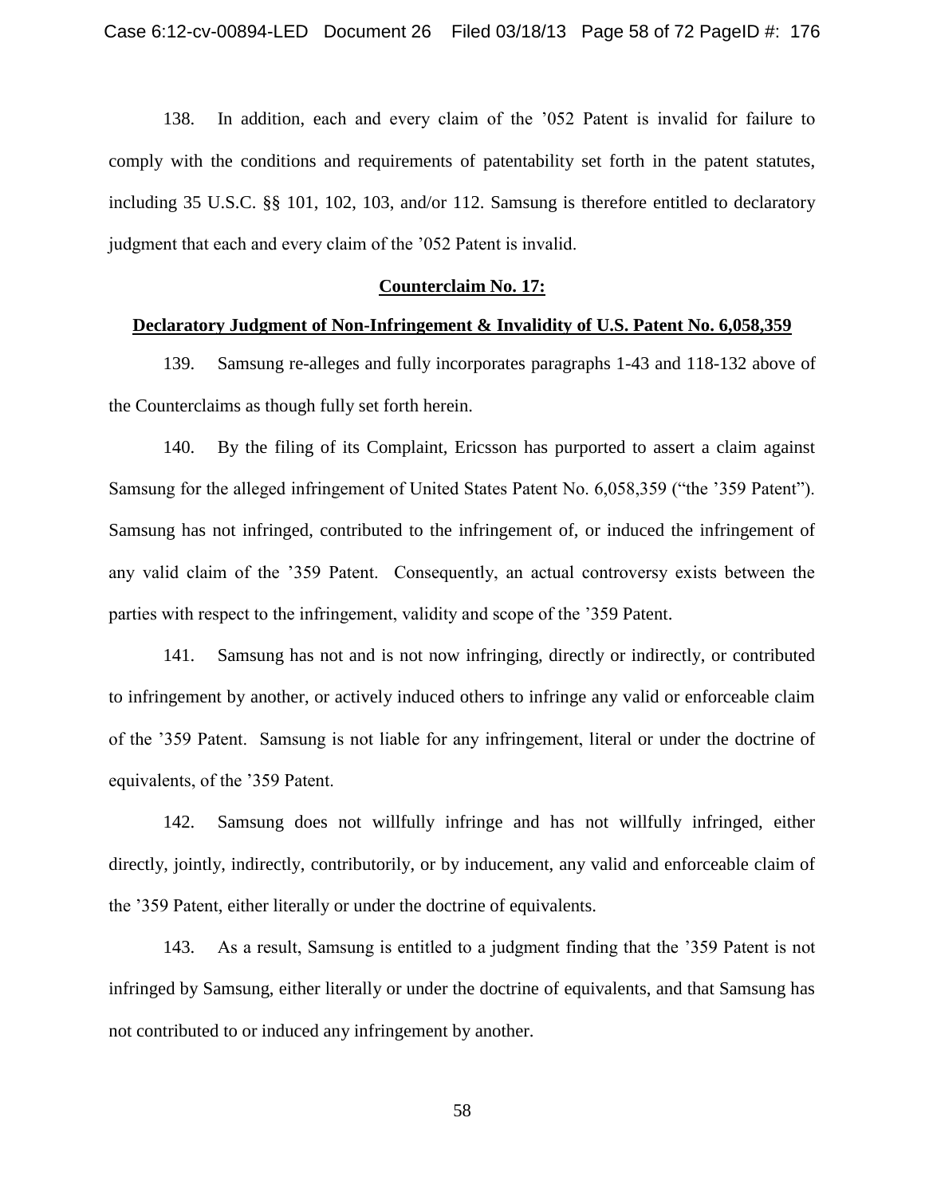138. In addition, each and every claim of the ’052 Patent is invalid for failure to comply with the conditions and requirements of patentability set forth in the patent statutes, including 35 U.S.C. §§ 101, 102, 103, and/or 112. Samsung is therefore entitled to declaratory judgment that each and every claim of the ’052 Patent is invalid.

**Counterclaim No. 17:**

**Declaratory Judgment of Non-Infringement & Invalidity of U.S. Patent No. 6,058,359**

139. Samsung re-alleges and fully incorporates paragraphs 1-43 and 118-132 above of the Counterclaims as though fully set forth herein.

140. By the filing of its Complaint, Ericsson has purported to assert a claim against Samsung for the alleged infringement of United States Patent No. 6,058,359 (“the ’359 Patent”). Samsung has not infringed, contributed to the infringement of, or induced the infringement of any valid claim of the ’359 Patent. Consequently, an actual controversy exists between the parties with respect to the infringement, validity and scope of the ’359 Patent.

141. Samsung has not and is not now infringing, directly or indirectly, or contributed to infringement by another, or actively induced others to infringe any valid or enforceable claim of the ’359 Patent. Samsung is not liable for any infringement, literal or under the doctrine of equivalents, of the ’359 Patent.

142. Samsung does not willfully infringe and has not willfully infringed, either directly, jointly, indirectly, contributorily, or by inducement, any valid and enforceable claim of the ’359 Patent, either literally or under the doctrine of equivalents.

143. As a result, Samsung is entitled to a judgment finding that the ’359 Patent is not infringed by Samsung, either literally or under the doctrine of equivalents, and that Samsung has not contributed to or induced any infringement by another.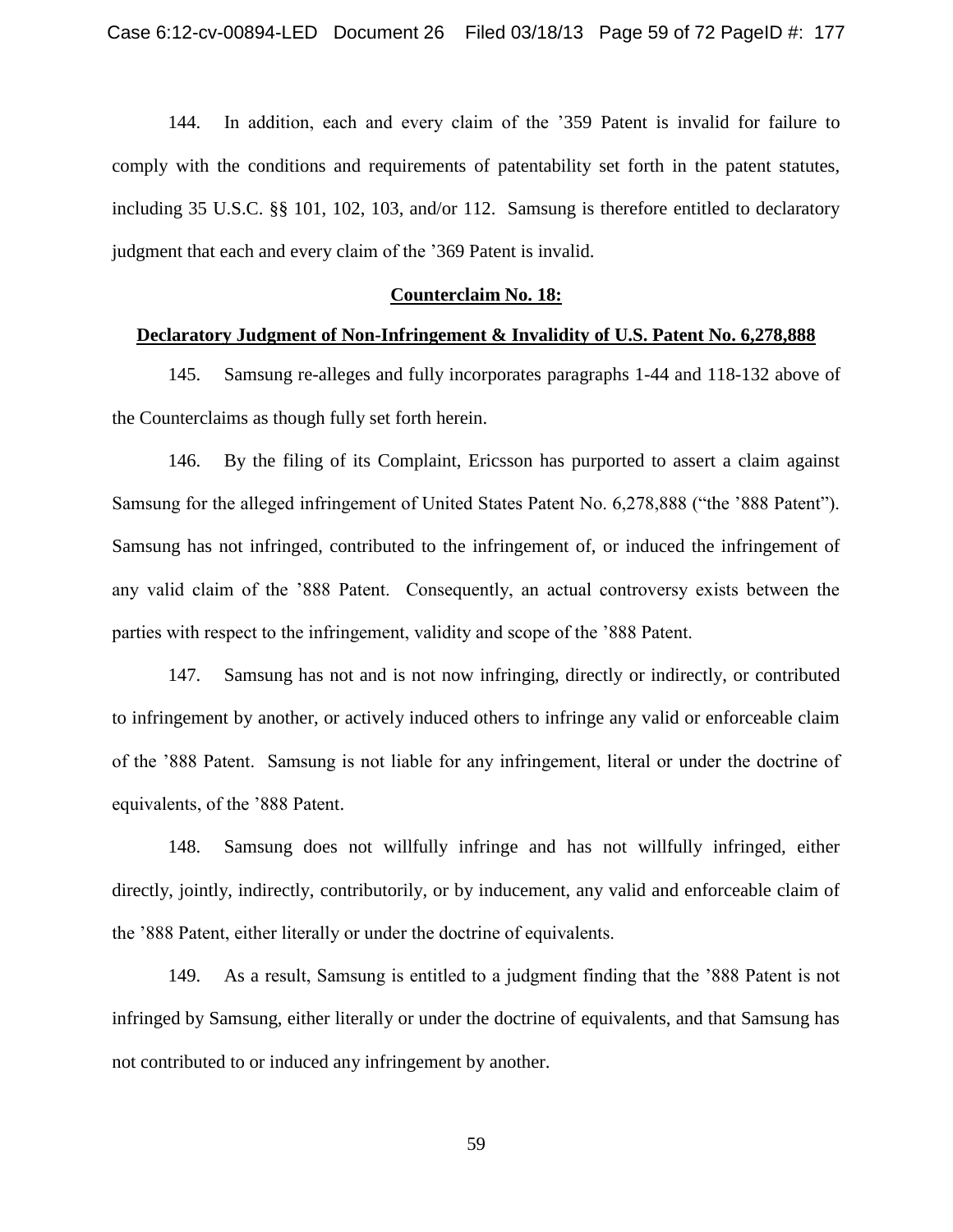144. In addition, each and every claim of the ’359 Patent is invalid for failure to comply with the conditions and requirements of patentability set forth in the patent statutes, including 35 U.S.C. §§ 101, 102, 103, and/or 112. Samsung is therefore entitled to declaratory judgment that each and every claim of the ’369 Patent is invalid.

**Counterclaim No. 18:**

**Declaratory Judgment of Non-Infringement & Invalidity of U.S. Patent No. 6,278,888**

145. Samsung re-alleges and fully incorporates paragraphs 1-44 and 118-132 above of the Counterclaims as though fully set forth herein.

146. By the filing of its Complaint, Ericsson has purported to assert a claim against Samsung for the alleged infringement of United States Patent No. 6,278,888 (“the ’888 Patent”). Samsung has not infringed, contributed to the infringement of, or induced the infringement of any valid claim of the ’888 Patent. Consequently, an actual controversy exists between the parties with respect to the infringement, validity and scope of the ’888 Patent.

147. Samsung has not and is not now infringing, directly or indirectly, or contributed to infringement by another, or actively induced others to infringe any valid or enforceable claim of the ’888 Patent. Samsung is not liable for any infringement, literal or under the doctrine of equivalents, of the ’888 Patent.

148. Samsung does not willfully infringe and has not willfully infringed, either directly, jointly, indirectly, contributorily, or by inducement, any valid and enforceable claim of the ’888 Patent, either literally or under the doctrine of equivalents.

149. As a result, Samsung is entitled to a judgment finding that the ’888 Patent is not infringed by Samsung, either literally or under the doctrine of equivalents, and that Samsung has not contributed to or induced any infringement by another.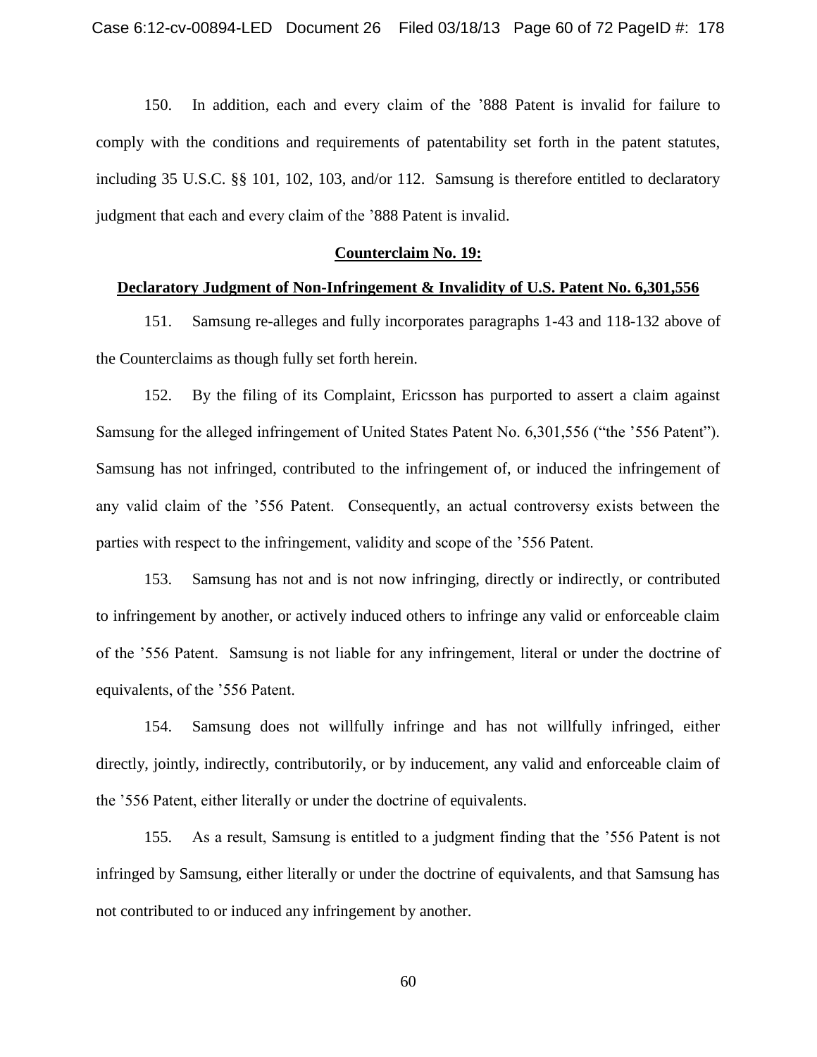150. In addition, each and every claim of the ’888 Patent is invalid for failure to comply with the conditions and requirements of patentability set forth in the patent statutes, including 35 U.S.C. §§ 101, 102, 103, and/or 112. Samsung is therefore entitled to declaratory judgment that each and every claim of the ’888 Patent is invalid.

**Counterclaim No. 19:**

**Declaratory Judgment of Non-Infringement & Invalidity of U.S. Patent No. 6,301,556**

151. Samsung re-alleges and fully incorporates paragraphs 1-43 and 118-132 above of the Counterclaims as though fully set forth herein.

152. By the filing of its Complaint, Ericsson has purported to assert a claim against Samsung for the alleged infringement of United States Patent No. 6,301,556 (“the ’556 Patent”). Samsung has not infringed, contributed to the infringement of, or induced the infringement of any valid claim of the ’556 Patent. Consequently, an actual controversy exists between the parties with respect to the infringement, validity and scope of the ’556 Patent.

153. Samsung has not and is not now infringing, directly or indirectly, or contributed to infringement by another, or actively induced others to infringe any valid or enforceable claim of the ’556 Patent. Samsung is not liable for any infringement, literal or under the doctrine of equivalents, of the ’556 Patent.

154. Samsung does not willfully infringe and has not willfully infringed, either directly, jointly, indirectly, contributorily, or by inducement, any valid and enforceable claim of the ’556 Patent, either literally or under the doctrine of equivalents.

155. As a result, Samsung is entitled to a judgment finding that the ’556 Patent is not infringed by Samsung, either literally or under the doctrine of equivalents, and that Samsung has not contributed to or induced any infringement by another.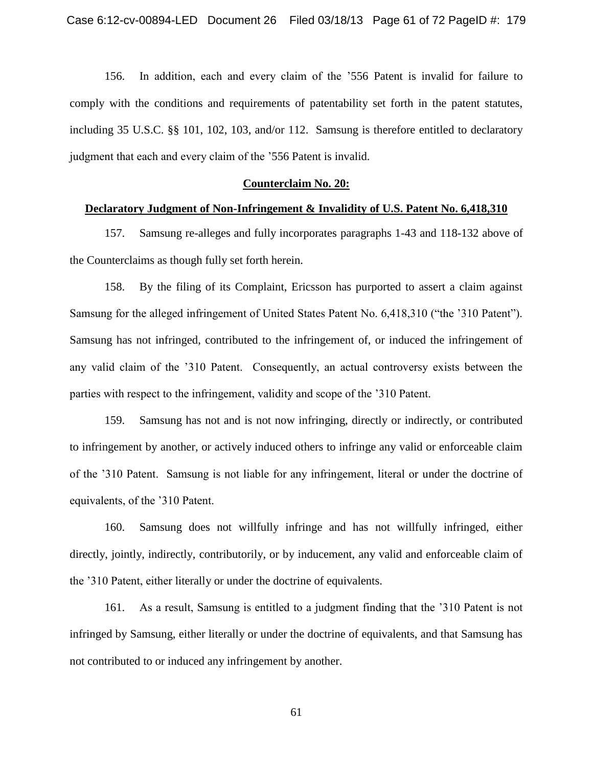156. In addition, each and every claim of the ’556 Patent is invalid for failure to comply with the conditions and requirements of patentability set forth in the patent statutes, including 35 U.S.C. §§ 101, 102, 103, and/or 112. Samsung is therefore entitled to declaratory judgment that each and every claim of the ’556 Patent is invalid.

**Counterclaim No. 20:**

**Declaratory Judgment of Non-Infringement & Invalidity of U.S. Patent No. 6,418,310**

157. Samsung re-alleges and fully incorporates paragraphs 1-43 and 118-132 above of the Counterclaims as though fully set forth herein.

158. By the filing of its Complaint, Ericsson has purported to assert a claim against Samsung for the alleged infringement of United States Patent No. 6,418,310 (“the ’310 Patent”). Samsung has not infringed, contributed to the infringement of, or induced the infringement of any valid claim of the ’310 Patent. Consequently, an actual controversy exists between the parties with respect to the infringement, validity and scope of the ’310 Patent.

159. Samsung has not and is not now infringing, directly or indirectly, or contributed to infringement by another, or actively induced others to infringe any valid or enforceable claim of the ’310 Patent. Samsung is not liable for any infringement, literal or under the doctrine of equivalents, of the ’310 Patent.

160. Samsung does not willfully infringe and has not willfully infringed, either directly, jointly, indirectly, contributorily, or by inducement, any valid and enforceable claim of the ’310 Patent, either literally or under the doctrine of equivalents.

161. As a result, Samsung is entitled to a judgment finding that the ’310 Patent is not infringed by Samsung, either literally or under the doctrine of equivalents, and that Samsung has not contributed to or induced any infringement by another.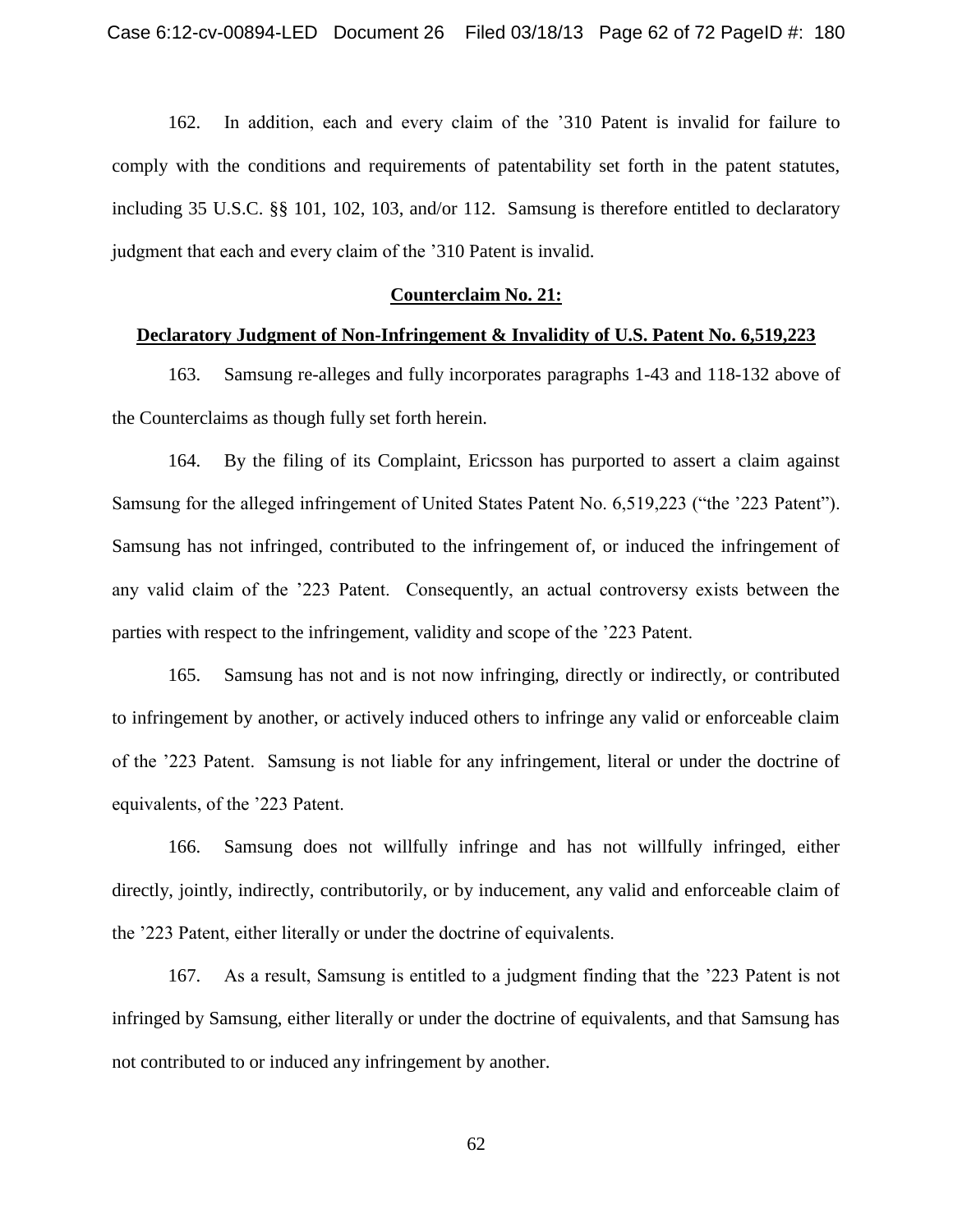162. In addition, each and every claim of the ’310 Patent is invalid for failure to comply with the conditions and requirements of patentability set forth in the patent statutes, including 35 U.S.C. §§ 101, 102, 103, and/or 112. Samsung is therefore entitled to declaratory judgment that each and every claim of the ’310 Patent is invalid.

**Counterclaim No. 21:**

**Declaratory Judgment of Non-Infringement & Invalidity of U.S. Patent No. 6,519,223**

163. Samsung re-alleges and fully incorporates paragraphs 1-43 and 118-132 above of the Counterclaims as though fully set forth herein.

164. By the filing of its Complaint, Ericsson has purported to assert a claim against Samsung for the alleged infringement of United States Patent No. 6,519,223 (“the ’223 Patent”). Samsung has not infringed, contributed to the infringement of, or induced the infringement of any valid claim of the ’223 Patent. Consequently, an actual controversy exists between the parties with respect to the infringement, validity and scope of the ’223 Patent.

165. Samsung has not and is not now infringing, directly or indirectly, or contributed to infringement by another, or actively induced others to infringe any valid or enforceable claim of the ’223 Patent. Samsung is not liable for any infringement, literal or under the doctrine of equivalents, of the ’223 Patent.

166. Samsung does not willfully infringe and has not willfully infringed, either directly, jointly, indirectly, contributorily, or by inducement, any valid and enforceable claim of the ’223 Patent, either literally or under the doctrine of equivalents.

167. As a result, Samsung is entitled to a judgment finding that the ’223 Patent is not infringed by Samsung, either literally or under the doctrine of equivalents, and that Samsung has not contributed to or induced any infringement by another.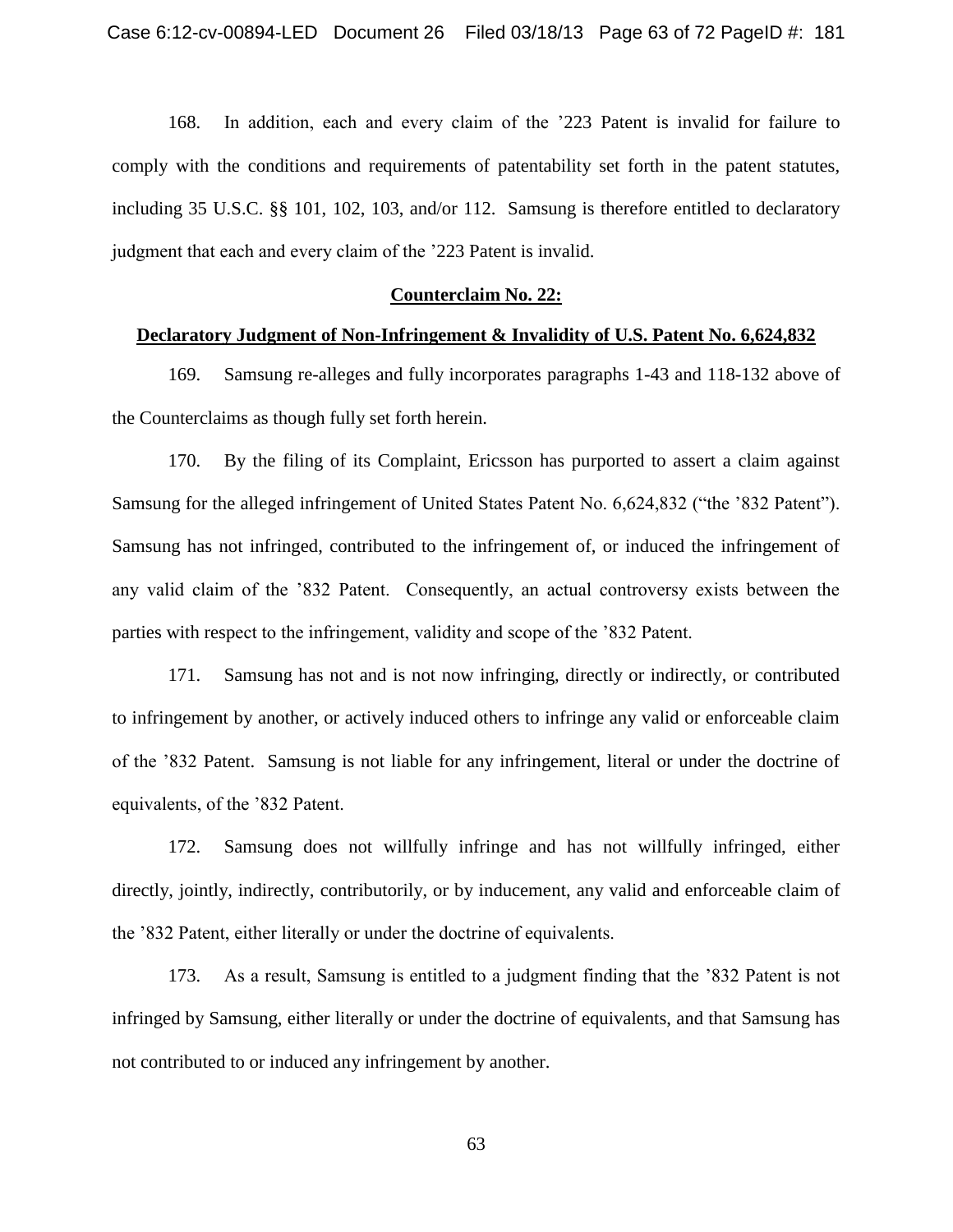168. In addition, each and every claim of the '223 Patent is invalid for failure to comply with the conditions and requirements of patentability set forth in the patent statutes, including 35 U.S.C. §§ 101, 102, 103, and/or 112. Samsung is therefore entitled to declaratory judgment that each and every claim of the '223 Patent is invalid.

## **Counterclaim No. 22:**

## **Declaratory Judgment of Non-Infringement & Invalidity of U.S. Patent No. 6,624,832**

169. Samsung re-alleges and fully incorporates paragraphs 1-43 and 118-132 above of the Counterclaims as though fully set forth herein.

170. By the filing of its Complaint, Ericsson has purported to assert a claim against Samsung for the alleged infringement of United States Patent No. 6,624,832 ("the '832 Patent"). Samsung has not infringed, contributed to the infringement of, or induced the infringement of any valid claim of the '832 Patent. Consequently, an actual controversy exists between the parties with respect to the infringement, validity and scope of the '832 Patent.

171. Samsung has not and is not now infringing, directly or indirectly, or contributed to infringement by another, or actively induced others to infringe any valid or enforceable claim of the '832 Patent. Samsung is not liable for any infringement, literal or under the doctrine of equivalents, of the '832 Patent.

172. Samsung does not willfully infringe and has not willfully infringed, either directly, jointly, indirectly, contributorily, or by inducement, any valid and enforceable claim of the '832 Patent, either literally or under the doctrine of equivalents.

173. As a result, Samsung is entitled to a judgment finding that the '832 Patent is not infringed by Samsung, either literally or under the doctrine of equivalents, and that Samsung has not contributed to or induced any infringement by another.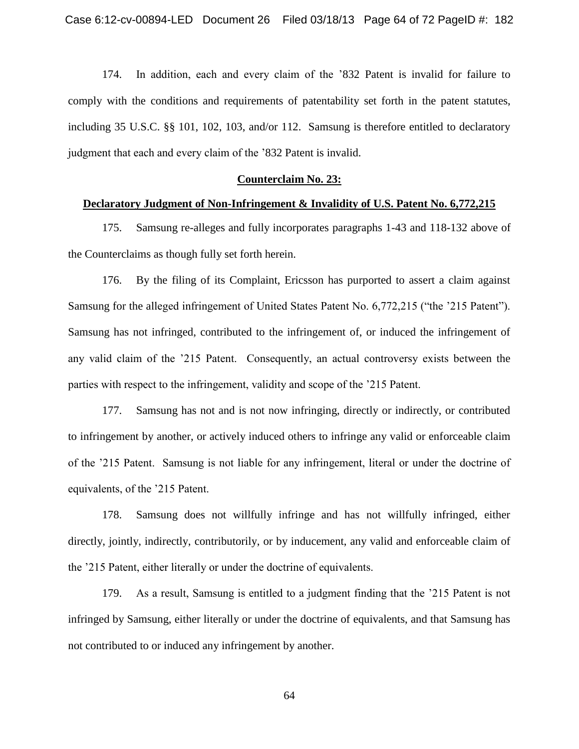174. In addition, each and every claim of the ’832 Patent is invalid for failure to comply with the conditions and requirements of patentability set forth in the patent statutes, including 35 U.S.C. §§ 101, 102, 103, and/or 112. Samsung is therefore entitled to declaratory judgment that each and every claim of the ’832 Patent is invalid.

**Counterclaim No. 23:**

**Declaratory Judgment of Non-Infringement & Invalidity of U.S. Patent No. 6,772,215**

175. Samsung re-alleges and fully incorporates paragraphs 1-43 and 118-132 above of the Counterclaims as though fully set forth herein.

176. By the filing of its Complaint, Ericsson has purported to assert a claim against Samsung for the alleged infringement of United States Patent No. 6,772,215 (“the ’215 Patent”). Samsung has not infringed, contributed to the infringement of, or induced the infringement of any valid claim of the ’215 Patent. Consequently, an actual controversy exists between the parties with respect to the infringement, validity and scope of the ’215 Patent.

177. Samsung has not and is not now infringing, directly or indirectly, or contributed to infringement by another, or actively induced others to infringe any valid or enforceable claim of the ’215 Patent. Samsung is not liable for any infringement, literal or under the doctrine of equivalents, of the ’215 Patent.

178. Samsung does not willfully infringe and has not willfully infringed, either directly, jointly, indirectly, contributorily, or by inducement, any valid and enforceable claim of the ’215 Patent, either literally or under the doctrine of equivalents.

179. As a result, Samsung is entitled to a judgment finding that the ’215 Patent is not infringed by Samsung, either literally or under the doctrine of equivalents, and that Samsung has not contributed to or induced any infringement by another.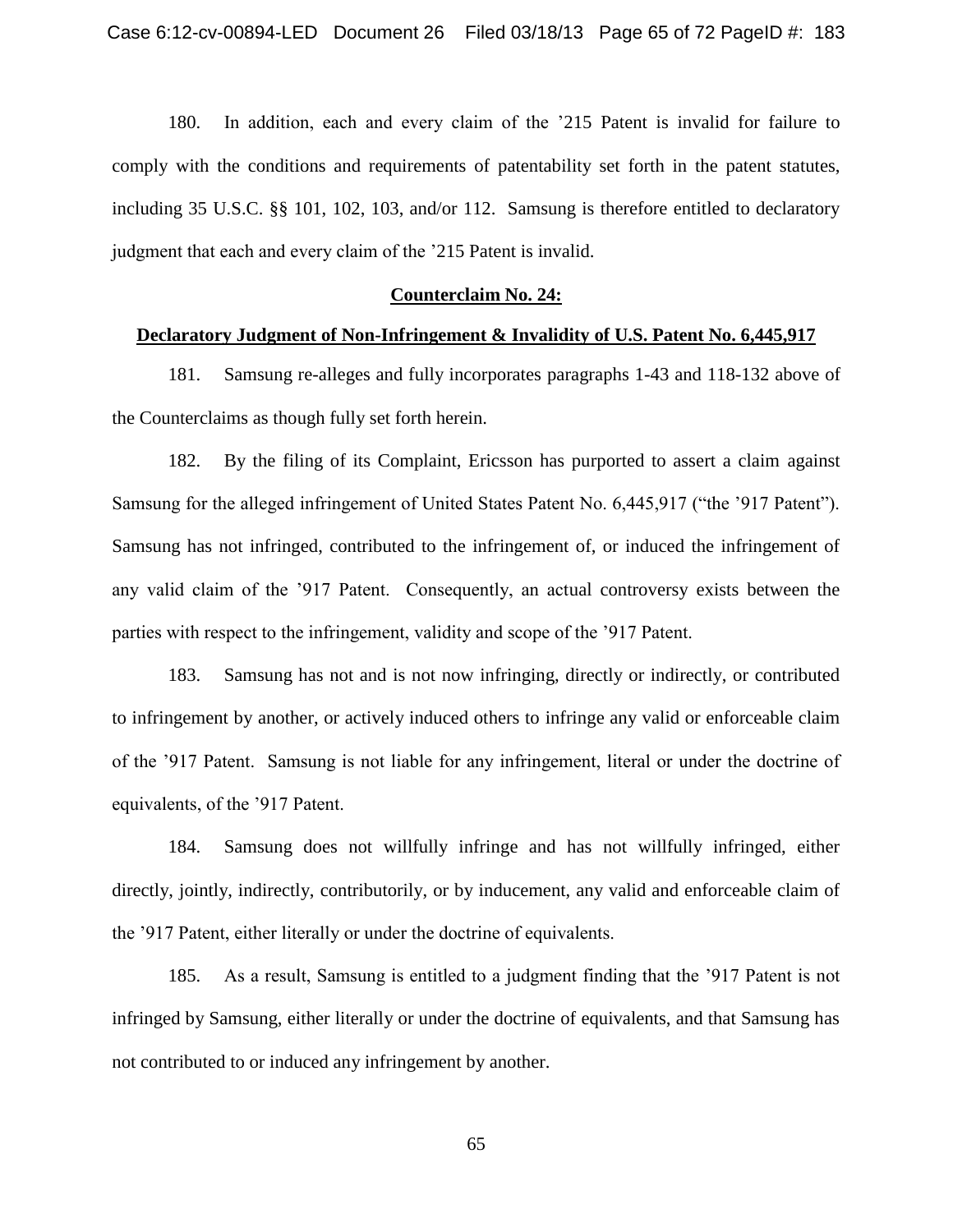180. In addition, each and every claim of the ’215 Patent is invalid for failure to comply with the conditions and requirements of patentability set forth in the patent statutes, including 35 U.S.C. §§ 101, 102, 103, and/or 112. Samsung is therefore entitled to declaratory judgment that each and every claim of the ’215 Patent is invalid.

**Counterclaim No. 24:**

**Declaratory Judgment of Non-Infringement & Invalidity of U.S. Patent No. 6,445,917**

181. Samsung re-alleges and fully incorporates paragraphs 1-43 and 118-132 above of the Counterclaims as though fully set forth herein.

182. By the filing of its Complaint, Ericsson has purported to assert a claim against Samsung for the alleged infringement of United States Patent No. 6,445,917 (“the ’917 Patent”). Samsung has not infringed, contributed to the infringement of, or induced the infringement of any valid claim of the ’917 Patent. Consequently, an actual controversy exists between the parties with respect to the infringement, validity and scope of the ’917 Patent.

183. Samsung has not and is not now infringing, directly or indirectly, or contributed to infringement by another, or actively induced others to infringe any valid or enforceable claim of the ’917 Patent. Samsung is not liable for any infringement, literal or under the doctrine of equivalents, of the ’917 Patent.

184. Samsung does not willfully infringe and has not willfully infringed, either directly, jointly, indirectly, contributorily, or by inducement, any valid and enforceable claim of the ’917 Patent, either literally or under the doctrine of equivalents.

185. As a result, Samsung is entitled to a judgment finding that the ’917 Patent is not infringed by Samsung, either literally or under the doctrine of equivalents, and that Samsung has not contributed to or induced any infringement by another.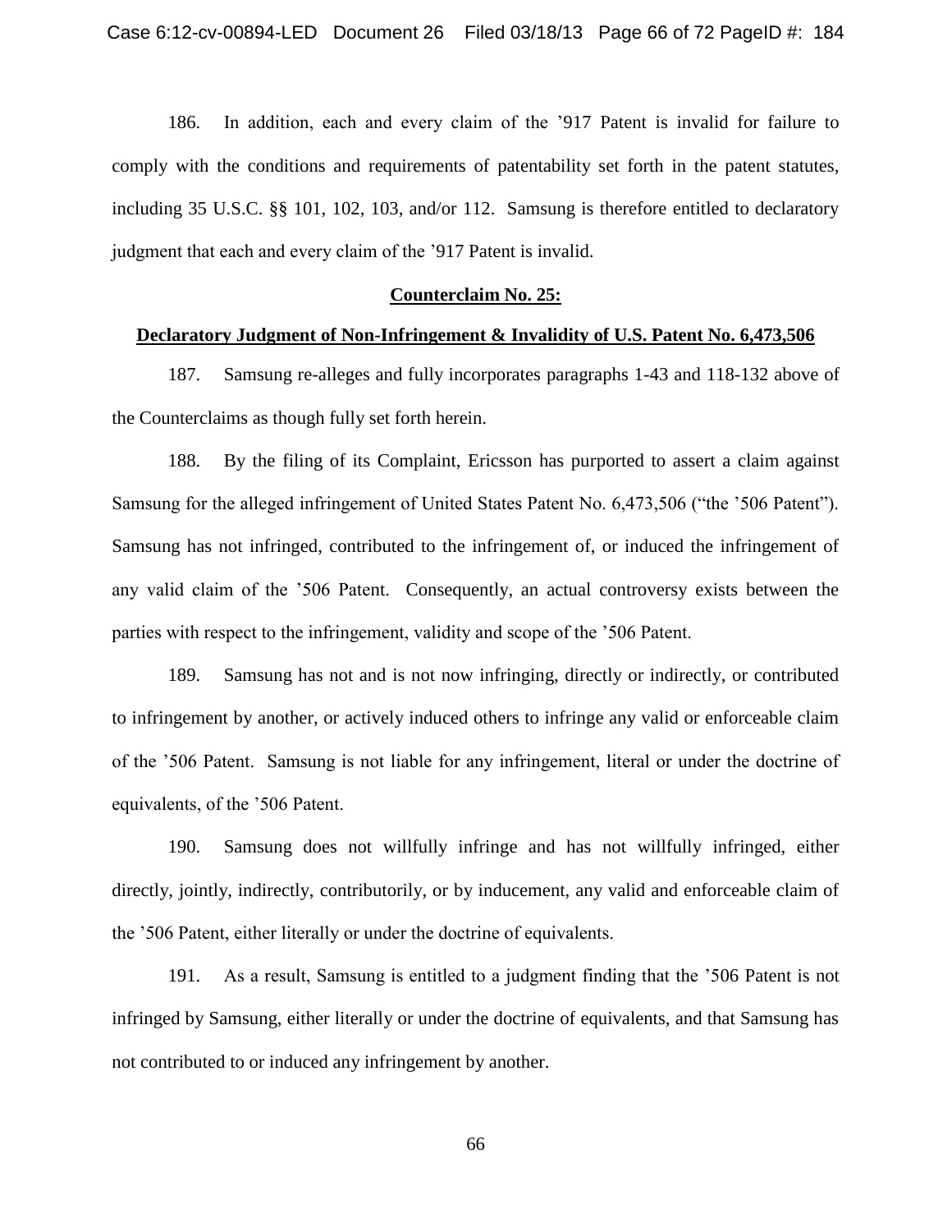186. In addition, each and every claim of the ’917 Patent is invalid for failure to comply with the conditions and requirements of patentability set forth in the patent statutes, including 35 U.S.C. §§ 101, 102, 103, and/or 112. Samsung is therefore entitled to declaratory judgment that each and every claim of the ’917 Patent is invalid.

**Counterclaim No. 25:**

**Declaratory Judgment of Non-Infringement & Invalidity of U.S. Patent No. 6,473,506**

187. Samsung re-alleges and fully incorporates paragraphs 1-43 and 118-132 above of the Counterclaims as though fully set forth herein.

188. By the filing of its Complaint, Ericsson has purported to assert a claim against Samsung for the alleged infringement of United States Patent No. 6,473,506 (“the ’506 Patent”). Samsung has not infringed, contributed to the infringement of, or induced the infringement of any valid claim of the ’506 Patent. Consequently, an actual controversy exists between the parties with respect to the infringement, validity and scope of the ’506 Patent.

189. Samsung has not and is not now infringing, directly or indirectly, or contributed to infringement by another, or actively induced others to infringe any valid or enforceable claim of the ’506 Patent. Samsung is not liable for any infringement, literal or under the doctrine of equivalents, of the ’506 Patent.

190. Samsung does not willfully infringe and has not willfully infringed, either directly, jointly, indirectly, contributorily, or by inducement, any valid and enforceable claim of the ’506 Patent, either literally or under the doctrine of equivalents.

191. As a result, Samsung is entitled to a judgment finding that the ’506 Patent is not infringed by Samsung, either literally or under the doctrine of equivalents, and that Samsung has not contributed to or induced any infringement by another.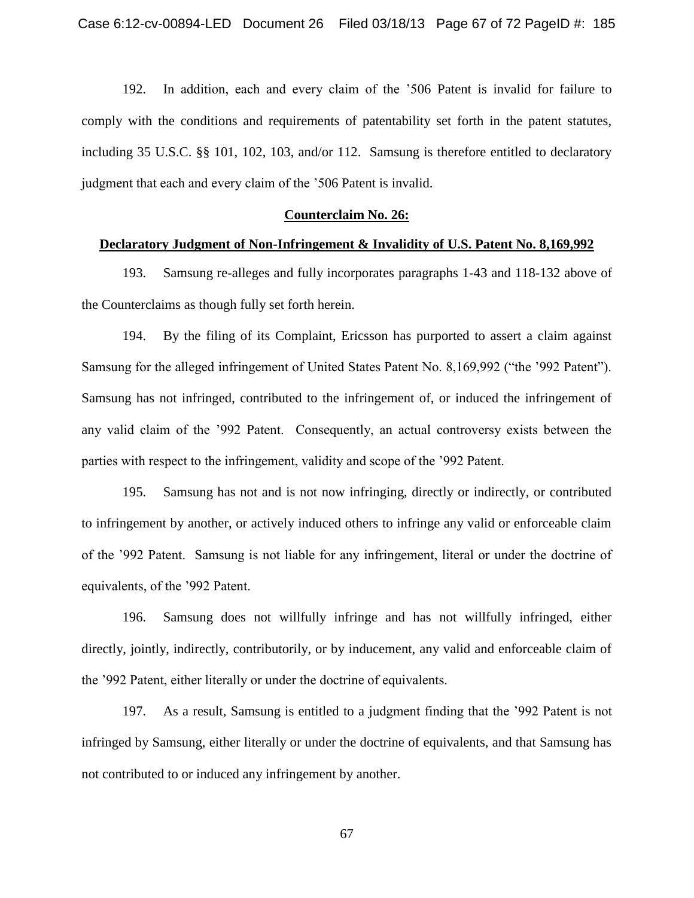192. In addition, each and every claim of the '506 Patent is invalid for failure to comply with the conditions and requirements of patentability set forth in the patent statutes, including 35 U.S.C. §§ 101, 102, 103, and/or 112. Samsung is therefore entitled to declaratory judgment that each and every claim of the '506 Patent is invalid.

**Counterclaim No. 26:**

**Declaratory Judgment of Non-Infringement & Invalidity of U.S. Patent No. 8,169,992**

193. Samsung re-alleges and fully incorporates paragraphs 1-43 and 118-132 above of the Counterclaims as though fully set forth herein.

194. By the filing of its Complaint, Ericsson has purported to assert a claim against Samsung for the alleged infringement of United States Patent No. 8,169,992 ("the '992 Patent"). Samsung has not infringed, contributed to the infringement of, or induced the infringement of any valid claim of the '992 Patent. Consequently, an actual controversy exists between the parties with respect to the infringement, validity and scope of the '992 Patent.

195. Samsung has not and is not now infringing, directly or indirectly, or contributed to infringement by another, or actively induced others to infringe any valid or enforceable claim of the '992 Patent. Samsung is not liable for any infringement, literal or under the doctrine of equivalents, of the '992 Patent.

196. Samsung does not willfully infringe and has not willfully infringed, either directly, jointly, indirectly, contributorily, or by inducement, any valid and enforceable claim of the '992 Patent, either literally or under the doctrine of equivalents.

197. As a result, Samsung is entitled to a judgment finding that the '992 Patent is not infringed by Samsung, either literally or under the doctrine of equivalents, and that Samsung has not contributed to or induced any infringement by another.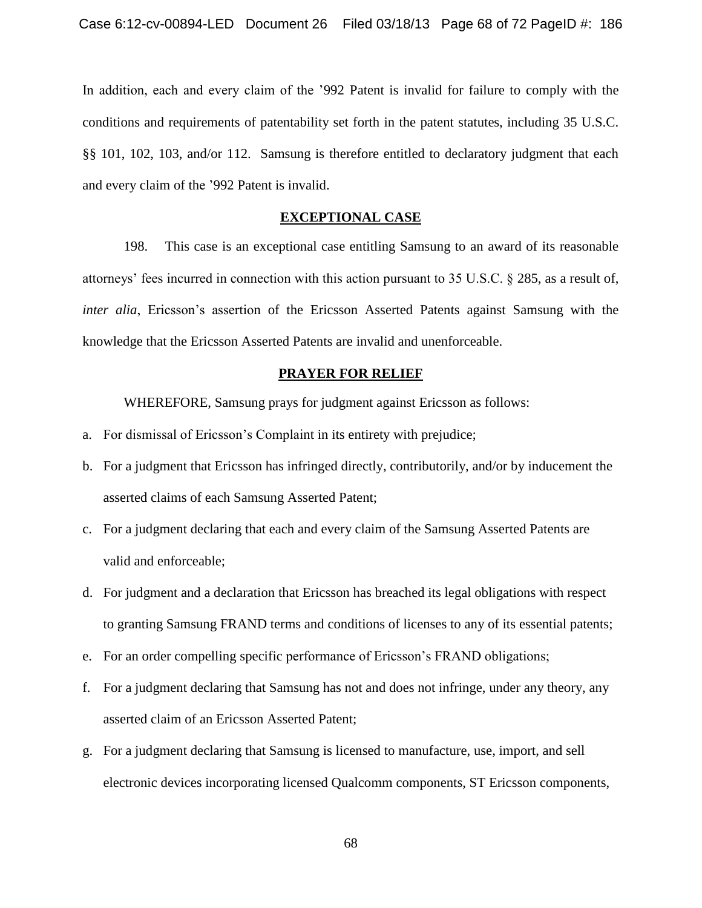In addition, each and every claim of the '992 Patent is invalid for failure to comply with the conditions and requirements of patentability set forth in the patent statutes, including 35 U.S.C. §§ 101, 102, 103, and/or 112. Samsung is therefore entitled to declaratory judgment that each and every claim of the '992 Patent is invalid.

## EXCEPTIONAL CASE

198. This case is an exceptional case entitling Samsung to an award of its reasonable attorneys' fees incurred in connection with this action pursuant to 35 U.S.C. § 285, as a result of, *inter alia*, Ericsson's assertion of the Ericsson Asserted Patents against Samsung with the knowledge that the Ericsson Asserted Patents are invalid and unenforceable.

## PRAYER FOR RELIEF

WHEREFORE, Samsung prays for judgment against Ericsson as follows:

a. For dismissal of Ericsson's Complaint in its entirety with prejudice;

b. For a judgment that Ericsson has infringed directly, contributorily, and/or by inducement the asserted claims of each Samsung Asserted Patent;

c. For a judgment declaring that each and every claim of the Samsung Asserted Patents are valid and enforceable;

d. For judgment and a declaration that Ericsson has breached its legal obligations with respect to granting Samsung FRAND terms and conditions of licenses to any of its essential patents;

e. For an order compelling specific performance of Ericsson's FRAND obligations;

f. For a judgment declaring that Samsung has not and does not infringe, under any theory, any asserted claim of an Ericsson Asserted Patent;

g. For a judgment declaring that Samsung is licensed to manufacture, use, import, and sell electronic devices incorporating licensed Qualcomm components, ST Ericsson components,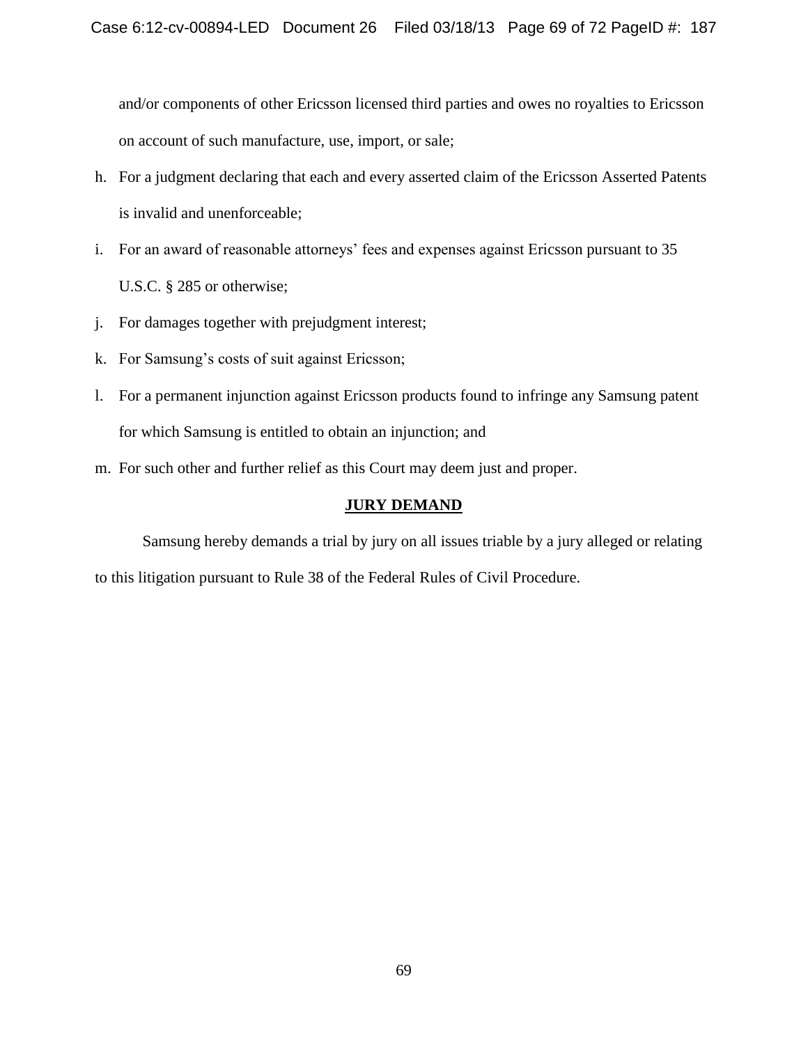and/or components of other Ericsson licensed third parties and owes no royalties to Ericsson on account of such manufacture, use, import, or sale;

h. For a judgment declaring that each and every asserted claim of the Ericsson Asserted Patents is invalid and unenforceable;

i. For an award of reasonable attorneys' fees and expenses against Ericsson pursuant to 35 U.S.C. § 285 or otherwise;

j. For damages together with prejudgment interest;

k. For Samsung's costs of suit against Ericsson;

l. For a permanent injunction against Ericsson products found to infringe any Samsung patent for which Samsung is entitled to obtain an injunction; and

m. For such other and further relief as this Court may deem just and proper.

## **JURY DEMAND**

Samsung hereby demands a trial by jury on all issues triable by a jury alleged or relating to this litigation pursuant to Rule 38 of the Federal Rules of Civil Procedure.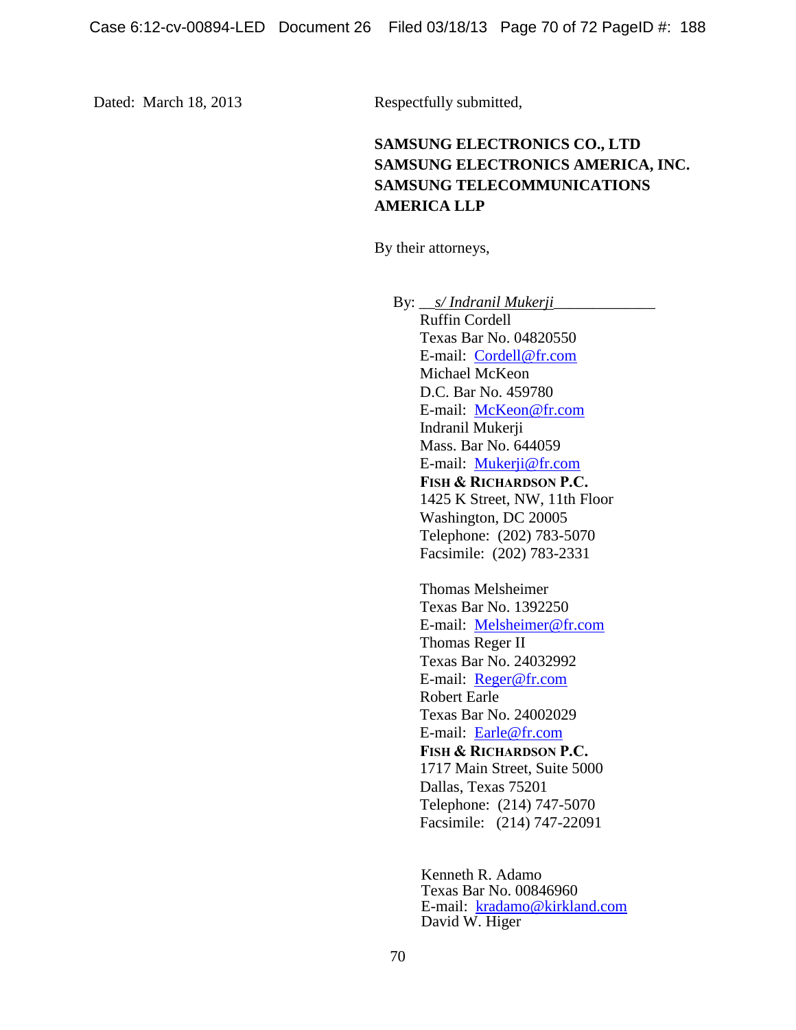Dated: March 18, 2013

Respectfully submitted,

**SAMSUNG ELECTRONICS CO., LTD**
**SAMSUNG ELECTRONICS AMERICA, INC.**
**SAMSUNG TELECOMMUNICATIONS AMERICA LLP**

By their attorneys,

By: *s/ Indranil Mukerji*

Ruffin Cordell
Texas Bar No. 04820550
E-mail: Cordell@fr.com
Michael McKeon
D.C. Bar No. 459780
E-mail: McKeon@fr.com
Indranil Mukerji
Mass. Bar No. 644059
E-mail: Mukerji@fr.com
**FISH & RICHARDSON P.C.**
1425 K Street, NW, 11th Floor
Washington, DC 20005
Telephone: (202) 783-5070
Facsimile: (202) 783-2331

Thomas Melsheimer
Texas Bar No. 1392250
E-mail: Melsheimer@fr.com
Thomas Reger II
Texas Bar No. 24032992
E-mail: Reger@fr.com
Robert Earle
Texas Bar No. 24002029
E-mail: Earle@fr.com
**FISH & RICHARDSON P.C.**
1717 Main Street, Suite 5000
Dallas, Texas 75201
Telephone: (214) 747-5070
Facsimile: (214) 747-22091

Kenneth R. Adamo
Texas Bar No. 00846960
E-mail: kradamo@kirkland.com
David W. Higer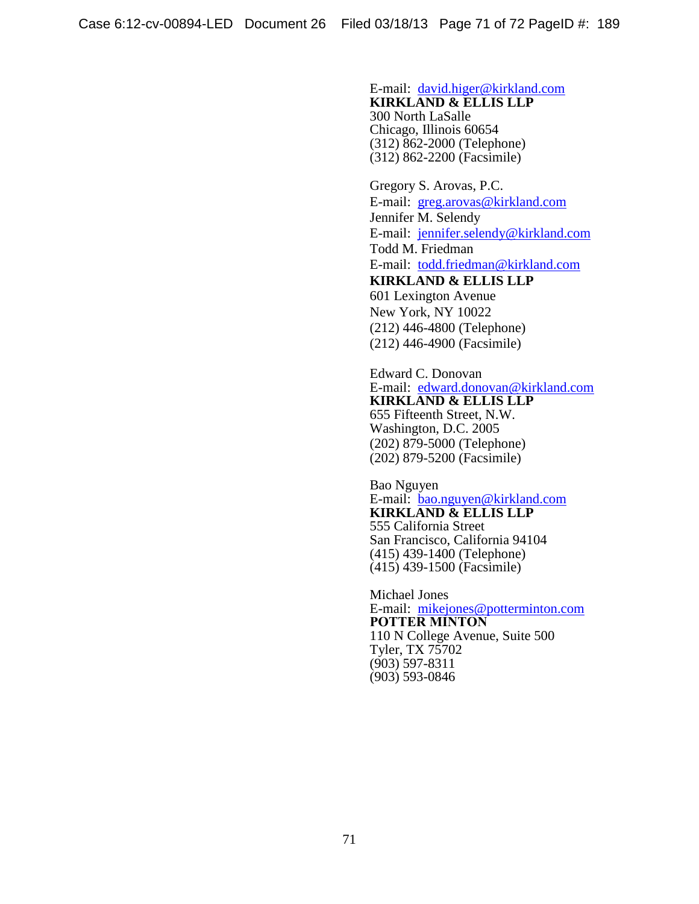E-mail: david.higer@kirkland.com
**KIRKLAND & ELLIS LLP**
300 North LaSalle
Chicago, Illinois 60654
(312) 862-2000 (Telephone)
(312) 862-2200 (Facsimile)

Gregory S. Arovas, P.C.
E-mail: greg.arovas@kirkland.com
Jennifer M. Selendy
E-mail: jennifer.selendy@kirkland.com
Todd M. Friedman
E-mail: todd.friedman@kirkland.com
**KIRKLAND & ELLIS LLP**
601 Lexington Avenue
New York, NY 10022
(212) 446-4800 (Telephone)
(212) 446-4900 (Facsimile)

Edward C. Donovan
E-mail: edward.donovan@kirkland.com
**KIRKLAND & ELLIS LLP**
655 Fifteenth Street, N.W.
Washington, D.C. 2005
(202) 879-5000 (Telephone)
(202) 879-5200 (Facsimile)

Bao Nguyen
E-mail: bao.nguyen@kirkland.com
**KIRKLAND & ELLIS LLP**
555 California Street
San Francisco, California 94104
(415) 439-1400 (Telephone)
(415) 439-1500 (Facsimile)

Michael Jones
E-mail: mikejones@potterminton.com
**POTTER MINTON**
110 N College Avenue, Suite 500
Tyler, TX 75702
(903) 597-8311
(903) 593-0846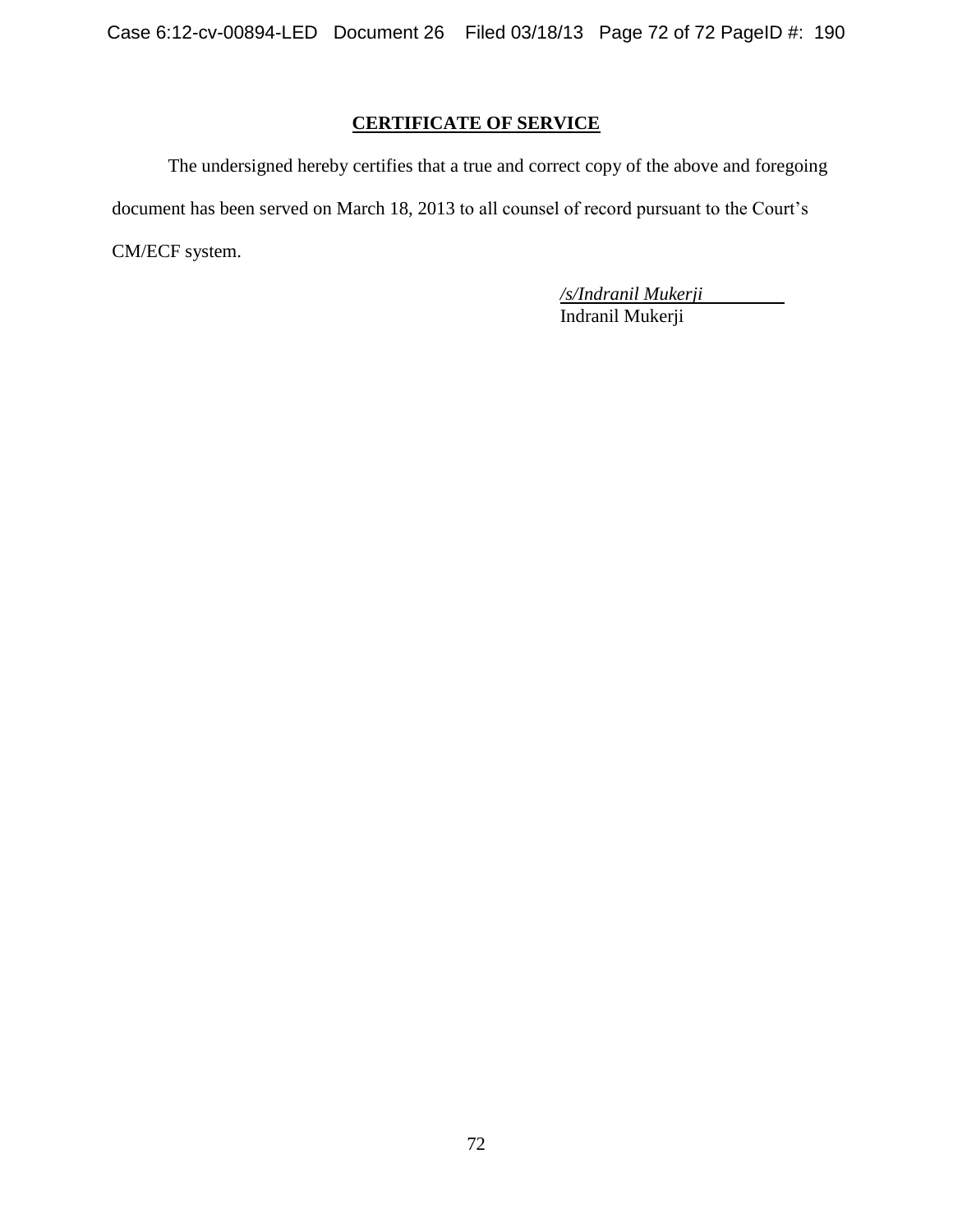## CERTIFICATE OF SERVICE

The undersigned hereby certifies that a true and correct copy of the above and foregoing document has been served on March 18, 2013 to all counsel of record pursuant to the Court's CM/ECF system.

*/s/Indranil Mukerji*
Indranil Mukerji